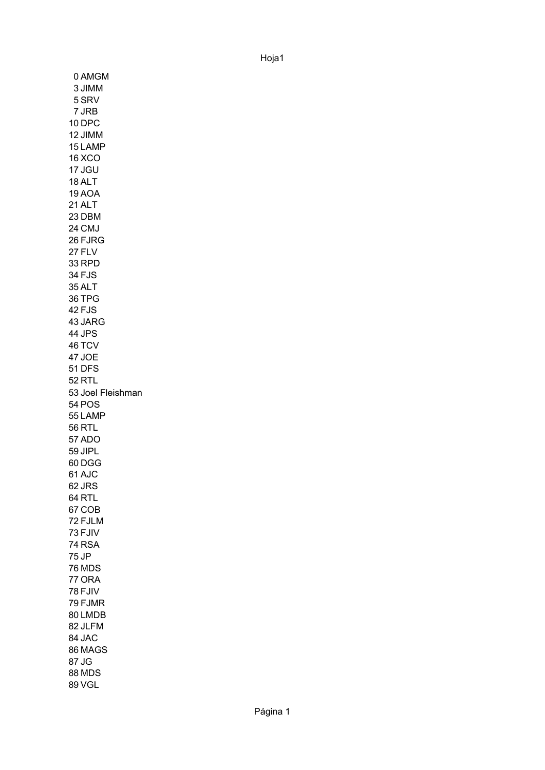| | |
|---|---|
| 0 | AMGM |
| 3 | JIMM |
| 5 | SRV |
| 7 | JRB |
| 10 | DPC |
| 12 | JIMM |
| 15 | LAMP |
| 16 | XCO |
| 17 | JGU |
| 18 | ALT |
| 19 | AOA |
| 21 | ALT |
| 23 | DBM |
| 24 | CMJ |
| 26 | FJRG |
| 27 | FLV |
| 33 | RPD |
| 34 | FJS |
| 35 | ALT |
| 36 | TPG |
| 42 | FJS |
| 43 | JARG |
| 44 | JPS |
| 46 | TCV |
| 47 | JOE |
| 51 | DFS |
| 52 | RTL |
| 53 | Joel Fleishman |
| 54 | POS |
| 55 | LAMP |
| 56 | RTL |
| 57 | ADO |
| 59 | JIPL |
| 60 | DGG |
| 61 | AJC |
| 62 | JRS |
| 64 | RTL |
| 67 | COB |
| 72 | FJLM |
| 73 | FJIV |
| 74 | RSA |
| 75 | JP |
| 76 | MDS |
| 77 | ORA |
| 78 | FJIV |
| 79 | FJMR |
| 80 | LMDB |
| 82 | JLFM |
| 84 | JAC |
| 86 | MAGS |
| 87 | JG |
| 88 | MDS |
| 89 | VGL |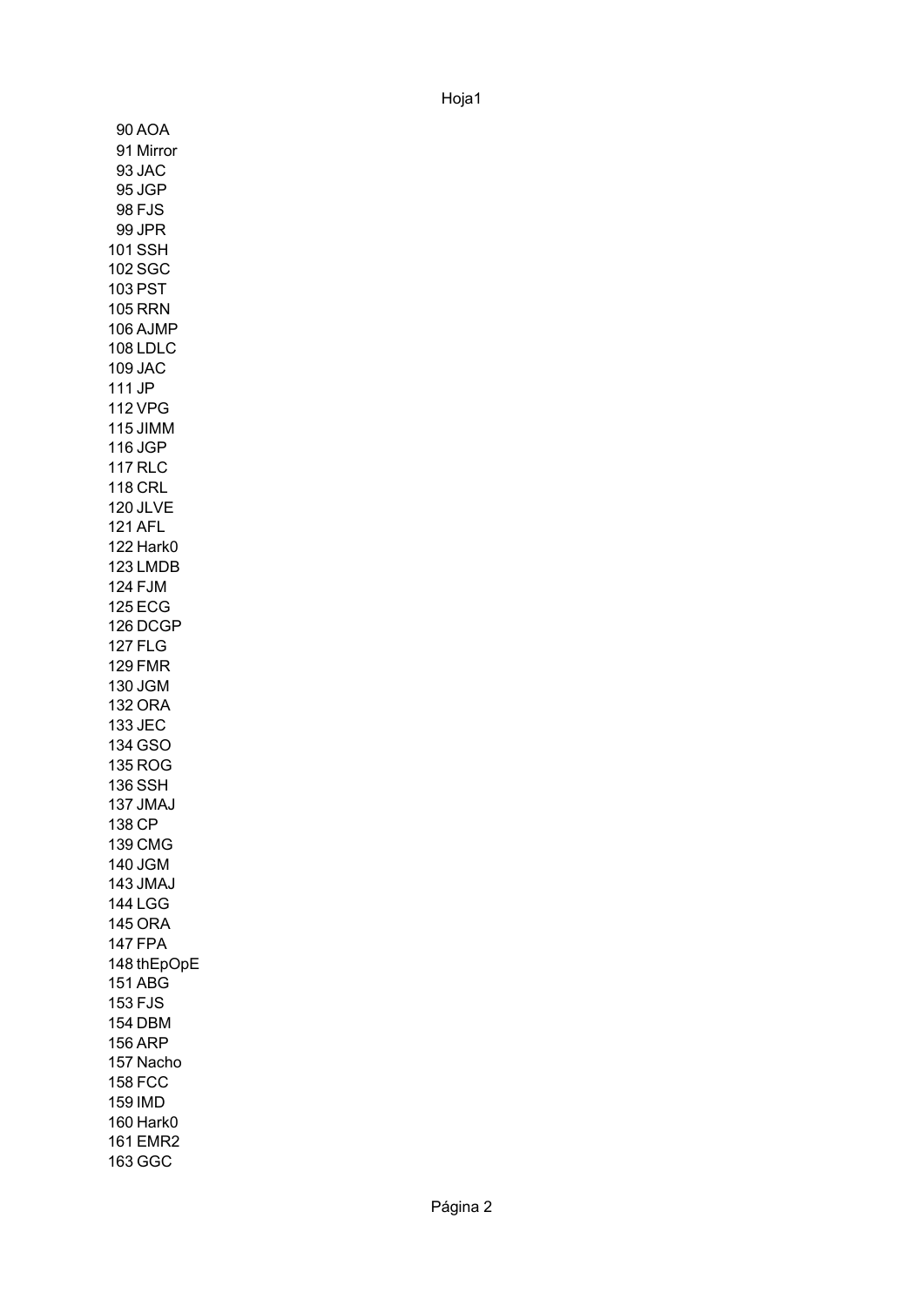| | |
|---|---|
| 90 | AOA |
| 91 | Mirror |
| 93 | JAC |
| 95 | JGP |
| 98 | FJS |
| 99 | JPR |
| 101 | SSH |
| 102 | SGC |
| 103 | PST |
| 105 | RRN |
| 106 | AJMP |
| 108 | LDLC |
| 109 | JAC |
| 111 | JP |
| 112 | VPG |
| 115 | JIMM |
| 116 | JGP |
| 117 | RLC |
| 118 | CRL |
| 120 | JLVE |
| 121 | AFL |
| 122 | Hark0 |
| 123 | LMDB |
| 124 | FJM |
| 125 | ECG |
| 126 | DCGP |
| 127 | FLG |
| 129 | FMR |
| 130 | JGM |
| 132 | ORA |
| 133 | JEC |
| 134 | GSO |
| 135 | ROG |
| 136 | SSH |
| 137 | JMAJ |
| 138 | CP |
| 139 | CMG |
| 140 | JGM |
| 143 | JMAJ |
| 144 | LGG |
| 145 | ORA |
| 147 | FPA |
| 148 | thEpOpE |
| 151 | ABG |
| 153 | FJS |
| 154 | DBM |
| 156 | ARP |
| 157 | Nacho |
| 158 | FCC |
| 159 | IMD |
| 160 | Hark0 |
| 161 | EMR2 |
| 163 | GGC |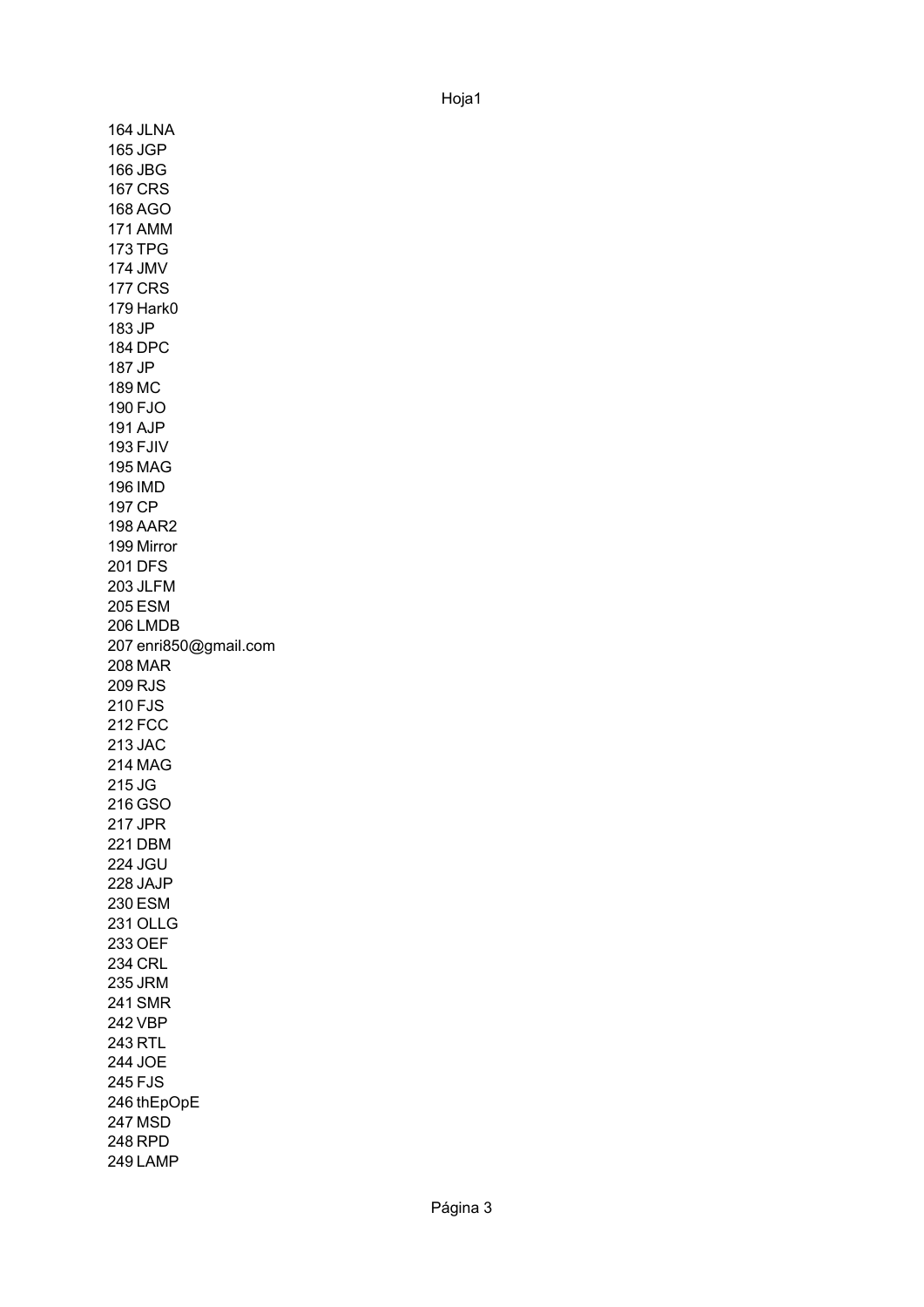164 JLNA
165 JGP
166 JBG
167 CRS
168 AGO
171 AMM
173 TPG
174 JMV
177 CRS
179 Hark0
183 JP
184 DPC
187 JP
189 MC
190 FJO
191 AJP
193 FJIV
195 MAG
196 IMD
197 CP
198 AAR2
199 Mirror
201 DFS
203 JLFM
205 ESM
206 LMDB
207 enri850@gmail.com
208 MAR
209 RJS
210 FJS
212 FCC
213 JAC
214 MAG
215 JG
216 GSO
217 JPR
221 DBM
224 JGU
228 JAJP
230 ESM
231 OLLG
233 OEF
234 CRL
235 JRM
241 SMR
242 VBP
243 RTL
244 JOE
245 FJS
246 thEpOpE
247 MSD
248 RPD
249 LAMP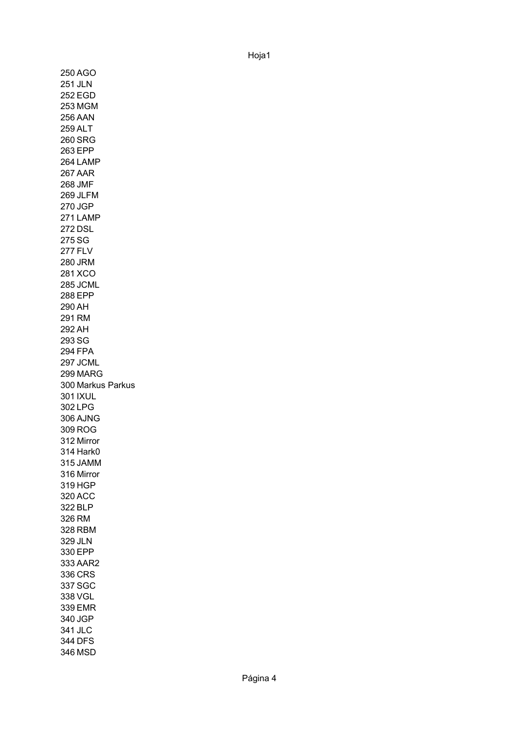250 AGO
251 JLN
252 EGD
253 MGM
256 AAN
259 ALT
260 SRG
263 EPP
264 LAMP
267 AAR
268 JMF
269 JLFM
270 JGP
271 LAMP
272 DSL
275 SG
277 FLV
280 JRM
281 XCO
285 JCML
288 EPP
290 AH
291 RM
292 AH
293 SG
294 FPA
297 JCML
299 MARG
300 Markus Parkus
301 IXUL
302 LPG
306 AJNG
309 ROG
312 Mirror
314 Hark0
315 JAMM
316 Mirror
319 HGP
320 ACC
322 BLP
326 RM
328 RBM
329 JLN
330 EPP
333 AAR2
336 CRS
337 SGC
338 VGL
339 EMR
340 JGP
341 JLC
344 DFS
346 MSD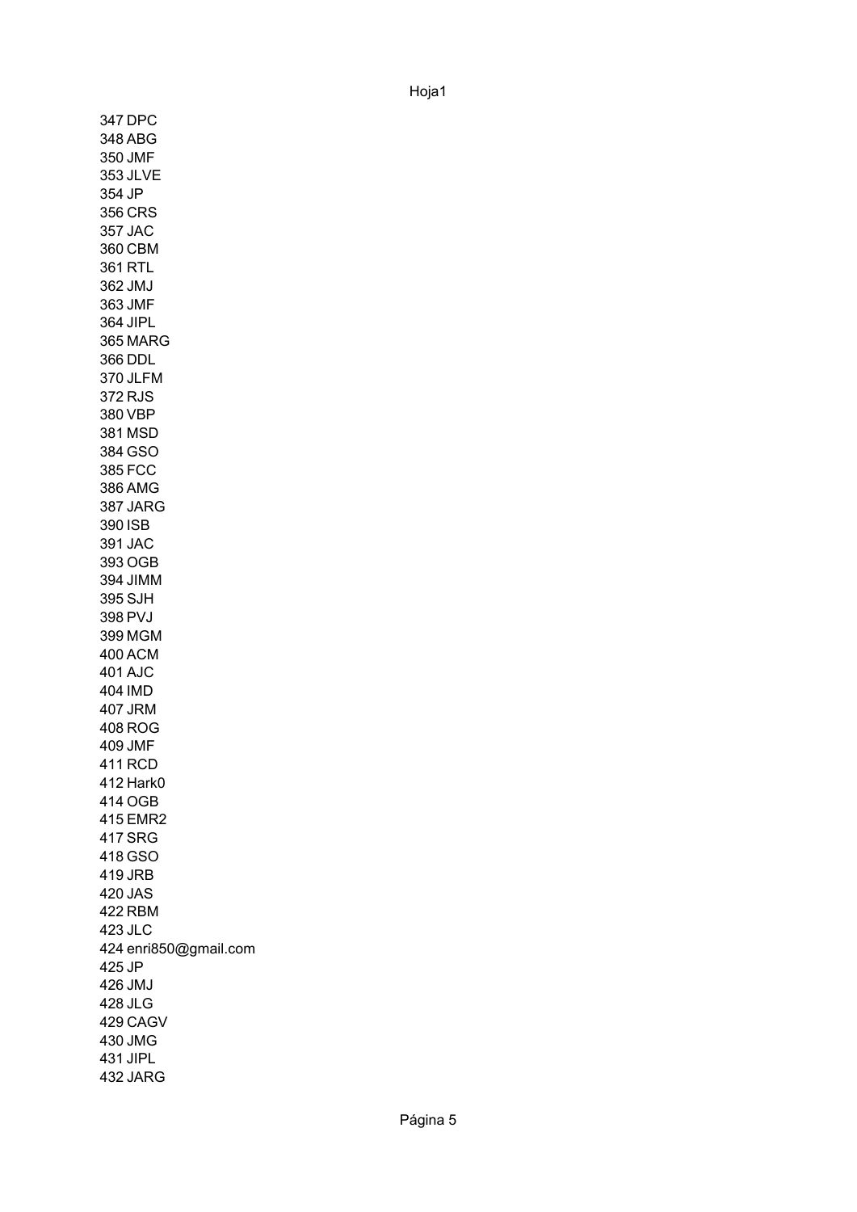347 DPC
348 ABG
350 JMF
353 JLVE
354 JP
356 CRS
357 JAC
360 CBM
361 RTL
362 JMJ
363 JMF
364 JIPL
365 MARG
366 DDL
370 JLFM
372 RJS
380 VBP
381 MSD
384 GSO
385 FCC
386 AMG
387 JARG
390 ISB
391 JAC
393 OGB
394 JIMM
395 SJH
398 PVJ
399 MGM
400 ACM
401 AJC
404 IMD
407 JRM
408 ROG
409 JMF
411 RCD
412 Hark0
414 OGB
415 EMR2
417 SRG
418 GSO
419 JRB
420 JAS
422 RBM
423 JLC
424 enri850@gmail.com
425 JP
426 JMJ
428 JLG
429 CAGV
430 JMG
431 JIPL
432 JARG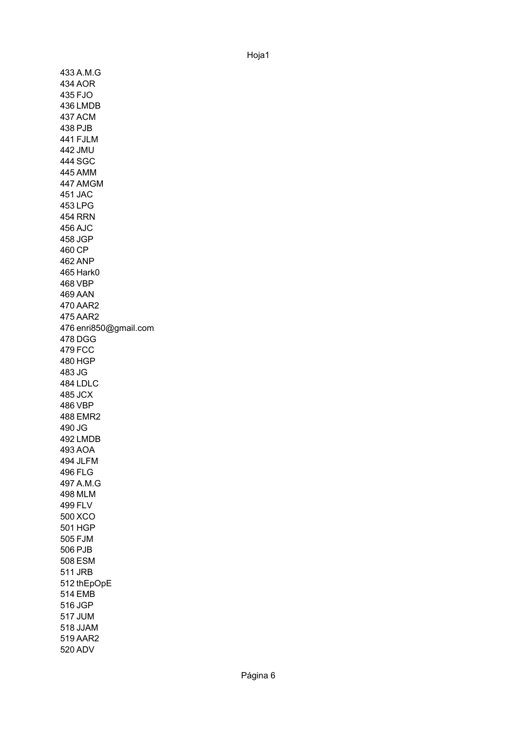433 A.M.G
434 AOR
435 FJO
436 LMDB
437 ACM
438 PJB
441 FJLM
442 JMU
444 SGC
445 AMM
447 AMGM
451 JAC
453 LPG
454 RRN
456 AJC
458 JGP
460 CP
462 ANP
465 Hark0
468 VBP
469 AAN
470 AAR2
475 AAR2
476 enri850@gmail.com
478 DGG
479 FCC
480 HGP
483 JG
484 LDLC
485 JCX
486 VBP
488 EMR2
490 JG
492 LMDB
493 AOA
494 JLFM
496 FLG
497 A.M.G
498 MLM
499 FLV
500 XCO
501 HGP
505 FJM
506 PJB
508 ESM
511 JRB
512 thEpOpE
514 EMB
516 JGP
517 JUM
518 JJAM
519 AAR2
520 ADV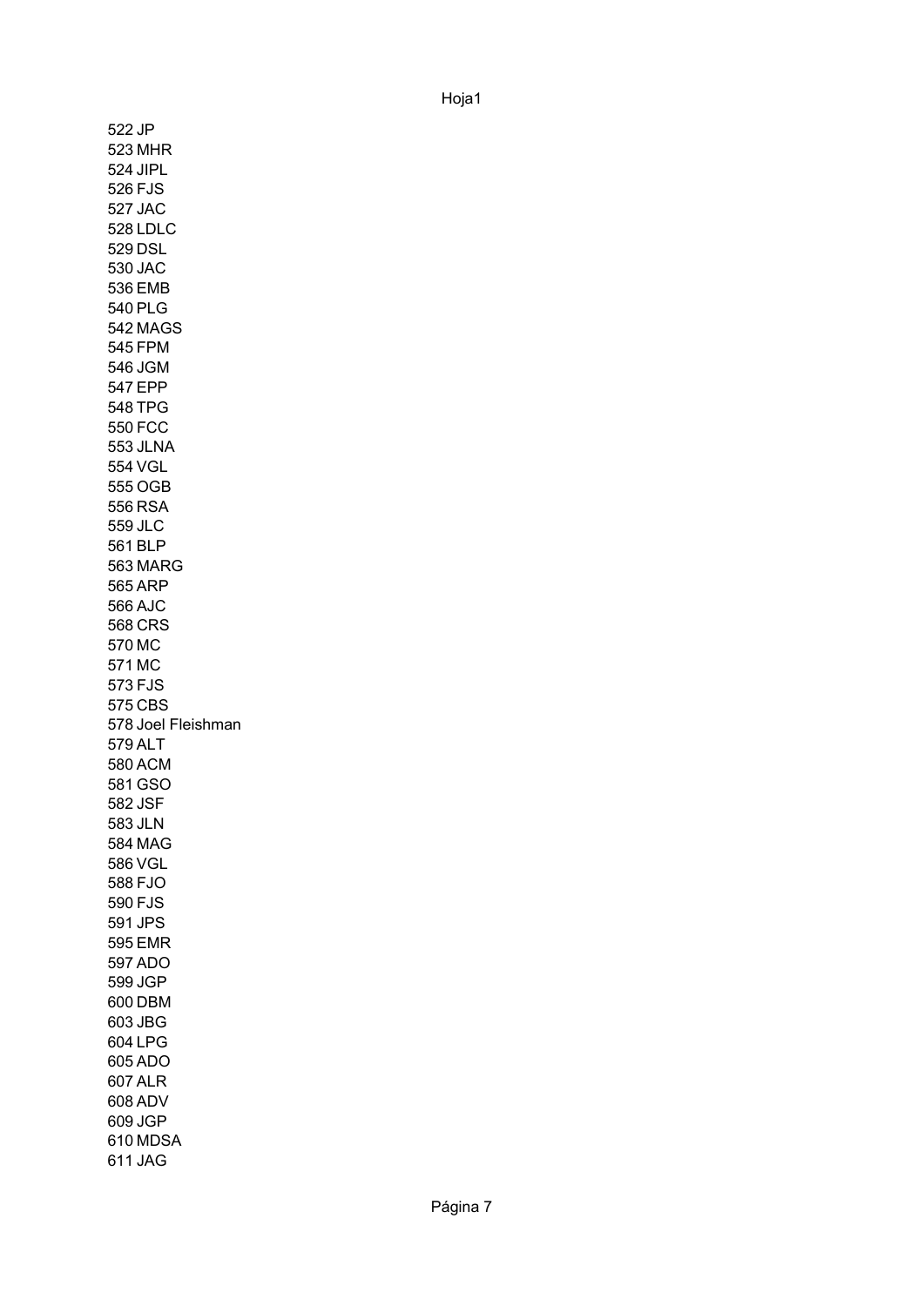522 JP
523 MHR
524 JIPL
526 FJS
527 JAC
528 LDLC
529 DSL
530 JAC
536 EMB
540 PLG
542 MAGS
545 FPM
546 JGM
547 EPP
548 TPG
550 FCC
553 JLNA
554 VGL
555 OGB
556 RSA
559 JLC
561 BLP
563 MARG
565 ARP
566 AJC
568 CRS
570 MC
571 MC
573 FJS
575 CBS
578 Joel Fleishman
579 ALT
580 ACM
581 GSO
582 JSF
583 JLN
584 MAG
586 VGL
588 FJO
590 FJS
591 JPS
595 EMR
597 ADO
599 JGP
600 DBM
603 JBG
604 LPG
605 ADO
607 ALR
608 ADV
609 JGP
610 MDSA
611 JAG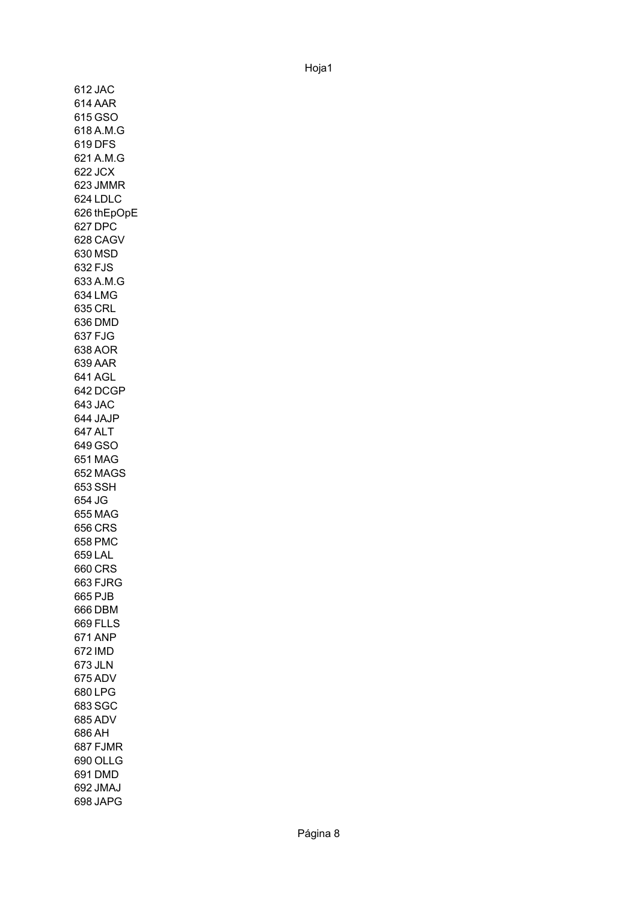612 JAC
614 AAR
615 GSO
618 A.M.G
619 DFS
621 A.M.G
622 JCX
623 JMMR
624 LDLC
626 thEpOpE
627 DPC
628 CAGV
630 MSD
632 FJS
633 A.M.G
634 LMG
635 CRL
636 DMD
637 FJG
638 AOR
639 AAR
641 AGL
642 DCGP
643 JAC
644 JAJP
647 ALT
649 GSO
651 MAG
652 MAGS
653 SSH
654 JG
655 MAG
656 CRS
658 PMC
659 LAL
660 CRS
663 FJRG
665 PJB
666 DBM
669 FLLS
671 ANP
672 IMD
673 JLN
675 ADV
680 LPG
683 SGC
685 ADV
686 AH
687 FJMR
690 OLLG
691 DMD
692 JMAJ
698 JAPG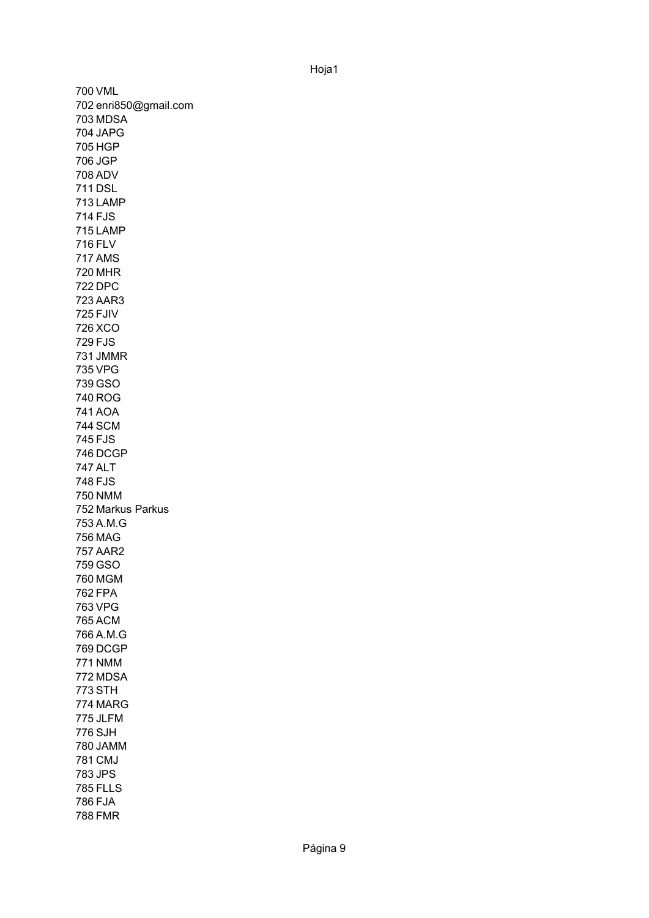700 VML
702 enri850@gmail.com
703 MDSA
704 JAPG
705 HGP
706 JGP
708 ADV
711 DSL
713 LAMP
714 FJS
715 LAMP
716 FLV
717 AMS
720 MHR
722 DPC
723 AAR3
725 FJIV
726 XCO
729 FJS
731 JMMR
735 VPG
739 GSO
740 ROG
741 AOA
744 SCM
745 FJS
746 DCGP
747 ALT
748 FJS
750 NMM
752 Markus Parkus
753 A.M.G
756 MAG
757 AAR2
759 GSO
760 MGM
762 FPA
763 VPG
765 ACM
766 A.M.G
769 DCGP
771 NMM
772 MDSA
773 STH
774 MARG
775 JLFM
776 SJH
780 JAMM
781 CMJ
783 JPS
785 FLLS
786 FJA
788 FMR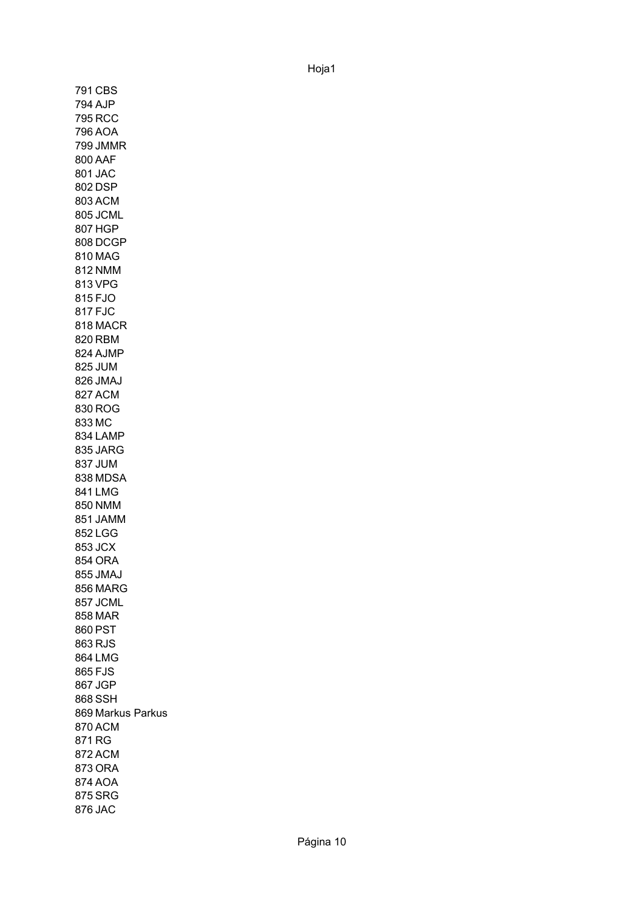791 CBS
794 AJP
795 RCC
796 AOA
799 JMMR
800 AAF
801 JAC
802 DSP
803 ACM
805 JCML
807 HGP
808 DCGP
810 MAG
812 NMM
813 VPG
815 FJO
817 FJC
818 MACR
820 RBM
824 AJMP
825 JUM
826 JMAJ
827 ACM
830 ROG
833 MC
834 LAMP
835 JARG
837 JUM
838 MDSA
841 LMG
850 NMM
851 JAMM
852 LGG
853 JCX
854 ORA
855 JMAJ
856 MARG
857 JCML
858 MAR
860 PST
863 RJS
864 LMG
865 FJS
867 JGP
868 SSH
869 Markus Parkus
870 ACM
871 RG
872 ACM
873 ORA
874 AOA
875 SRG
876 JAC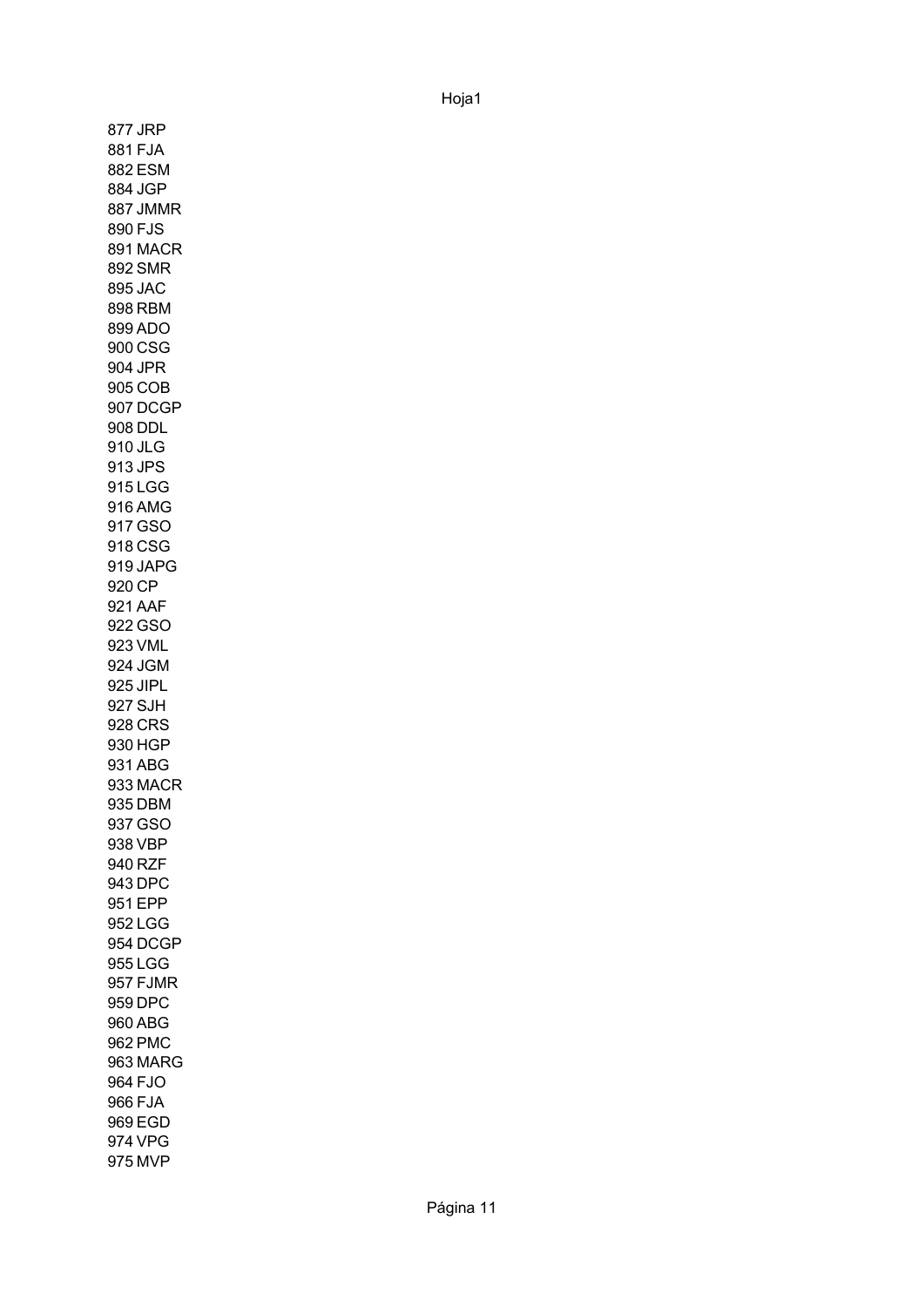877 JRP
881 FJA
882 ESM
884 JGP
887 JMMR
890 FJS
891 MACR
892 SMR
895 JAC
898 RBM
899 ADO
900 CSG
904 JPR
905 COB
907 DCGP
908 DDL
910 JLG
913 JPS
915 LGG
916 AMG
917 GSO
918 CSG
919 JAPG
920 CP
921 AAF
922 GSO
923 VML
924 JGM
925 JIPL
927 SJH
928 CRS
930 HGP
931 ABG
933 MACR
935 DBM
937 GSO
938 VBP
940 RZF
943 DPC
951 EPP
952 LGG
954 DCGP
955 LGG
957 FJMR
959 DPC
960 ABG
962 PMC
963 MARG
964 FJO
966 FJA
969 EGD
974 VPG
975 MVP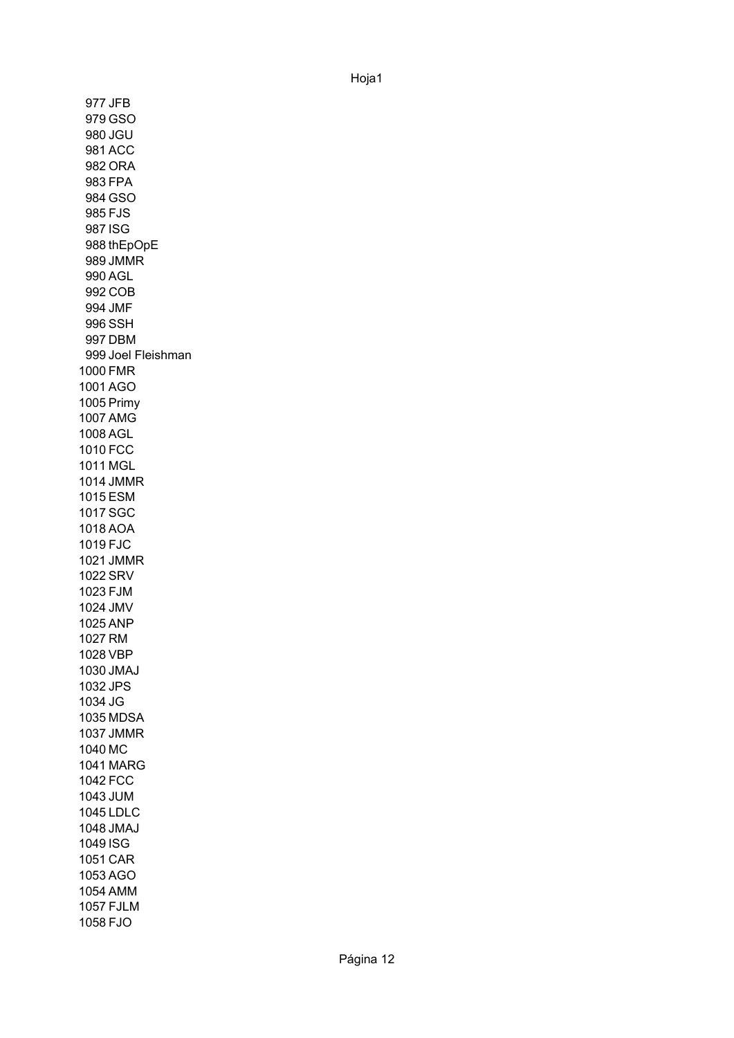977 JFB
979 GSO
980 JGU
981 ACC
982 ORA
983 FPA
984 GSO
985 FJS
987 ISG
988 thEpOpE
989 JMMR
990 AGL
992 COB
994 JMF
996 SSH
997 DBM
999 Joel Fleishman
1000 FMR
1001 AGO
1005 Primy
1007 AMG
1008 AGL
1010 FCC
1011 MGL
1014 JMMR
1015 ESM
1017 SGC
1018 AOA
1019 FJC
1021 JMMR
1022 SRV
1023 FJM
1024 JMV
1025 ANP
1027 RM
1028 VBP
1030 JMAJ
1032 JPS
1034 JG
1035 MDSA
1037 JMMR
1040 MC
1041 MARG
1042 FCC
1043 JUM
1045 LDLC
1048 JMAJ
1049 ISG
1051 CAR
1053 AGO
1054 AMM
1057 FJLM
1058 FJO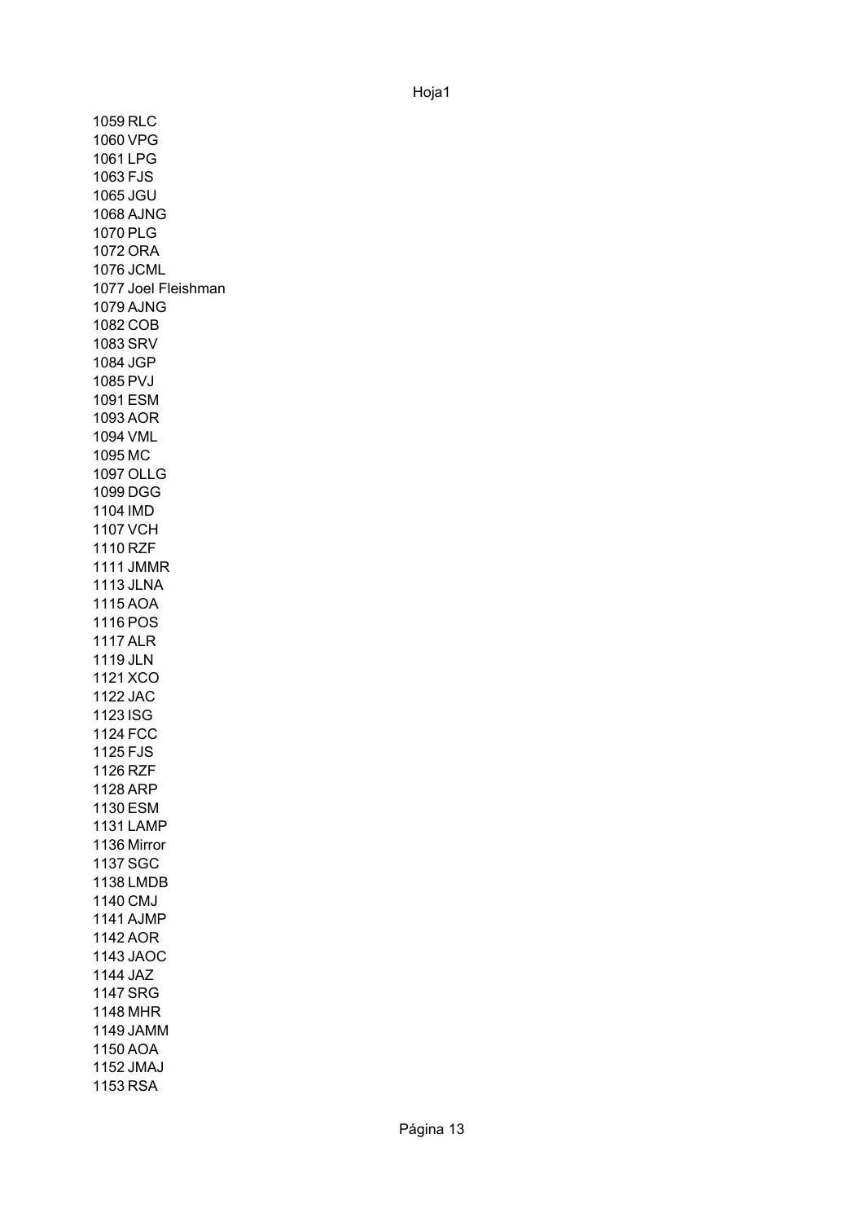1059 RLC
1060 VPG
1061 LPG
1063 FJS
1065 JGU
1068 AJNG
1070 PLG
1072 ORA
1076 JCML
1077 Joel Fleishman
1079 AJNG
1082 COB
1083 SRV
1084 JGP
1085 PVJ
1091 ESM
1093 AOR
1094 VML
1095 MC
1097 OLLG
1099 DGG
1104 IMD
1107 VCH
1110 RZF
1111 JMMR
1113 JLNA
1115 AOA
1116 POS
1117 ALR
1119 JLN
1121 XCO
1122 JAC
1123 ISG
1124 FCC
1125 FJS
1126 RZF
1128 ARP
1130 ESM
1131 LAMP
1136 Mirror
1137 SGC
1138 LMDB
1140 CMJ
1141 AJMP
1142 AOR
1143 JAOC
1144 JAZ
1147 SRG
1148 MHR
1149 JAMM
1150 AOA
1152 JMAJ
1153 RSA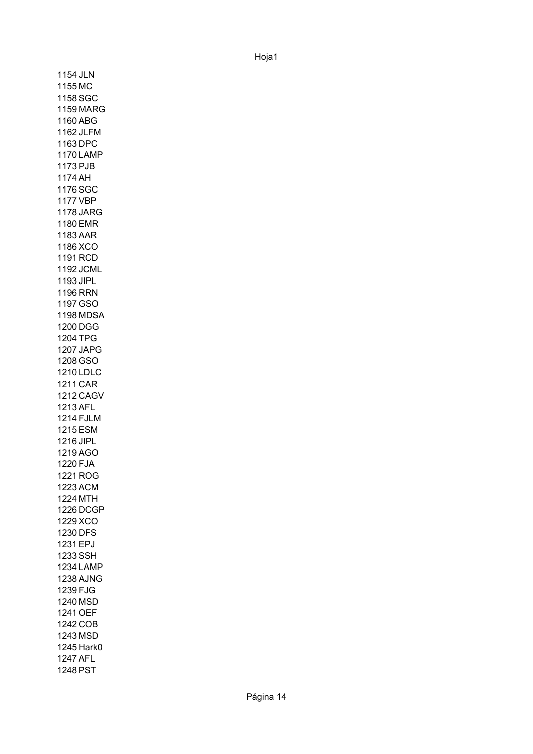1154 JLN
1155 MC
1158 SGC
1159 MARG
1160 ABG
1162 JLFM
1163 DPC
1170 LAMP
1173 PJB
1174 AH
1176 SGC
1177 VBP
1178 JARG
1180 EMR
1183 AAR
1186 XCO
1191 RCD
1192 JCML
1193 JIPL
1196 RRN
1197 GSO
1198 MDSA
1200 DGG
1204 TPG
1207 JAPG
1208 GSO
1210 LDLC
1211 CAR
1212 CAGV
1213 AFL
1214 FJLM
1215 ESM
1216 JIPL
1219 AGO
1220 FJA
1221 ROG
1223 ACM
1224 MTH
1226 DCGP
1229 XCO
1230 DFS
1231 EPJ
1233 SSH
1234 LAMP
1238 AJNG
1239 FJG
1240 MSD
1241 OEF
1242 COB
1243 MSD
1245 Hark0
1247 AFL
1248 PST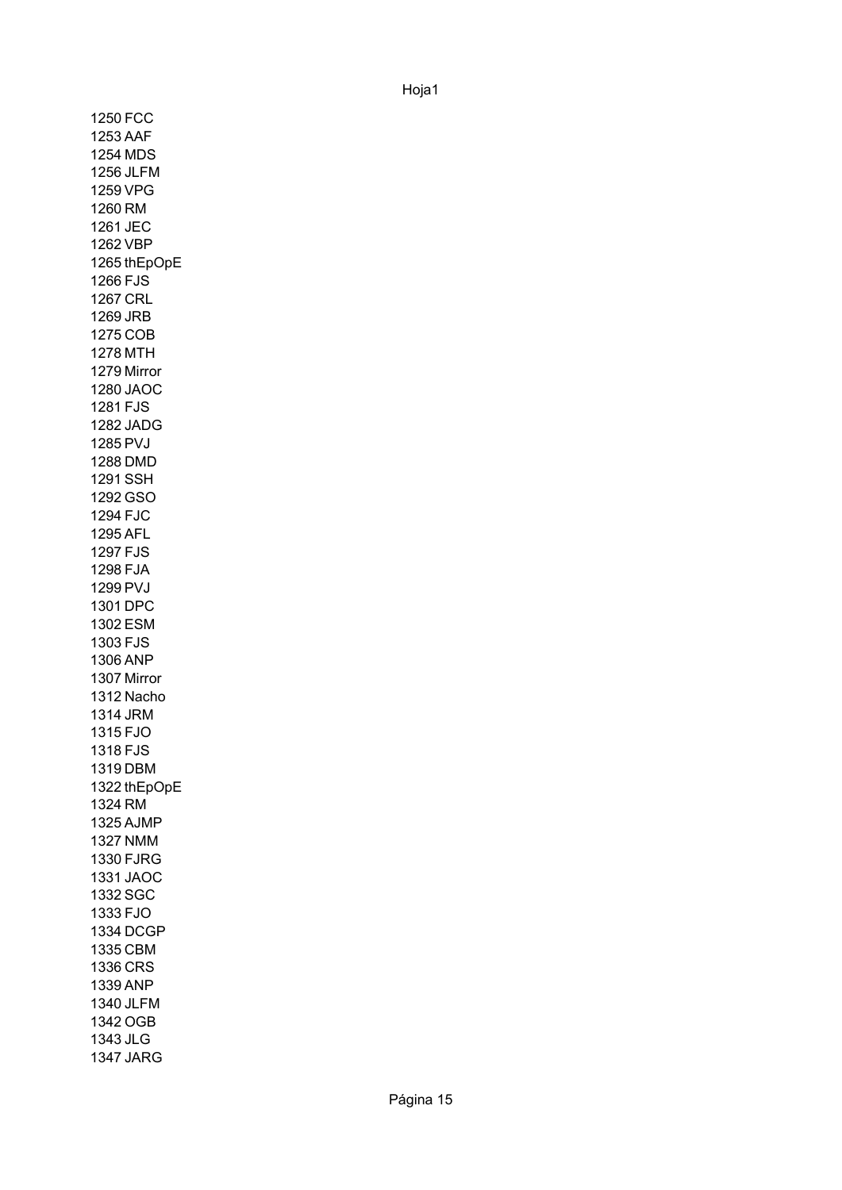1250 FCC
1253 AAF
1254 MDS
1256 JLFM
1259 VPG
1260 RM
1261 JEC
1262 VBP
1265 thEpOpE
1266 FJS
1267 CRL
1269 JRB
1275 COB
1278 MTH
1279 Mirror
1280 JAOC
1281 FJS
1282 JADG
1285 PVJ
1288 DMD
1291 SSH
1292 GSO
1294 FJC
1295 AFL
1297 FJS
1298 FJA
1299 PVJ
1301 DPC
1302 ESM
1303 FJS
1306 ANP
1307 Mirror
1312 Nacho
1314 JRM
1315 FJO
1318 FJS
1319 DBM
1322 thEpOpE
1324 RM
1325 AJMP
1327 NMM
1330 FJRG
1331 JAOC
1332 SGC
1333 FJO
1334 DCGP
1335 CBM
1336 CRS
1339 ANP
1340 JLFM
1342 OGB
1343 JLG
1347 JARG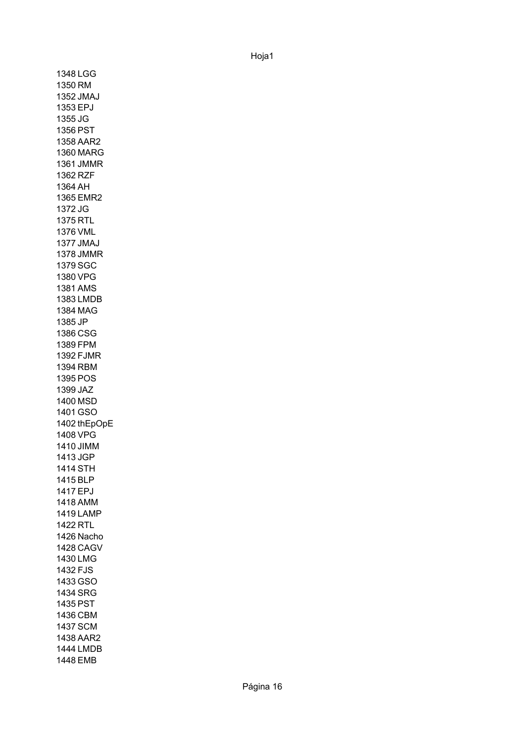1348 LGG
1350 RM
1352 JMAJ
1353 EPJ
1355 JG
1356 PST
1358 AAR2
1360 MARG
1361 JMMR
1362 RZF
1364 AH
1365 EMR2
1372 JG
1375 RTL
1376 VML
1377 JMAJ
1378 JMMR
1379 SGC
1380 VPG
1381 AMS
1383 LMDB
1384 MAG
1385 JP
1386 CSG
1389 FPM
1392 FJMR
1394 RBM
1395 POS
1399 JAZ
1400 MSD
1401 GSO
1402 thEpOpE
1408 VPG
1410 JIMM
1413 JGP
1414 STH
1415 BLP
1417 EPJ
1418 AMM
1419 LAMP
1422 RTL
1426 Nacho
1428 CAGV
1430 LMG
1432 FJS
1433 GSO
1434 SRG
1435 PST
1436 CBM
1437 SCM
1438 AAR2
1444 LMDB
1448 EMB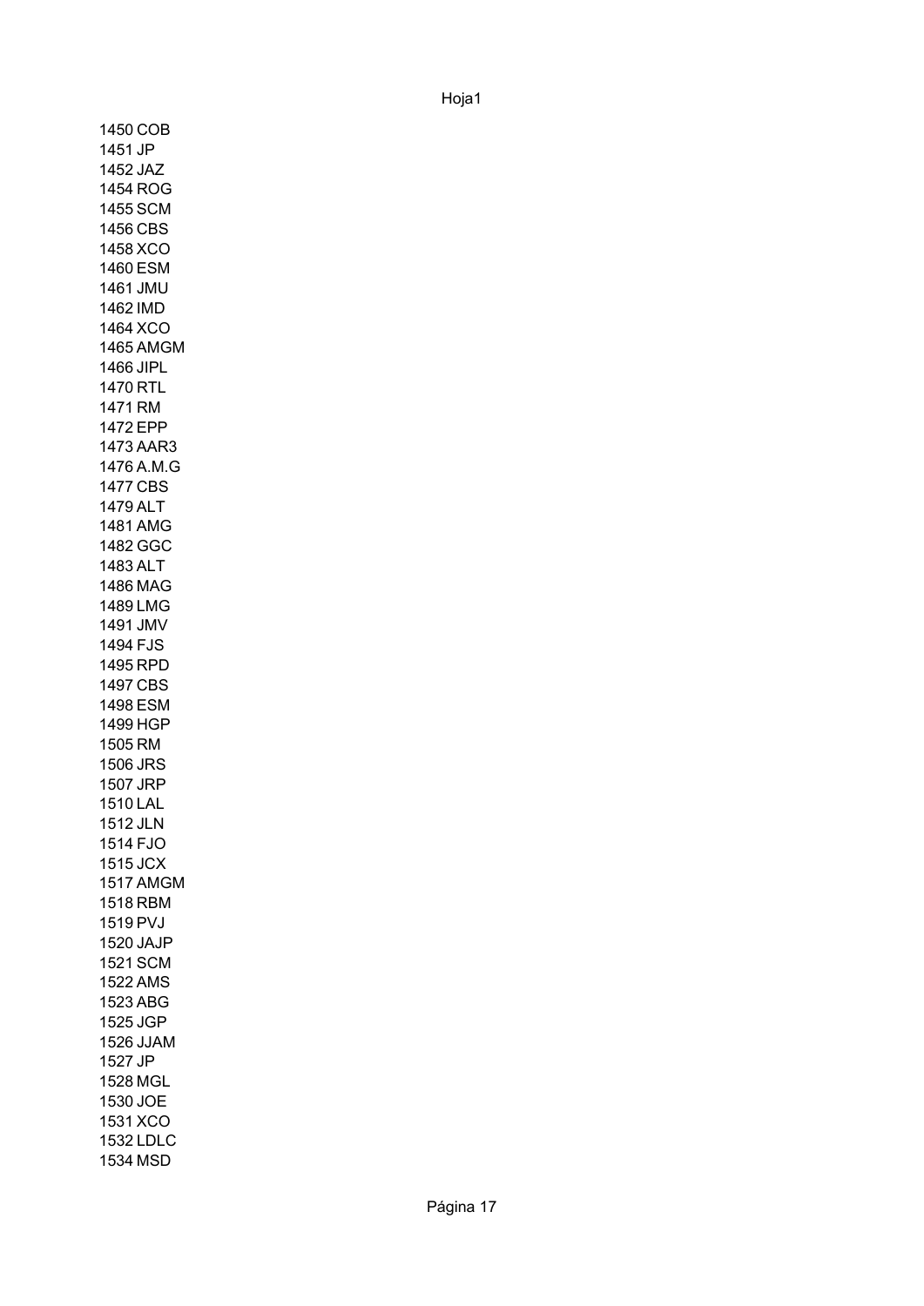1450 COB
1451 JP
1452 JAZ
1454 ROG
1455 SCM
1456 CBS
1458 XCO
1460 ESM
1461 JMU
1462 IMD
1464 XCO
1465 AMGM
1466 JIPL
1470 RTL
1471 RM
1472 EPP
1473 AAR3
1476 A.M.G
1477 CBS
1479 ALT
1481 AMG
1482 GGC
1483 ALT
1486 MAG
1489 LMG
1491 JMV
1494 FJS
1495 RPD
1497 CBS
1498 ESM
1499 HGP
1505 RM
1506 JRS
1507 JRP
1510 LAL
1512 JLN
1514 FJO
1515 JCX
1517 AMGM
1518 RBM
1519 PVJ
1520 JAJP
1521 SCM
1522 AMS
1523 ABG
1525 JGP
1526 JJAM
1527 JP
1528 MGL
1530 JOE
1531 XCO
1532 LDLC
1534 MSD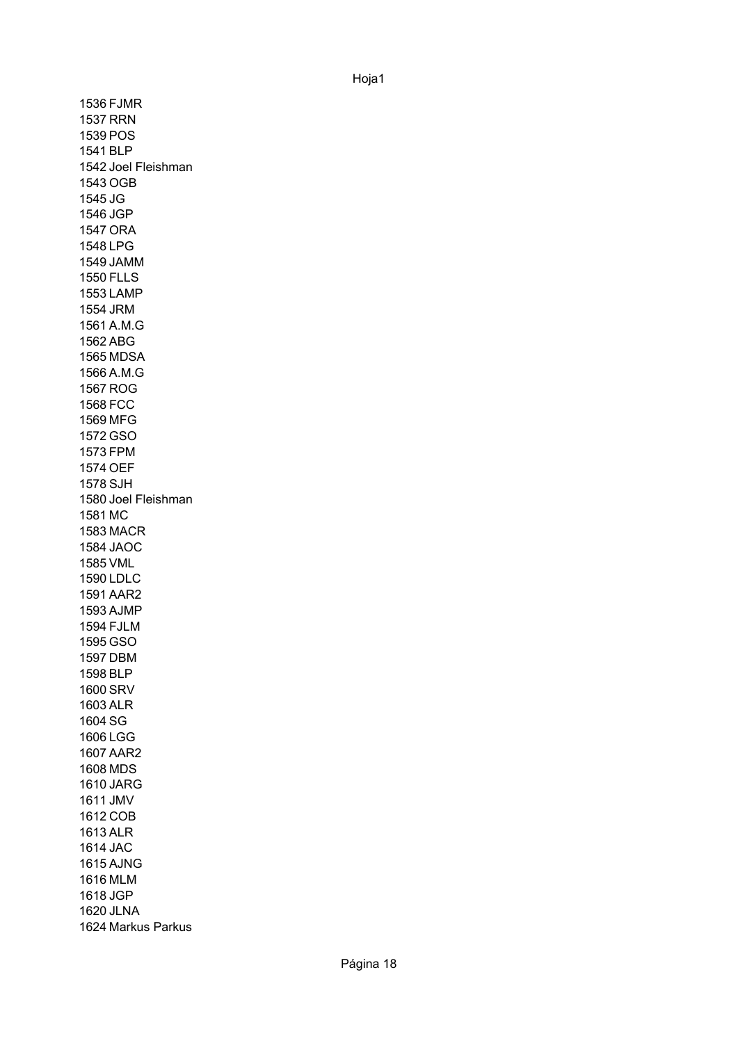1536 FJMR
1537 RRN
1539 POS
1541 BLP
1542 Joel Fleishman
1543 OGB
1545 JG
1546 JGP
1547 ORA
1548 LPG
1549 JAMM
1550 FLLS
1553 LAMP
1554 JRM
1561 A.M.G
1562 ABG
1565 MDSA
1566 A.M.G
1567 ROG
1568 FCC
1569 MFG
1572 GSO
1573 FPM
1574 OEF
1578 SJH
1580 Joel Fleishman
1581 MC
1583 MACR
1584 JAOC
1585 VML
1590 LDLC
1591 AAR2
1593 AJMP
1594 FJLM
1595 GSO
1597 DBM
1598 BLP
1600 SRV
1603 ALR
1604 SG
1606 LGG
1607 AAR2
1608 MDS
1610 JARG
1611 JMV
1612 COB
1613 ALR
1614 JAC
1615 AJNG
1616 MLM
1618 JGP
1620 JLNA
1624 Markus Parkus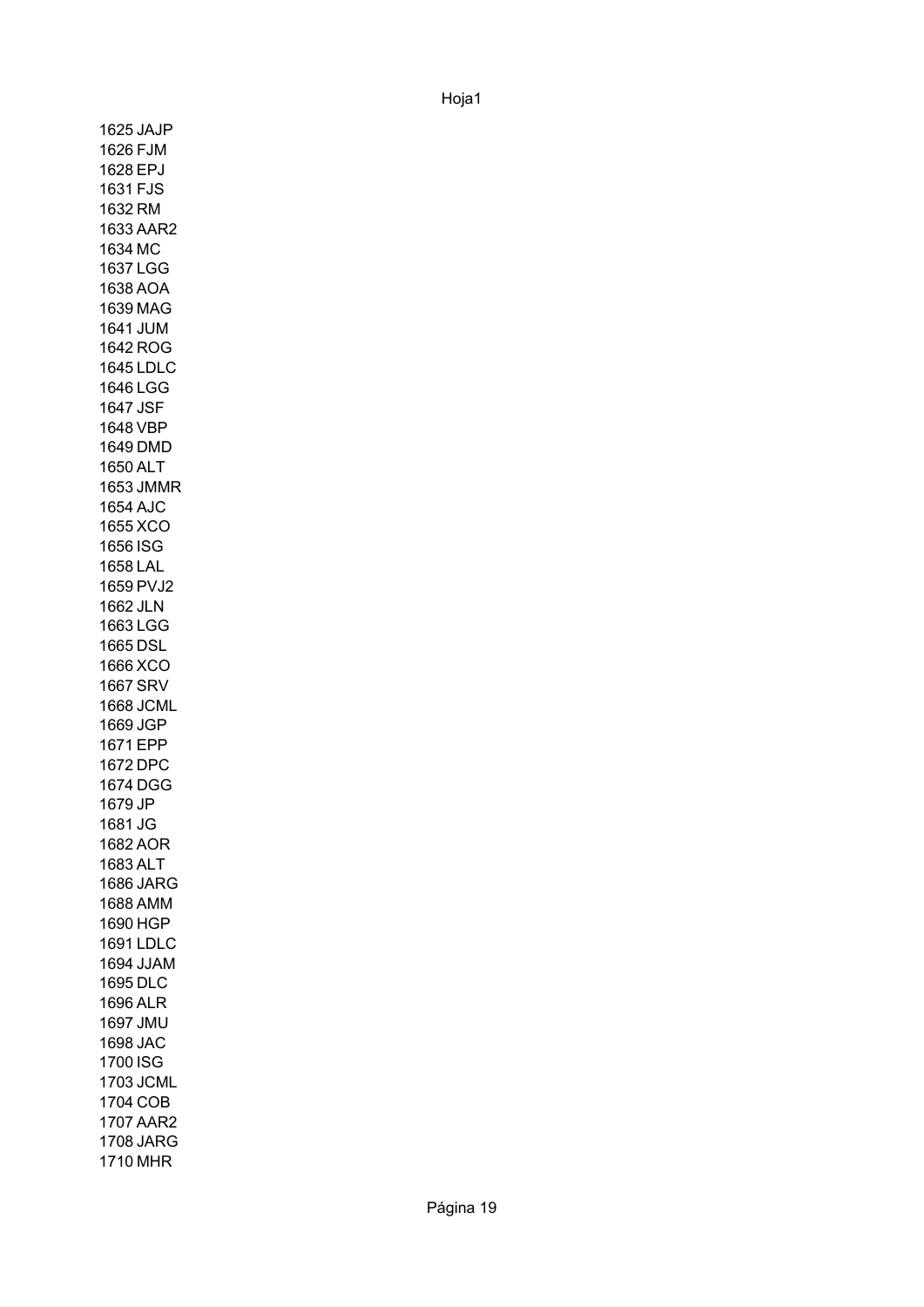1625 JAJP
1626 FJM
1628 EPJ
1631 FJS
1632 RM
1633 AAR2
1634 MC
1637 LGG
1638 AOA
1639 MAG
1641 JUM
1642 ROG
1645 LDLC
1646 LGG
1647 JSF
1648 VBP
1649 DMD
1650 ALT
1653 JMMR
1654 AJC
1655 XCO
1656 ISG
1658 LAL
1659 PVJ2
1662 JLN
1663 LGG
1665 DSL
1666 XCO
1667 SRV
1668 JCML
1669 JGP
1671 EPP
1672 DPC
1674 DGG
1679 JP
1681 JG
1682 AOR
1683 ALT
1686 JARG
1688 AMM
1690 HGP
1691 LDLC
1694 JJAM
1695 DLC
1696 ALR
1697 JMU
1698 JAC
1700 ISG
1703 JCML
1704 COB
1707 AAR2
1708 JARG
1710 MHR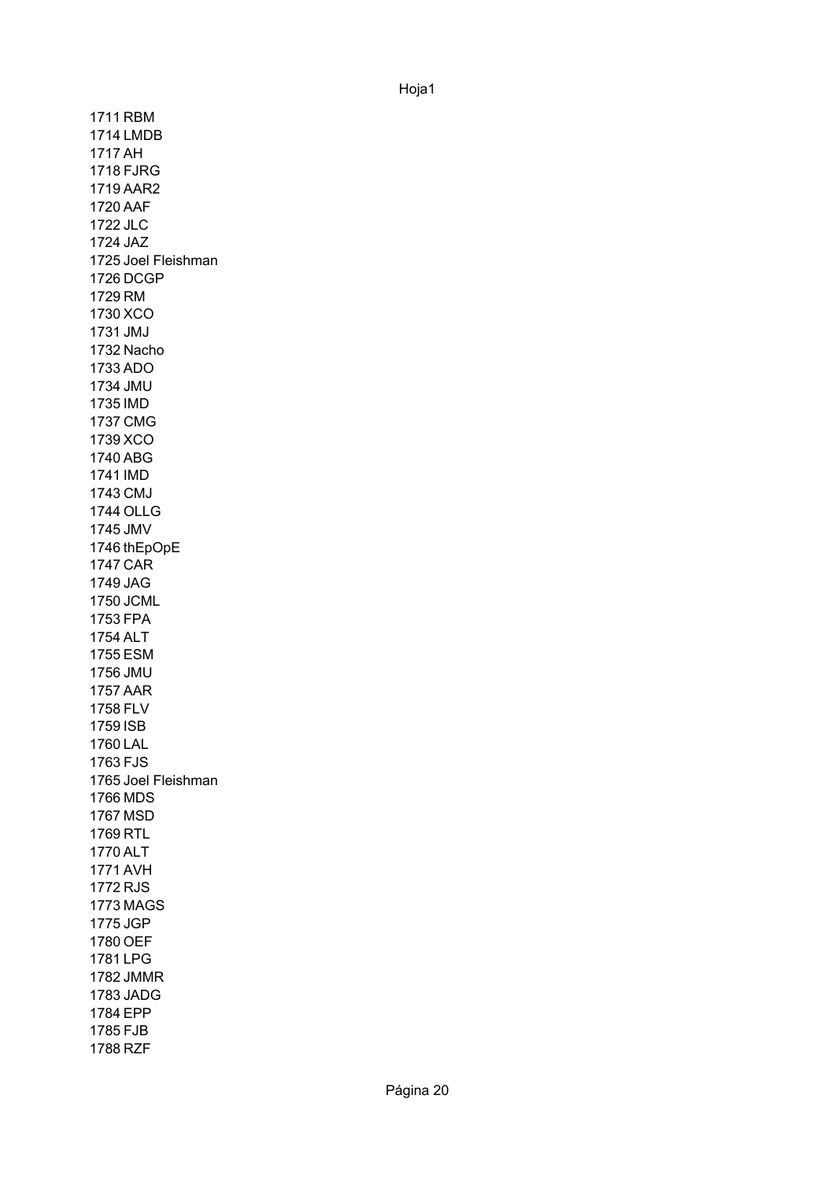1711 RBM
1714 LMDB
1717 AH
1718 FJRG
1719 AAR2
1720 AAF
1722 JLC
1724 JAZ
1725 Joel Fleishman
1726 DCGP
1729 RM
1730 XCO
1731 JMJ
1732 Nacho
1733 ADO
1734 JMU
1735 IMD
1737 CMG
1739 XCO
1740 ABG
1741 IMD
1743 CMJ
1744 OLLG
1745 JMV
1746 thEpOpE
1747 CAR
1749 JAG
1750 JCML
1753 FPA
1754 ALT
1755 ESM
1756 JMU
1757 AAR
1758 FLV
1759 ISB
1760 LAL
1763 FJS
1765 Joel Fleishman
1766 MDS
1767 MSD
1769 RTL
1770 ALT
1771 AVH
1772 RJS
1773 MAGS
1775 JGP
1780 OEF
1781 LPG
1782 JMMR
1783 JADG
1784 EPP
1785 FJB
1788 RZF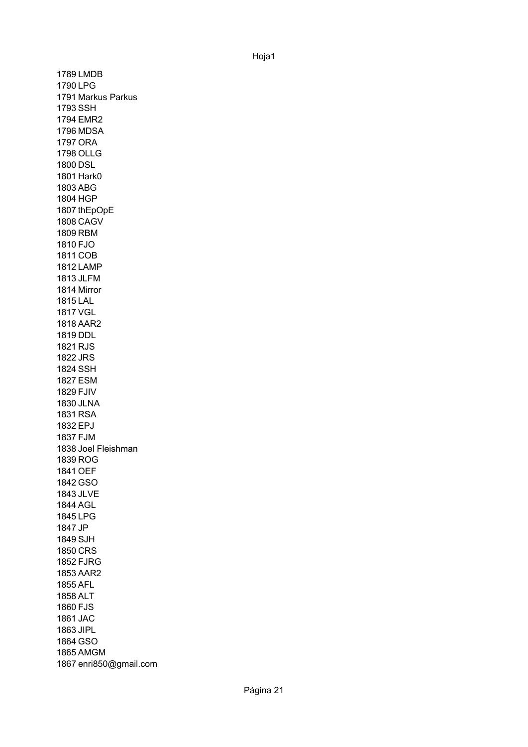1789 LMDB
1790 LPG
1791 Markus Parkus
1793 SSH
1794 EMR2
1796 MDSA
1797 ORA
1798 OLLG
1800 DSL
1801 Hark0
1803 ABG
1804 HGP
1807 thEpOpE
1808 CAGV
1809 RBM
1810 FJO
1811 COB
1812 LAMP
1813 JLFM
1814 Mirror
1815 LAL
1817 VGL
1818 AAR2
1819 DDL
1821 RJS
1822 JRS
1824 SSH
1827 ESM
1829 FJIV
1830 JLNA
1831 RSA
1832 EPJ
1837 FJM
1838 Joel Fleishman
1839 ROG
1841 OEF
1842 GSO
1843 JLVE
1844 AGL
1845 LPG
1847 JP
1849 SJH
1850 CRS
1852 FJRG
1853 AAR2
1855 AFL
1858 ALT
1860 FJS
1861 JAC
1863 JIPL
1864 GSO
1865 AMGM
1867 enri850@gmail.com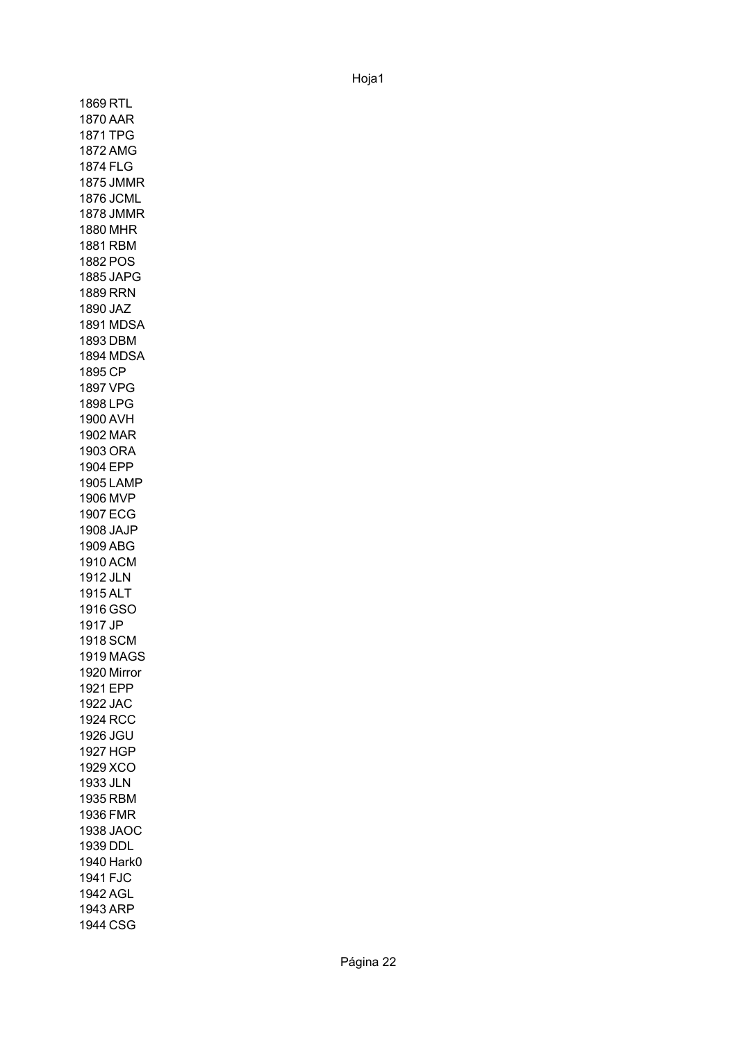1869 RTL
1870 AAR
1871 TPG
1872 AMG
1874 FLG
1875 JMMR
1876 JCML
1878 JMMR
1880 MHR
1881 RBM
1882 POS
1885 JAPG
1889 RRN
1890 JAZ
1891 MDSA
1893 DBM
1894 MDSA
1895 CP
1897 VPG
1898 LPG
1900 AVH
1902 MAR
1903 ORA
1904 EPP
1905 LAMP
1906 MVP
1907 ECG
1908 JAJP
1909 ABG
1910 ACM
1912 JLN
1915 ALT
1916 GSO
1917 JP
1918 SCM
1919 MAGS
1920 Mirror
1921 EPP
1922 JAC
1924 RCC
1926 JGU
1927 HGP
1929 XCO
1933 JLN
1935 RBM
1936 FMR
1938 JAOC
1939 DDL
1940 Hark0
1941 FJC
1942 AGL
1943 ARP
1944 CSG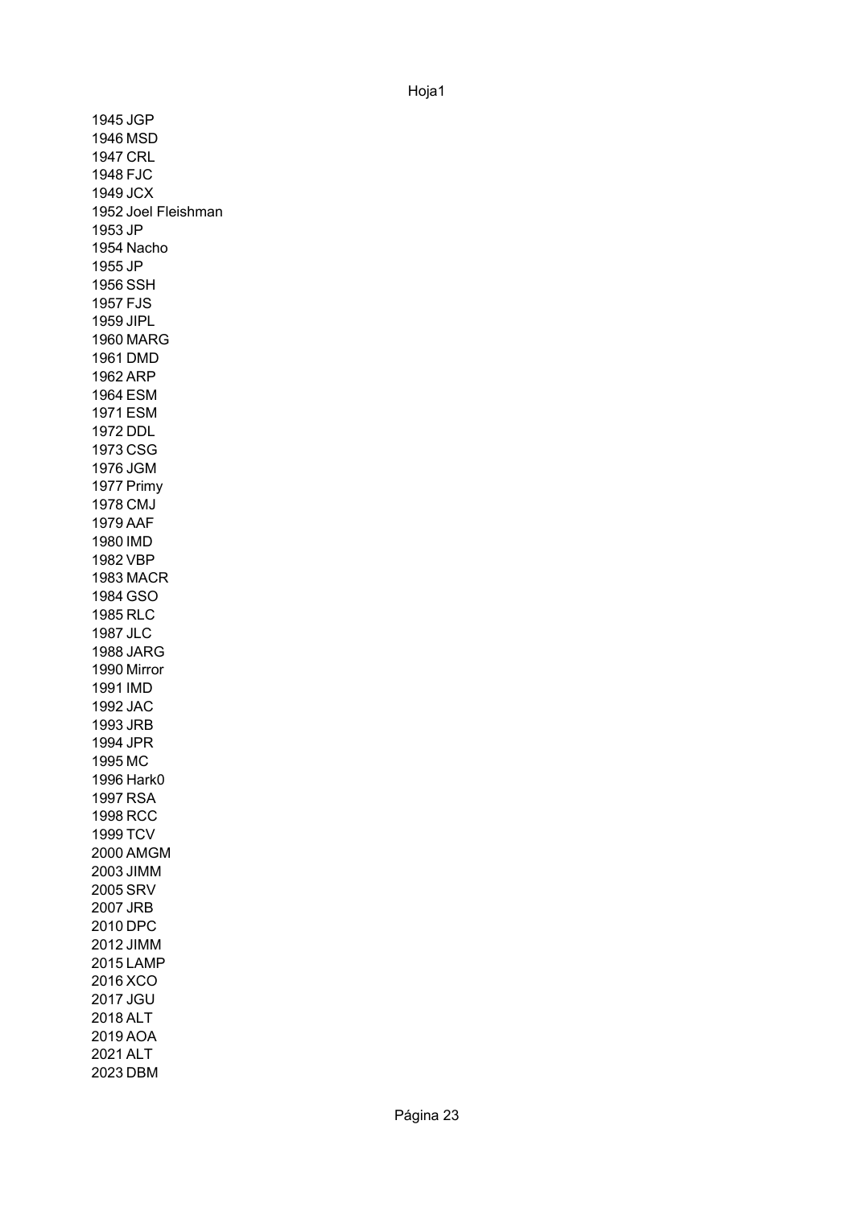1945 JGP
1946 MSD
1947 CRL
1948 FJC
1949 JCX
1952 Joel Fleishman
1953 JP
1954 Nacho
1955 JP
1956 SSH
1957 FJS
1959 JIPL
1960 MARG
1961 DMD
1962 ARP
1964 ESM
1971 ESM
1972 DDL
1973 CSG
1976 JGM
1977 Primy
1978 CMJ
1979 AAF
1980 IMD
1982 VBP
1983 MACR
1984 GSO
1985 RLC
1987 JLC
1988 JARG
1990 Mirror
1991 IMD
1992 JAC
1993 JRB
1994 JPR
1995 MC
1996 Hark0
1997 RSA
1998 RCC
1999 TCV
2000 AMGM
2003 JIMM
2005 SRV
2007 JRB
2010 DPC
2012 JIMM
2015 LAMP
2016 XCO
2017 JGU
2018 ALT
2019 AOA
2021 ALT
2023 DBM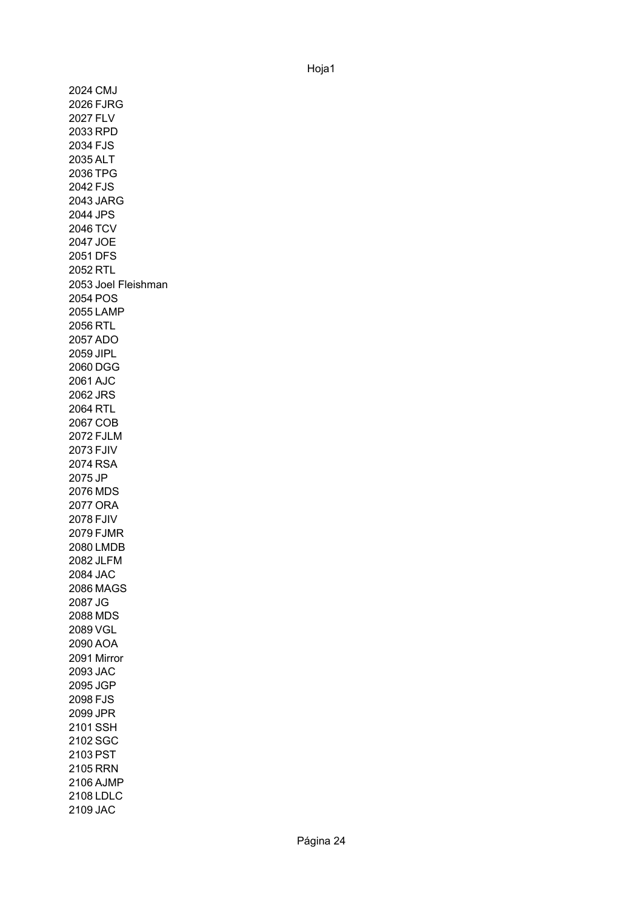2024 CMJ
2026 FJRG
2027 FLV
2033 RPD
2034 FJS
2035 ALT
2036 TPG
2042 FJS
2043 JARG
2044 JPS
2046 TCV
2047 JOE
2051 DFS
2052 RTL
2053 Joel Fleishman
2054 POS
2055 LAMP
2056 RTL
2057 ADO
2059 JIPL
2060 DGG
2061 AJC
2062 JRS
2064 RTL
2067 COB
2072 FJLM
2073 FJIV
2074 RSA
2075 JP
2076 MDS
2077 ORA
2078 FJIV
2079 FJMR
2080 LMDB
2082 JLFM
2084 JAC
2086 MAGS
2087 JG
2088 MDS
2089 VGL
2090 AOA
2091 Mirror
2093 JAC
2095 JGP
2098 FJS
2099 JPR
2101 SSH
2102 SGC
2103 PST
2105 RRN
2106 AJMP
2108 LDLC
2109 JAC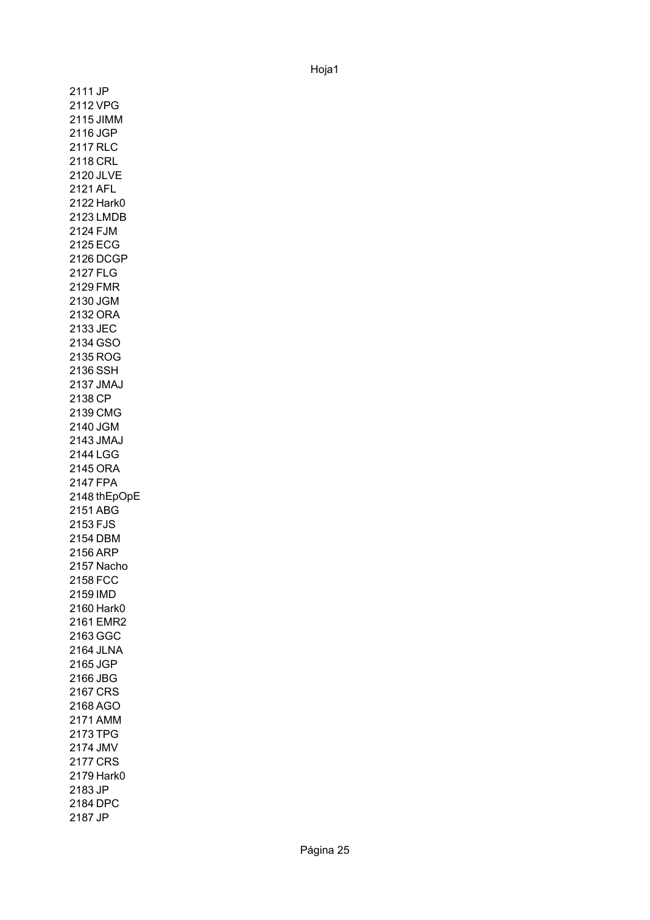2111 JP
2112 VPG
2115 JIMM
2116 JGP
2117 RLC
2118 CRL
2120 JLVE
2121 AFL
2122 Hark0
2123 LMDB
2124 FJM
2125 ECG
2126 DCGP
2127 FLG
2129 FMR
2130 JGM
2132 ORA
2133 JEC
2134 GSO
2135 ROG
2136 SSH
2137 JMAJ
2138 CP
2139 CMG
2140 JGM
2143 JMAJ
2144 LGG
2145 ORA
2147 FPA
2148 thEpOpE
2151 ABG
2153 FJS
2154 DBM
2156 ARP
2157 Nacho
2158 FCC
2159 IMD
2160 Hark0
2161 EMR2
2163 GGC
2164 JLNA
2165 JGP
2166 JBG
2167 CRS
2168 AGO
2171 AMM
2173 TPG
2174 JMV
2177 CRS
2179 Hark0
2183 JP
2184 DPC
2187 JP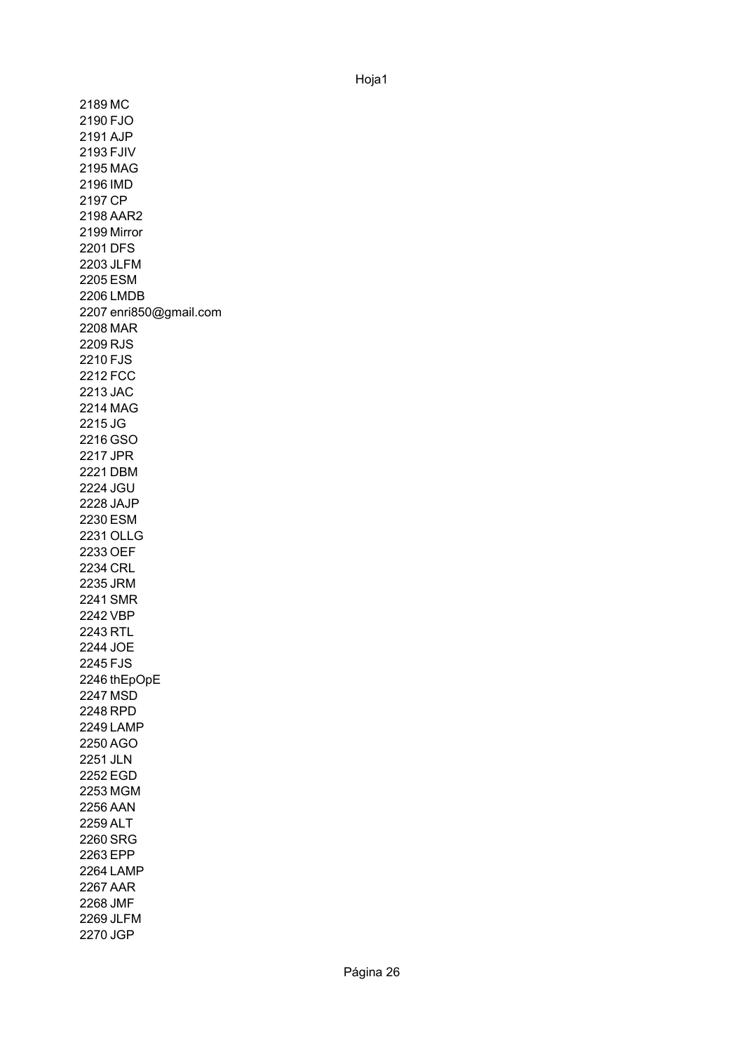2189 MC
2190 FJO
2191 AJP
2193 FJIV
2195 MAG
2196 IMD
2197 CP
2198 AAR2
2199 Mirror
2201 DFS
2203 JLFM
2205 ESM
2206 LMDB
2207 enri850@gmail.com
2208 MAR
2209 RJS
2210 FJS
2212 FCC
2213 JAC
2214 MAG
2215 JG
2216 GSO
2217 JPR
2221 DBM
2224 JGU
2228 JAJP
2230 ESM
2231 OLLG
2233 OEF
2234 CRL
2235 JRM
2241 SMR
2242 VBP
2243 RTL
2244 JOE
2245 FJS
2246 thEpOpE
2247 MSD
2248 RPD
2249 LAMP
2250 AGO
2251 JLN
2252 EGD
2253 MGM
2256 AAN
2259 ALT
2260 SRG
2263 EPP
2264 LAMP
2267 AAR
2268 JMF
2269 JLFM
2270 JGP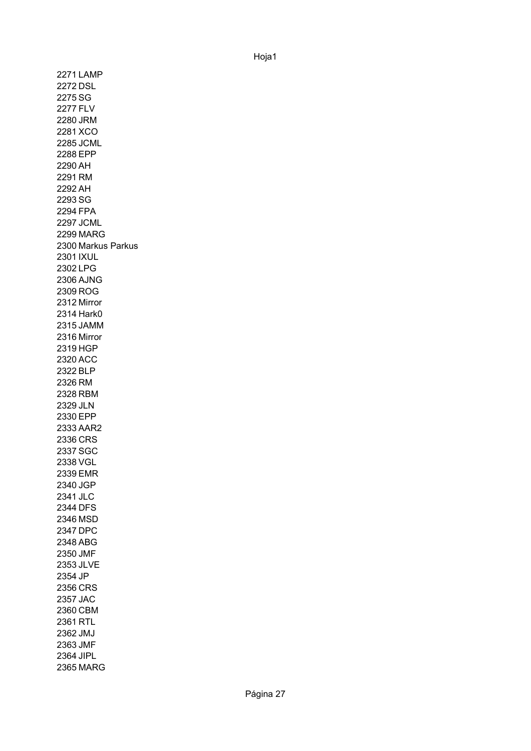2271 LAMP
2272 DSL
2275 SG
2277 FLV
2280 JRM
2281 XCO
2285 JCML
2288 EPP
2290 AH
2291 RM
2292 AH
2293 SG
2294 FPA
2297 JCML
2299 MARG
2300 Markus Parkus
2301 IXUL
2302 LPG
2306 AJNG
2309 ROG
2312 Mirror
2314 Hark0
2315 JAMM
2316 Mirror
2319 HGP
2320 ACC
2322 BLP
2326 RM
2328 RBM
2329 JLN
2330 EPP
2333 AAR2
2336 CRS
2337 SGC
2338 VGL
2339 EMR
2340 JGP
2341 JLC
2344 DFS
2346 MSD
2347 DPC
2348 ABG
2350 JMF
2353 JLVE
2354 JP
2356 CRS
2357 JAC
2360 CBM
2361 RTL
2362 JMJ
2363 JMF
2364 JIPL
2365 MARG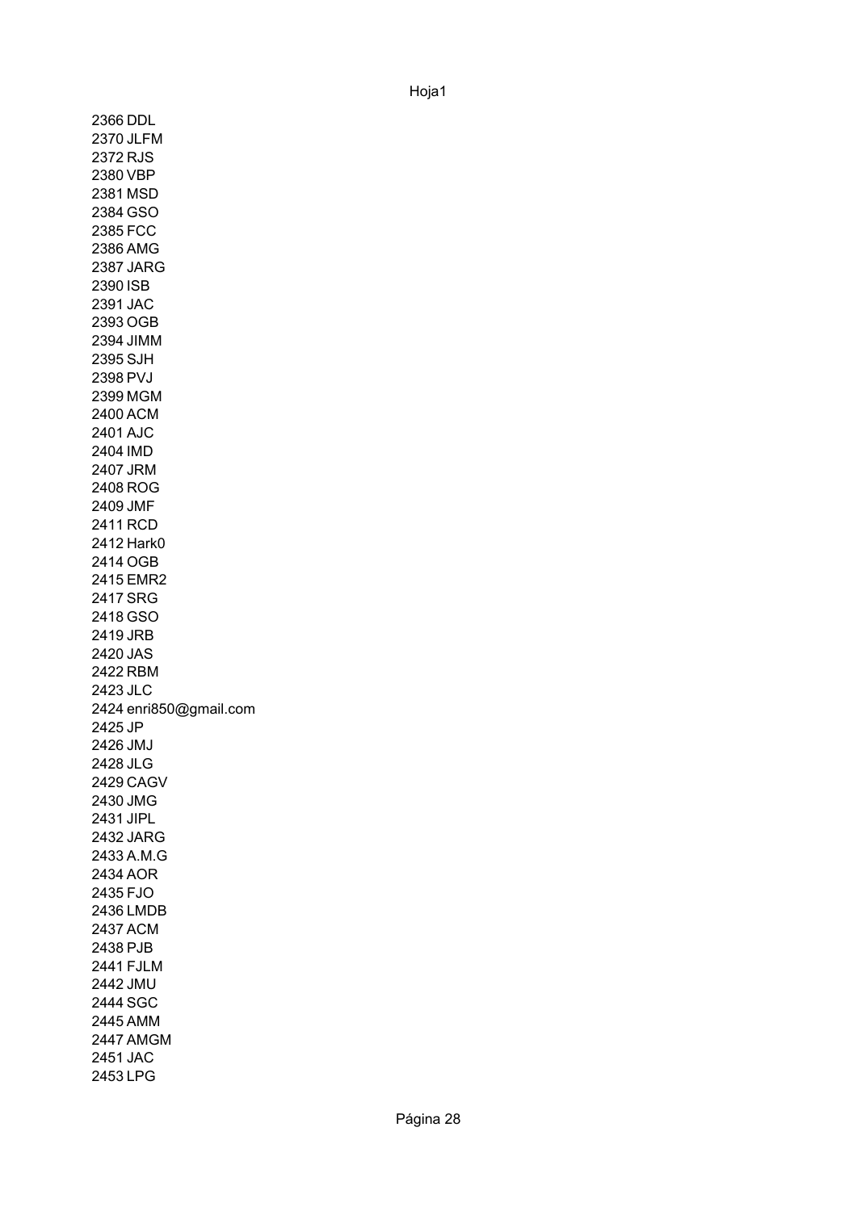2366 DDL
2370 JLFM
2372 RJS
2380 VBP
2381 MSD
2384 GSO
2385 FCC
2386 AMG
2387 JARG
2390 ISB
2391 JAC
2393 OGB
2394 JIMM
2395 SJH
2398 PVJ
2399 MGM
2400 ACM
2401 AJC
2404 IMD
2407 JRM
2408 ROG
2409 JMF
2411 RCD
2412 Hark0
2414 OGB
2415 EMR2
2417 SRG
2418 GSO
2419 JRB
2420 JAS
2422 RBM
2423 JLC
2424 enri850@gmail.com
2425 JP
2426 JMJ
2428 JLG
2429 CAGV
2430 JMG
2431 JIPL
2432 JARG
2433 A.M.G
2434 AOR
2435 FJO
2436 LMDB
2437 ACM
2438 PJB
2441 FJLM
2442 JMU
2444 SGC
2445 AMM
2447 AMGM
2451 JAC
2453 LPG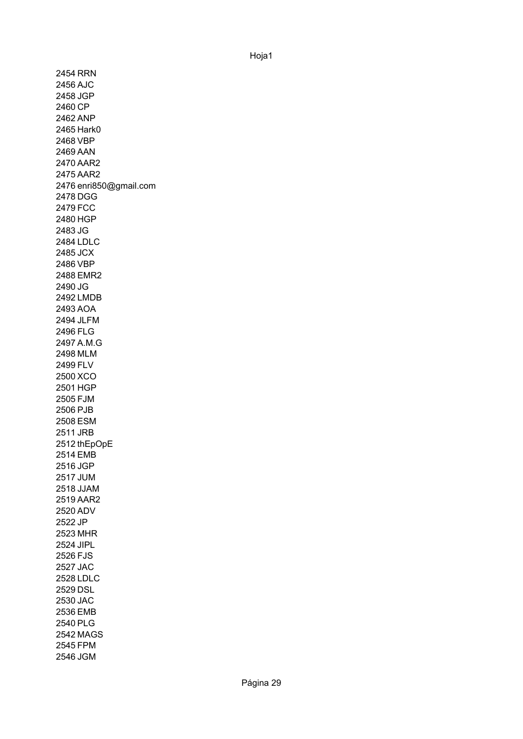2454 RRN
2456 AJC
2458 JGP
2460 CP
2462 ANP
2465 Hark0
2468 VBP
2469 AAN
2470 AAR2
2475 AAR2
2476 enri850@gmail.com
2478 DGG
2479 FCC
2480 HGP
2483 JG
2484 LDLC
2485 JCX
2486 VBP
2488 EMR2
2490 JG
2492 LMDB
2493 AOA
2494 JLFM
2496 FLG
2497 A.M.G
2498 MLM
2499 FLV
2500 XCO
2501 HGP
2505 FJM
2506 PJB
2508 ESM
2511 JRB
2512 thEpOpE
2514 EMB
2516 JGP
2517 JUM
2518 JJAM
2519 AAR2
2520 ADV
2522 JP
2523 MHR
2524 JIPL
2526 FJS
2527 JAC
2528 LDLC
2529 DSL
2530 JAC
2536 EMB
2540 PLG
2542 MAGS
2545 FPM
2546 JGM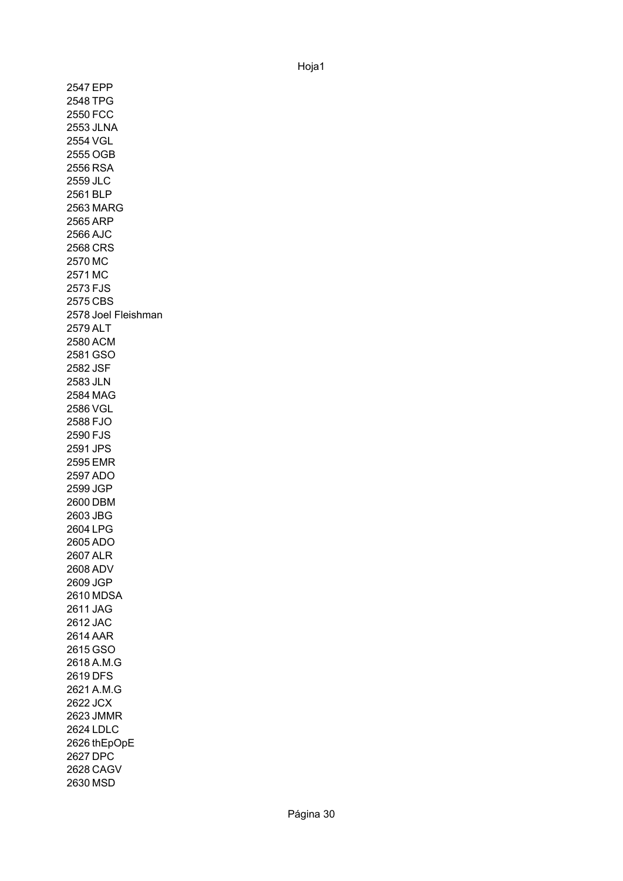2547 EPP
2548 TPG
2550 FCC
2553 JLNA
2554 VGL
2555 OGB
2556 RSA
2559 JLC
2561 BLP
2563 MARG
2565 ARP
2566 AJC
2568 CRS
2570 MC
2571 MC
2573 FJS
2575 CBS
2578 Joel Fleishman
2579 ALT
2580 ACM
2581 GSO
2582 JSF
2583 JLN
2584 MAG
2586 VGL
2588 FJO
2590 FJS
2591 JPS
2595 EMR
2597 ADO
2599 JGP
2600 DBM
2603 JBG
2604 LPG
2605 ADO
2607 ALR
2608 ADV
2609 JGP
2610 MDSA
2611 JAG
2612 JAC
2614 AAR
2615 GSO
2618 A.M.G
2619 DFS
2621 A.M.G
2622 JCX
2623 JMMR
2624 LDLC
2626 thEpOpE
2627 DPC
2628 CAGV
2630 MSD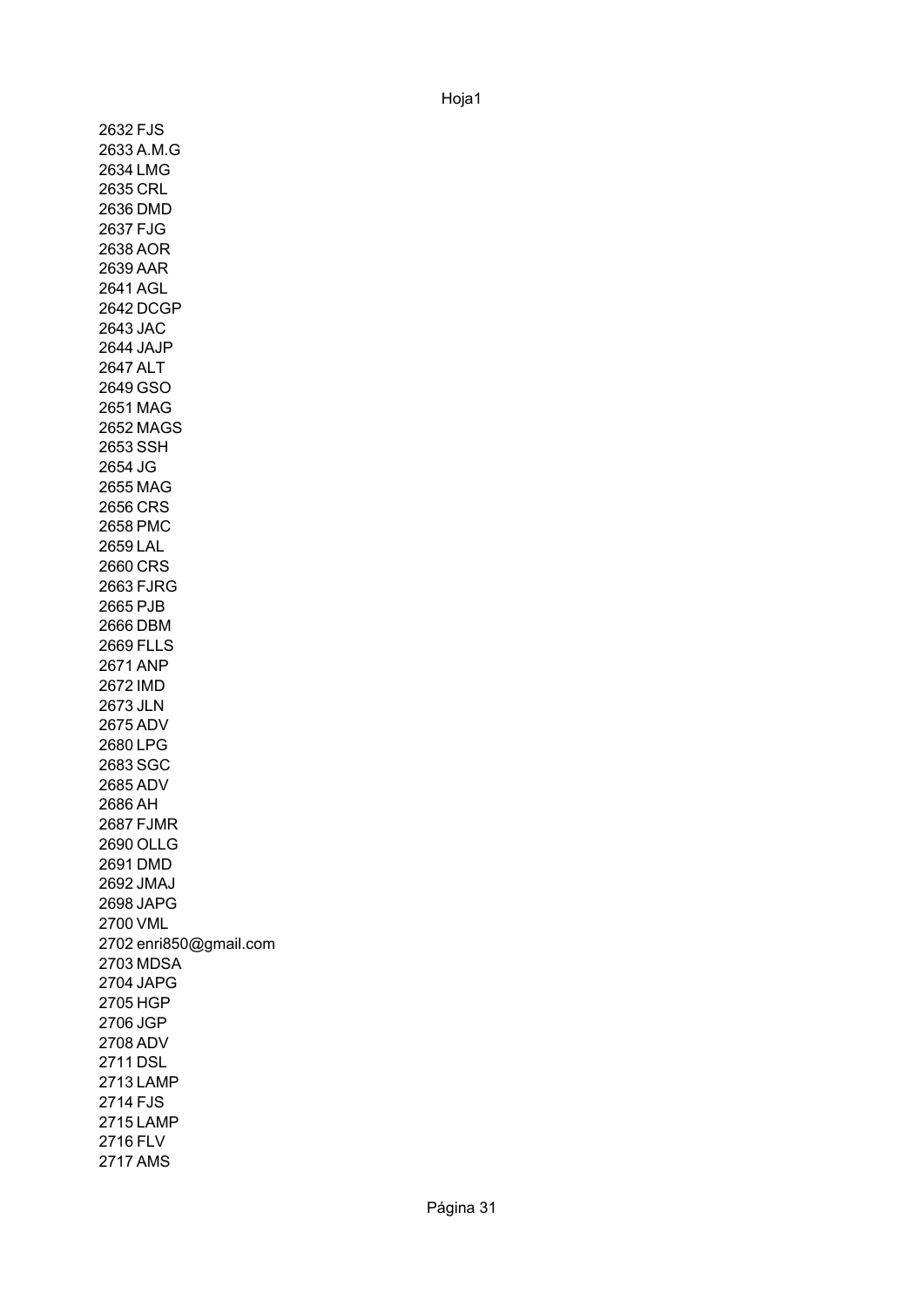2632 FJS
2633 A.M.G
2634 LMG
2635 CRL
2636 DMD
2637 FJG
2638 AOR
2639 AAR
2641 AGL
2642 DCGP
2643 JAC
2644 JAJP
2647 ALT
2649 GSO
2651 MAG
2652 MAGS
2653 SSH
2654 JG
2655 MAG
2656 CRS
2658 PMC
2659 LAL
2660 CRS
2663 FJRG
2665 PJB
2666 DBM
2669 FLLS
2671 ANP
2672 IMD
2673 JLN
2675 ADV
2680 LPG
2683 SGC
2685 ADV
2686 AH
2687 FJMR
2690 OLLG
2691 DMD
2692 JMAJ
2698 JAPG
2700 VML
2702 enri850@gmail.com
2703 MDSA
2704 JAPG
2705 HGP
2706 JGP
2708 ADV
2711 DSL
2713 LAMP
2714 FJS
2715 LAMP
2716 FLV
2717 AMS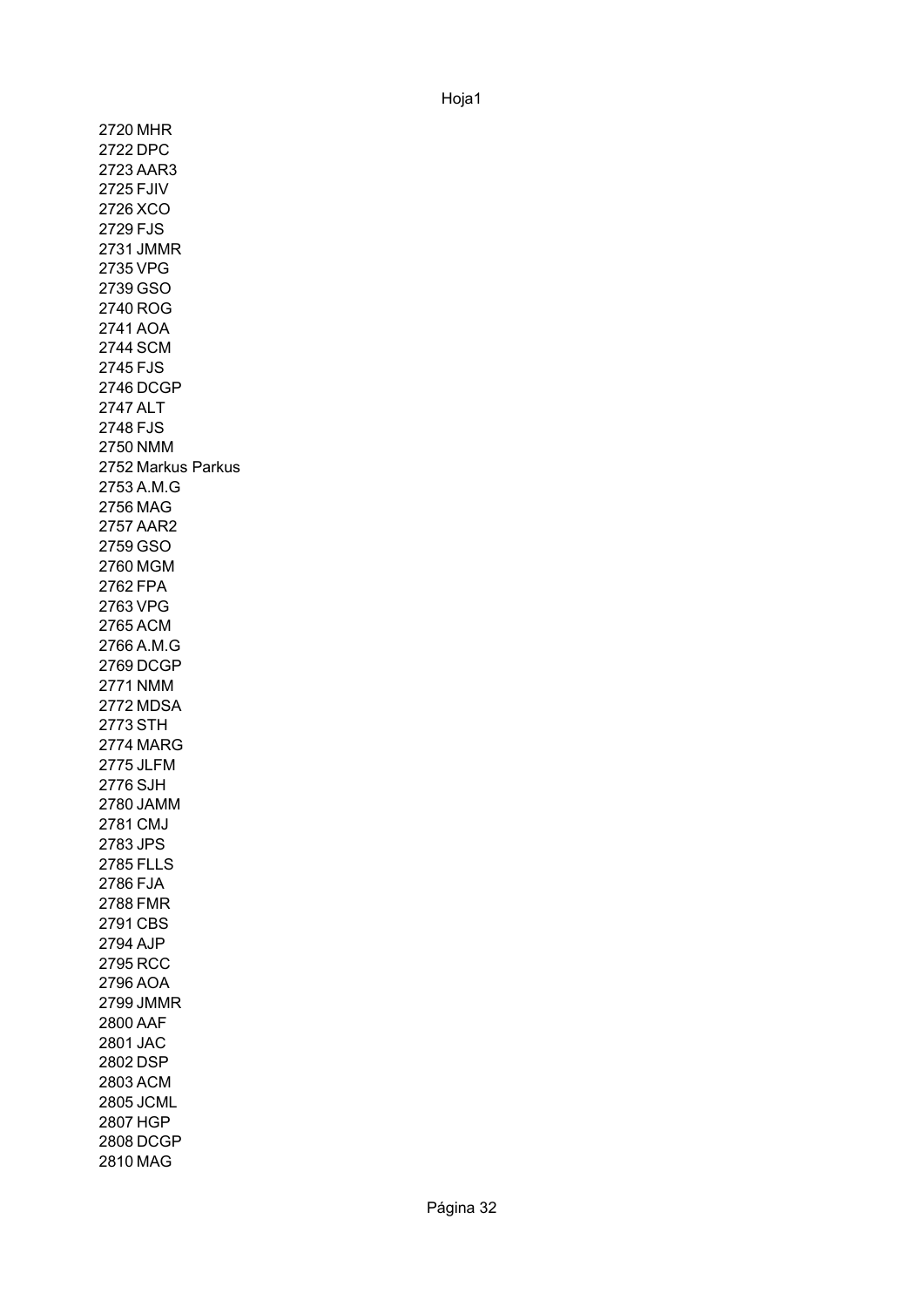2720 MHR
2722 DPC
2723 AAR3
2725 FJIV
2726 XCO
2729 FJS
2731 JMMR
2735 VPG
2739 GSO
2740 ROG
2741 AOA
2744 SCM
2745 FJS
2746 DCGP
2747 ALT
2748 FJS
2750 NMM
2752 Markus Parkus
2753 A.M.G
2756 MAG
2757 AAR2
2759 GSO
2760 MGM
2762 FPA
2763 VPG
2765 ACM
2766 A.M.G
2769 DCGP
2771 NMM
2772 MDSA
2773 STH
2774 MARG
2775 JLFM
2776 SJH
2780 JAMM
2781 CMJ
2783 JPS
2785 FLLS
2786 FJA
2788 FMR
2791 CBS
2794 AJP
2795 RCC
2796 AOA
2799 JMMR
2800 AAF
2801 JAC
2802 DSP
2803 ACM
2805 JCML
2807 HGP
2808 DCGP
2810 MAG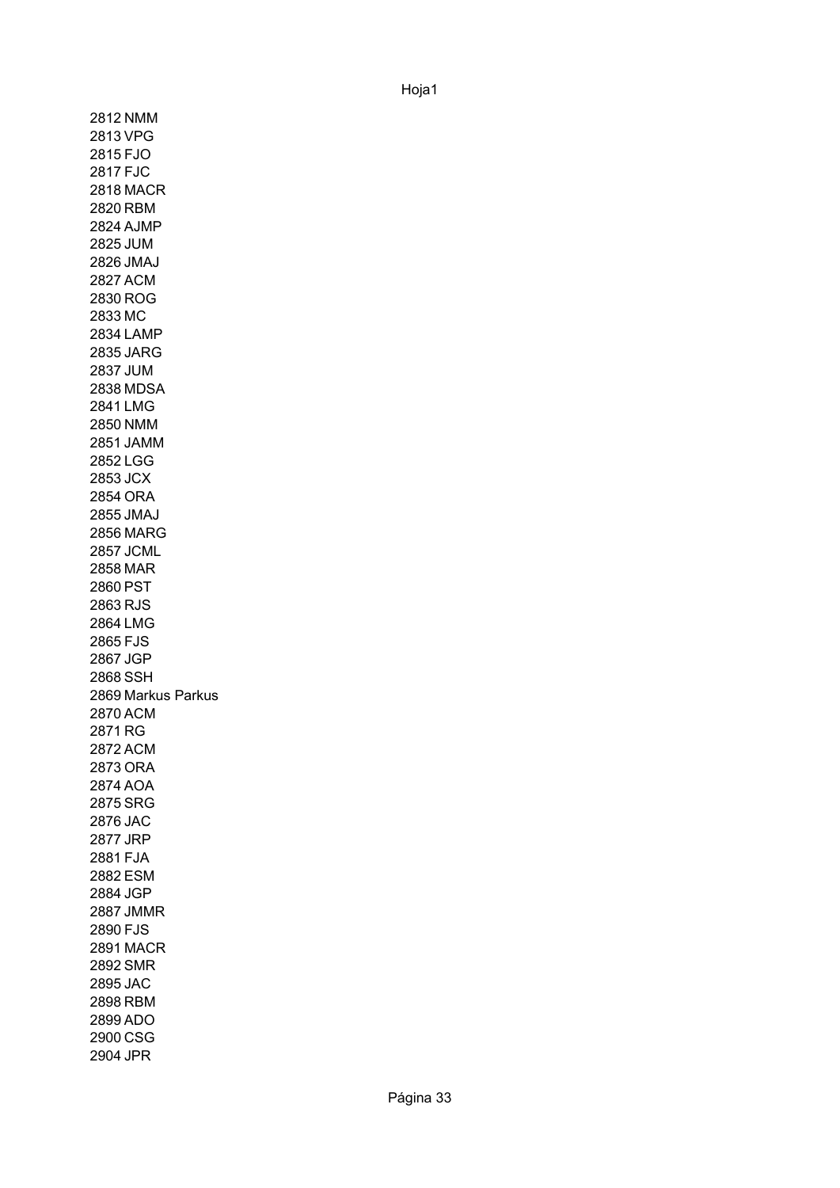2812 NMM
2813 VPG
2815 FJO
2817 FJC
2818 MACR
2820 RBM
2824 AJMP
2825 JUM
2826 JMAJ
2827 ACM
2830 ROG
2833 MC
2834 LAMP
2835 JARG
2837 JUM
2838 MDSA
2841 LMG
2850 NMM
2851 JAMM
2852 LGG
2853 JCX
2854 ORA
2855 JMAJ
2856 MARG
2857 JCML
2858 MAR
2860 PST
2863 RJS
2864 LMG
2865 FJS
2867 JGP
2868 SSH
2869 Markus Parkus
2870 ACM
2871 RG
2872 ACM
2873 ORA
2874 AOA
2875 SRG
2876 JAC
2877 JRP
2881 FJA
2882 ESM
2884 JGP
2887 JMMR
2890 FJS
2891 MACR
2892 SMR
2895 JAC
2898 RBM
2899 ADO
2900 CSG
2904 JPR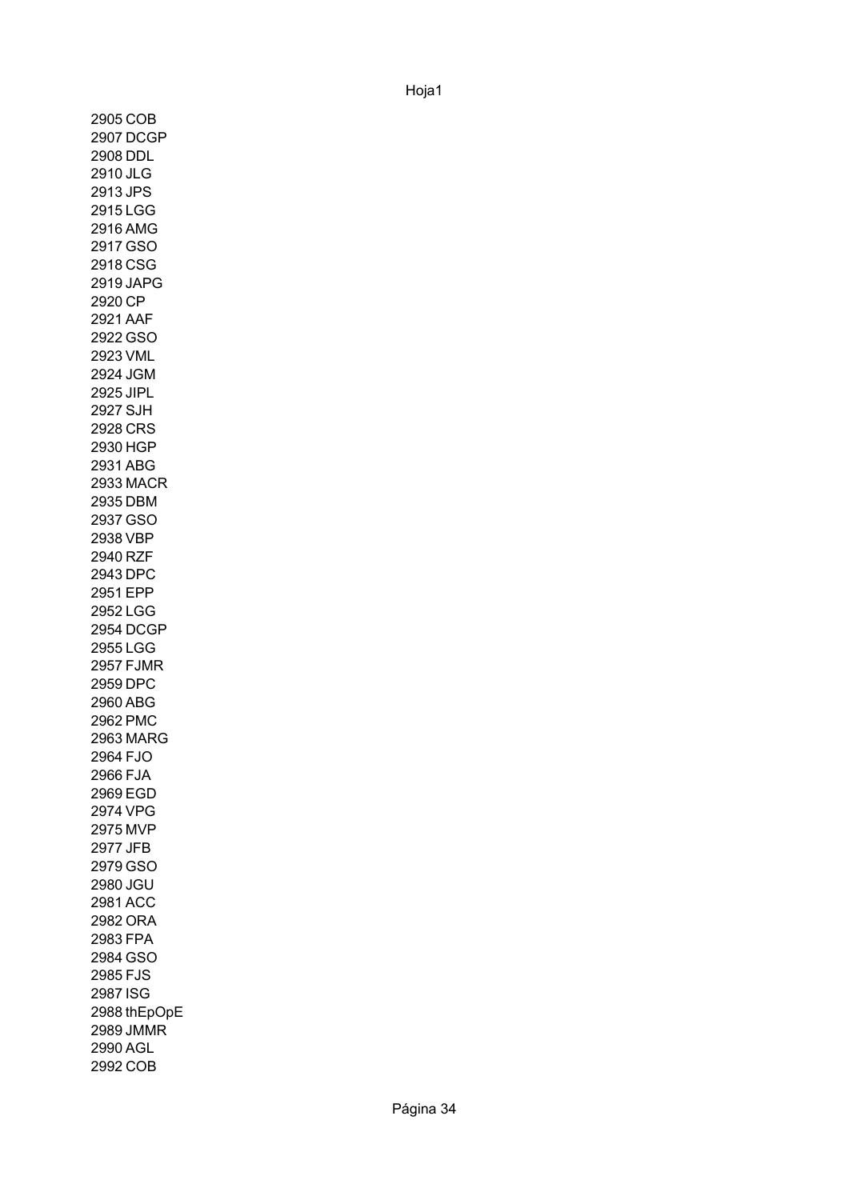2905 COB
2907 DCGP
2908 DDL
2910 JLG
2913 JPS
2915 LGG
2916 AMG
2917 GSO
2918 CSG
2919 JAPG
2920 CP
2921 AAF
2922 GSO
2923 VML
2924 JGM
2925 JIPL
2927 SJH
2928 CRS
2930 HGP
2931 ABG
2933 MACR
2935 DBM
2937 GSO
2938 VBP
2940 RZF
2943 DPC
2951 EPP
2952 LGG
2954 DCGP
2955 LGG
2957 FJMR
2959 DPC
2960 ABG
2962 PMC
2963 MARG
2964 FJO
2966 FJA
2969 EGD
2974 VPG
2975 MVP
2977 JFB
2979 GSO
2980 JGU
2981 ACC
2982 ORA
2983 FPA
2984 GSO
2985 FJS
2987 ISG
2988 thEpOpE
2989 JMMR
2990 AGL
2992 COB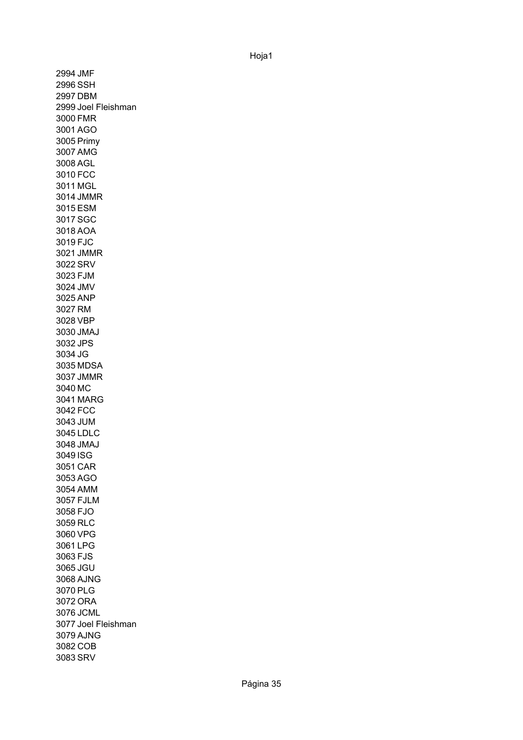2994 JMF
2996 SSH
2997 DBM
2999 Joel Fleishman
3000 FMR
3001 AGO
3005 Primy
3007 AMG
3008 AGL
3010 FCC
3011 MGL
3014 JMMR
3015 ESM
3017 SGC
3018 AOA
3019 FJC
3021 JMMR
3022 SRV
3023 FJM
3024 JMV
3025 ANP
3027 RM
3028 VBP
3030 JMAJ
3032 JPS
3034 JG
3035 MDSA
3037 JMMR
3040 MC
3041 MARG
3042 FCC
3043 JUM
3045 LDLC
3048 JMAJ
3049 ISG
3051 CAR
3053 AGO
3054 AMM
3057 FJLM
3058 FJO
3059 RLC
3060 VPG
3061 LPG
3063 FJS
3065 JGU
3068 AJNG
3070 PLG
3072 ORA
3076 JCML
3077 Joel Fleishman
3079 AJNG
3082 COB
3083 SRV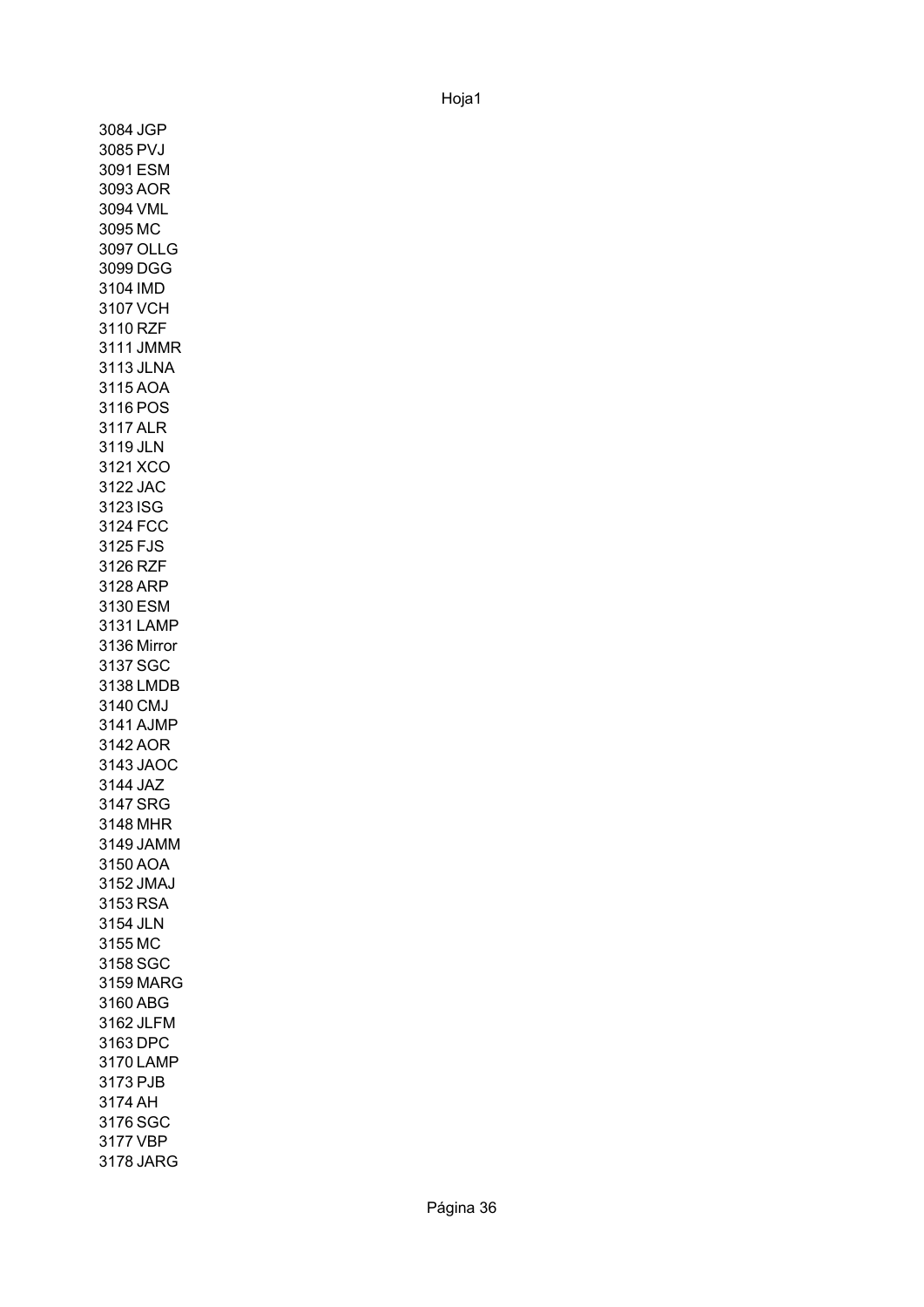3084 JGP
3085 PVJ
3091 ESM
3093 AOR
3094 VML
3095 MC
3097 OLLG
3099 DGG
3104 IMD
3107 VCH
3110 RZF
3111 JMMR
3113 JLNA
3115 AOA
3116 POS
3117 ALR
3119 JLN
3121 XCO
3122 JAC
3123 ISG
3124 FCC
3125 FJS
3126 RZF
3128 ARP
3130 ESM
3131 LAMP
3136 Mirror
3137 SGC
3138 LMDB
3140 CMJ
3141 AJMP
3142 AOR
3143 JAOC
3144 JAZ
3147 SRG
3148 MHR
3149 JAMM
3150 AOA
3152 JMAJ
3153 RSA
3154 JLN
3155 MC
3158 SGC
3159 MARG
3160 ABG
3162 JLFM
3163 DPC
3170 LAMP
3173 PJB
3174 AH
3176 SGC
3177 VBP
3178 JARG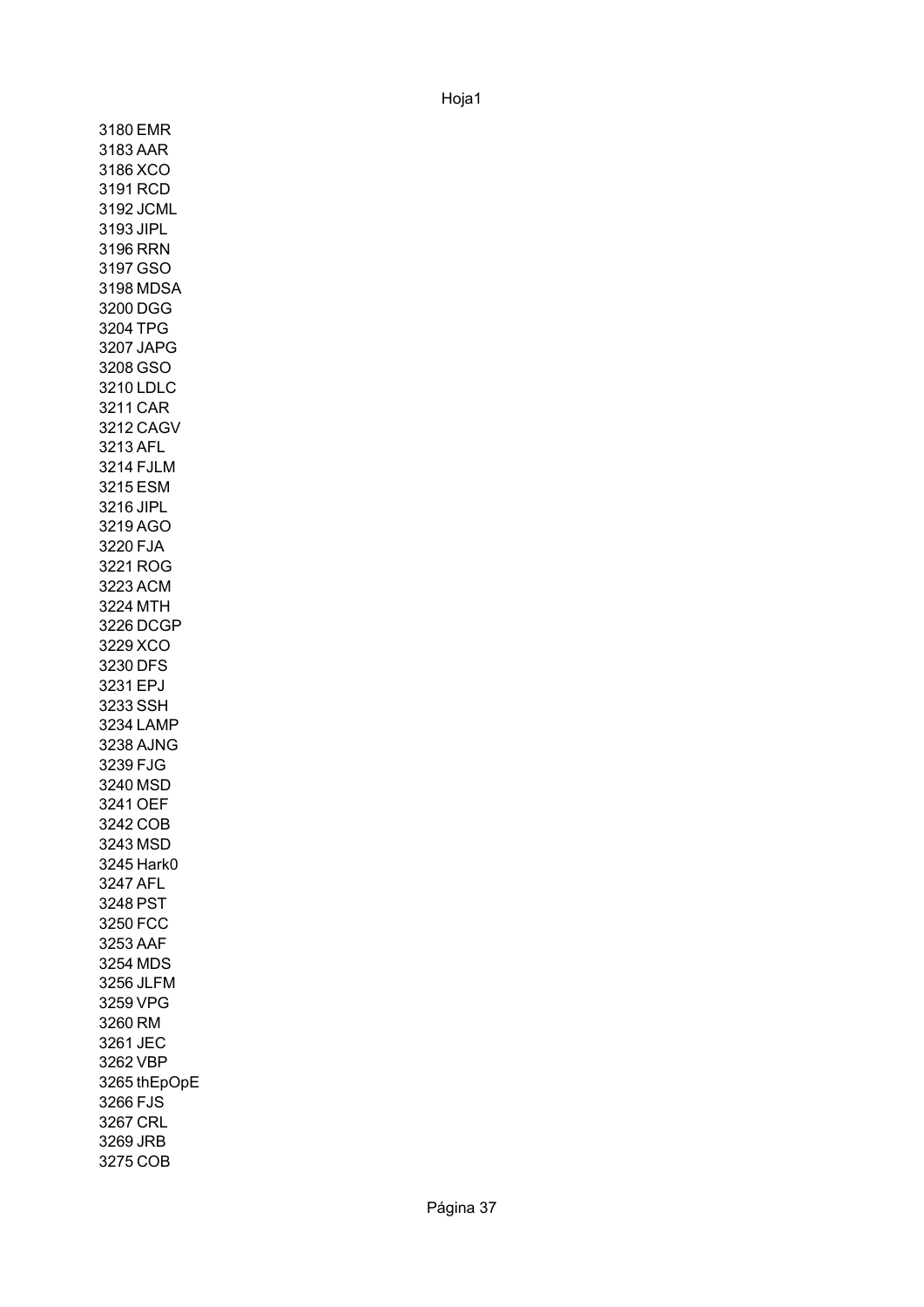3180 EMR
3183 AAR
3186 XCO
3191 RCD
3192 JCML
3193 JIPL
3196 RRN
3197 GSO
3198 MDSA
3200 DGG
3204 TPG
3207 JAPG
3208 GSO
3210 LDLC
3211 CAR
3212 CAGV
3213 AFL
3214 FJLM
3215 ESM
3216 JIPL
3219 AGO
3220 FJA
3221 ROG
3223 ACM
3224 MTH
3226 DCGP
3229 XCO
3230 DFS
3231 EPJ
3233 SSH
3234 LAMP
3238 AJNG
3239 FJG
3240 MSD
3241 OEF
3242 COB
3243 MSD
3245 Hark0
3247 AFL
3248 PST
3250 FCC
3253 AAF
3254 MDS
3256 JLFM
3259 VPG
3260 RM
3261 JEC
3262 VBP
3265 thEpOpE
3266 FJS
3267 CRL
3269 JRB
3275 COB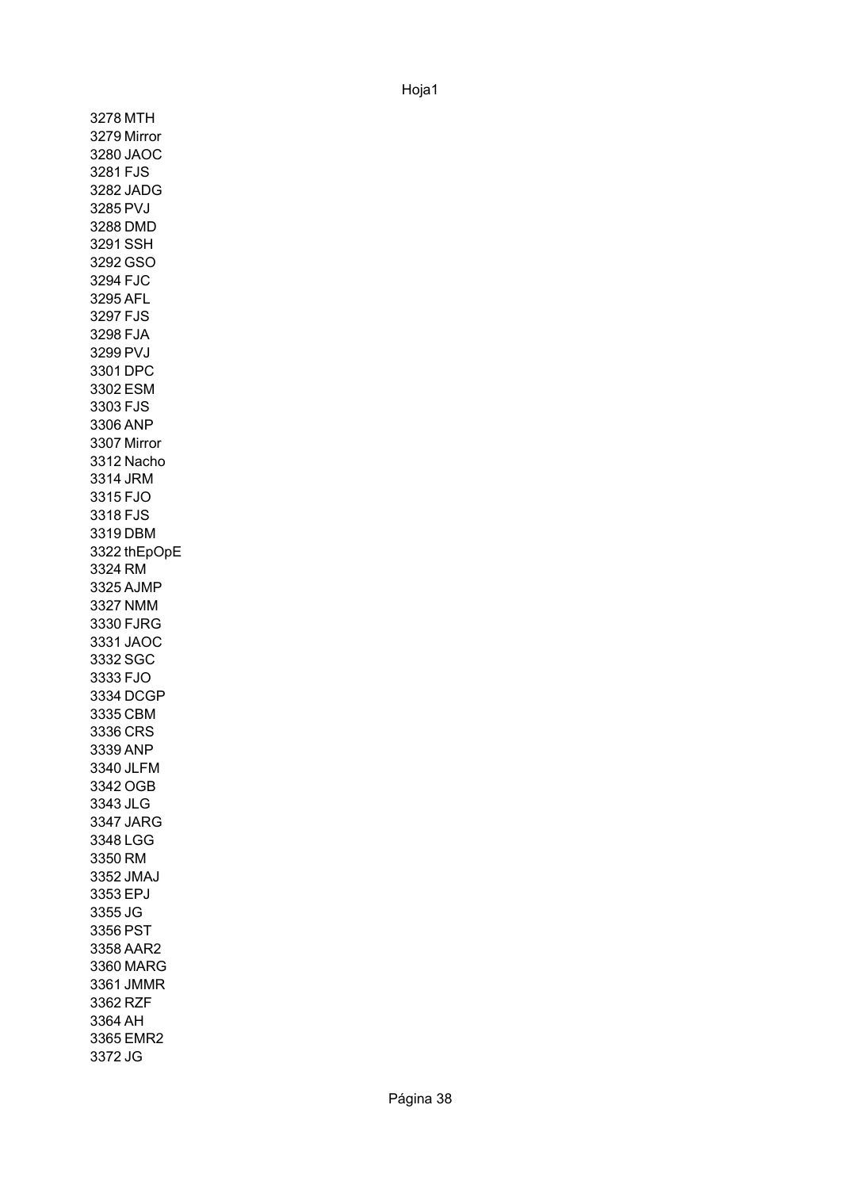3278 MTH
3279 Mirror
3280 JAOC
3281 FJS
3282 JADG
3285 PVJ
3288 DMD
3291 SSH
3292 GSO
3294 FJC
3295 AFL
3297 FJS
3298 FJA
3299 PVJ
3301 DPC
3302 ESM
3303 FJS
3306 ANP
3307 Mirror
3312 Nacho
3314 JRM
3315 FJO
3318 FJS
3319 DBM
3322 thEpOpE
3324 RM
3325 AJMP
3327 NMM
3330 FJRG
3331 JAOC
3332 SGC
3333 FJO
3334 DCGP
3335 CBM
3336 CRS
3339 ANP
3340 JLFM
3342 OGB
3343 JLG
3347 JARG
3348 LGG
3350 RM
3352 JMAJ
3353 EPJ
3355 JG
3356 PST
3358 AAR2
3360 MARG
3361 JMMR
3362 RZF
3364 AH
3365 EMR2
3372 JG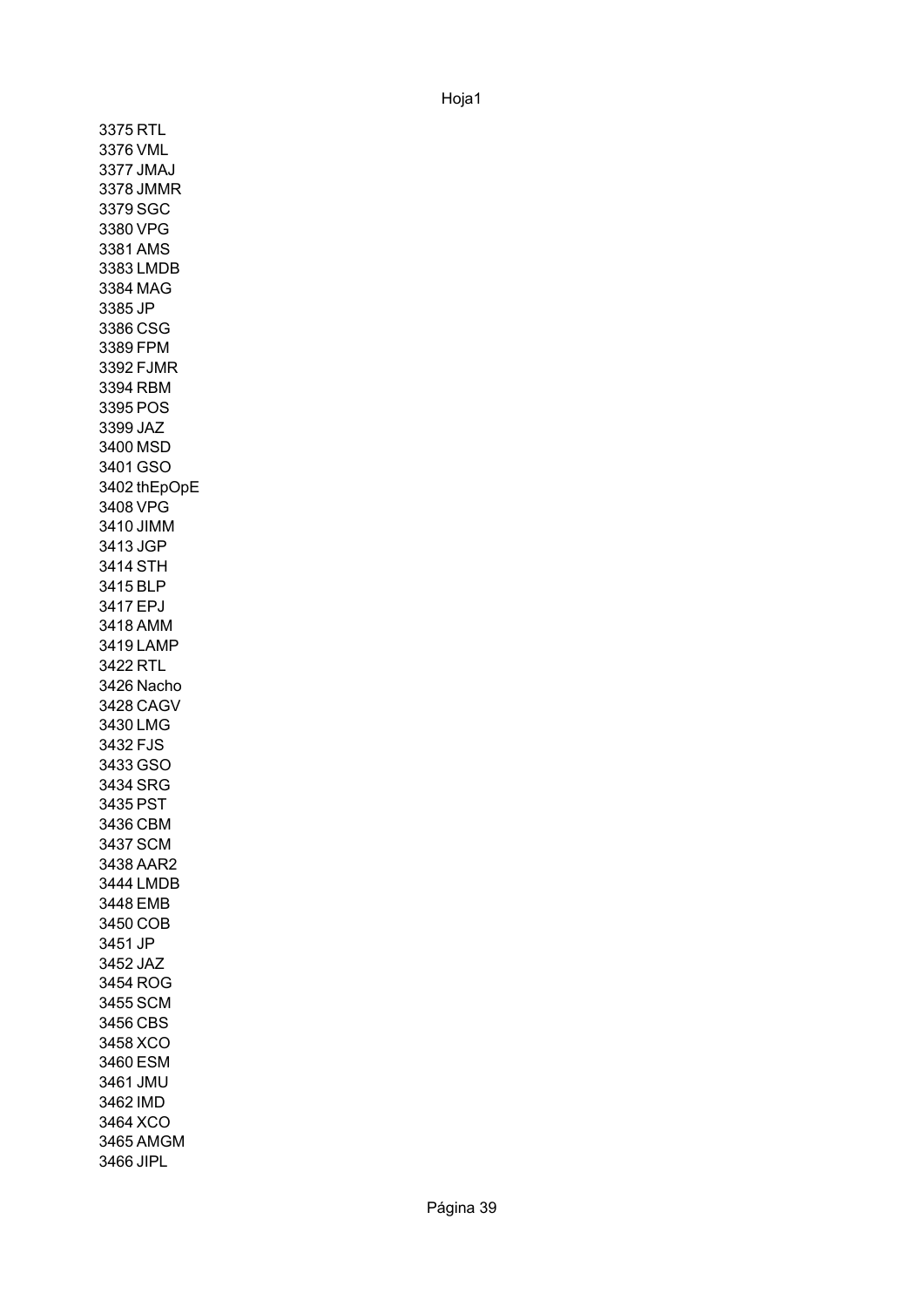3375 RTL
3376 VML
3377 JMAJ
3378 JMMR
3379 SGC
3380 VPG
3381 AMS
3383 LMDB
3384 MAG
3385 JP
3386 CSG
3389 FPM
3392 FJMR
3394 RBM
3395 POS
3399 JAZ
3400 MSD
3401 GSO
3402 thEpOpE
3408 VPG
3410 JIMM
3413 JGP
3414 STH
3415 BLP
3417 EPJ
3418 AMM
3419 LAMP
3422 RTL
3426 Nacho
3428 CAGV
3430 LMG
3432 FJS
3433 GSO
3434 SRG
3435 PST
3436 CBM
3437 SCM
3438 AAR2
3444 LMDB
3448 EMB
3450 COB
3451 JP
3452 JAZ
3454 ROG
3455 SCM
3456 CBS
3458 XCO
3460 ESM
3461 JMU
3462 IMD
3464 XCO
3465 AMGM
3466 JIPL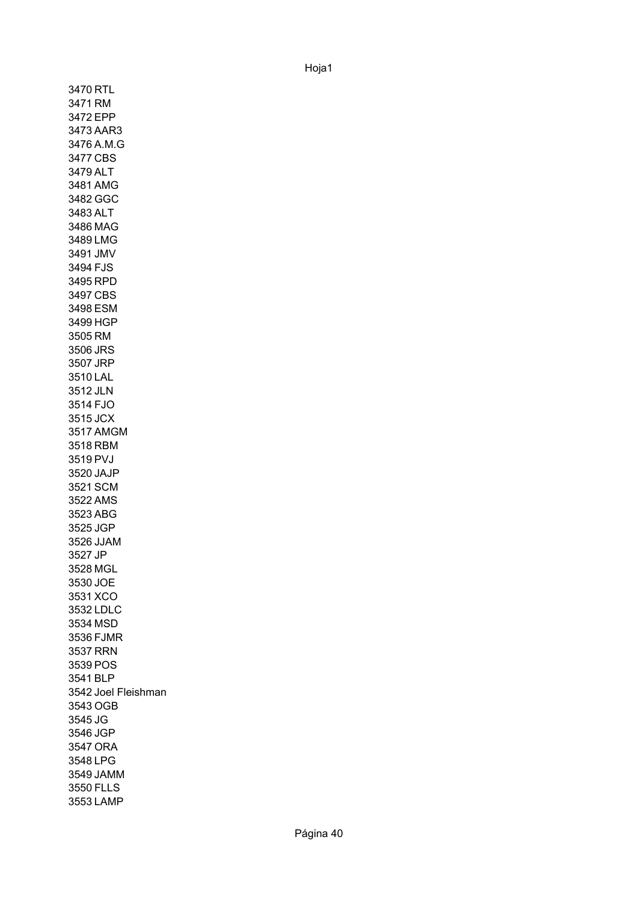3470 RTL
3471 RM
3472 EPP
3473 AAR3
3476 A.M.G
3477 CBS
3479 ALT
3481 AMG
3482 GGC
3483 ALT
3486 MAG
3489 LMG
3491 JMV
3494 FJS
3495 RPD
3497 CBS
3498 ESM
3499 HGP
3505 RM
3506 JRS
3507 JRP
3510 LAL
3512 JLN
3514 FJO
3515 JCX
3517 AMGM
3518 RBM
3519 PVJ
3520 JAJP
3521 SCM
3522 AMS
3523 ABG
3525 JGP
3526 JJAM
3527 JP
3528 MGL
3530 JOE
3531 XCO
3532 LDLC
3534 MSD
3536 FJMR
3537 RRN
3539 POS
3541 BLP
3542 Joel Fleishman
3543 OGB
3545 JG
3546 JGP
3547 ORA
3548 LPG
3549 JAMM
3550 FLLS
3553 LAMP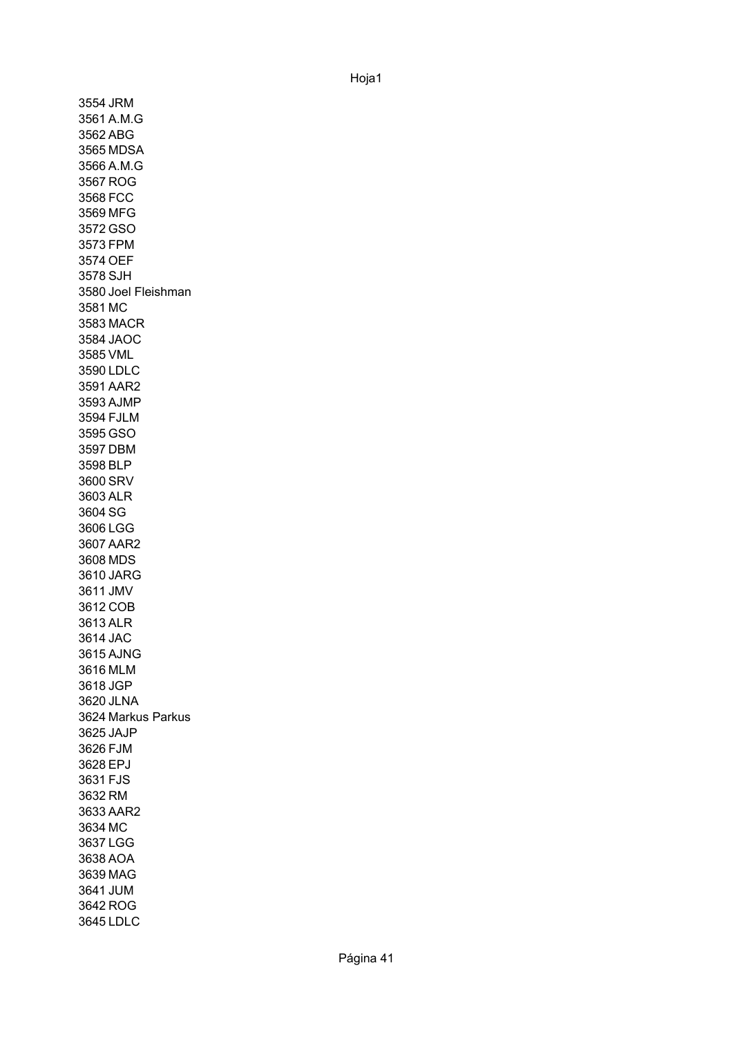3554 JRM
3561 A.M.G
3562 ABG
3565 MDSA
3566 A.M.G
3567 ROG
3568 FCC
3569 MFG
3572 GSO
3573 FPM
3574 OEF
3578 SJH
3580 Joel Fleishman
3581 MC
3583 MACR
3584 JAOC
3585 VML
3590 LDLC
3591 AAR2
3593 AJMP
3594 FJLM
3595 GSO
3597 DBM
3598 BLP
3600 SRV
3603 ALR
3604 SG
3606 LGG
3607 AAR2
3608 MDS
3610 JARG
3611 JMV
3612 COB
3613 ALR
3614 JAC
3615 AJNG
3616 MLM
3618 JGP
3620 JLNA
3624 Markus Parkus
3625 JAJP
3626 FJM
3628 EPJ
3631 FJS
3632 RM
3633 AAR2
3634 MC
3637 LGG
3638 AOA
3639 MAG
3641 JUM
3642 ROG
3645 LDLC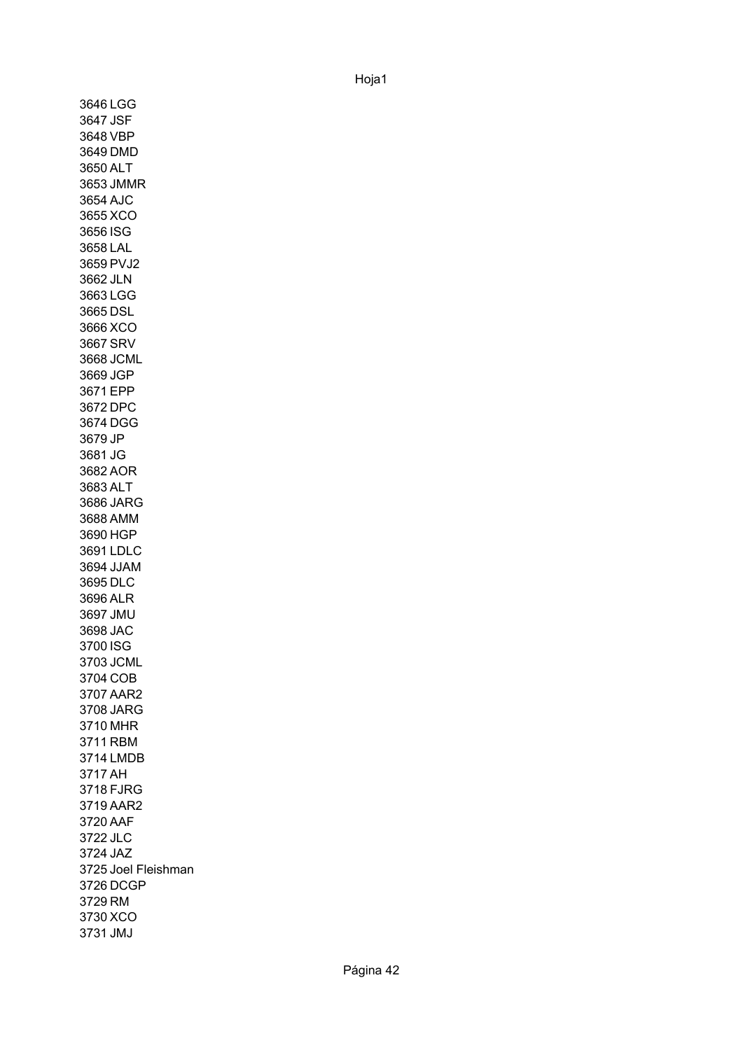3646 LGG
3647 JSF
3648 VBP
3649 DMD
3650 ALT
3653 JMMR
3654 AJC
3655 XCO
3656 ISG
3658 LAL
3659 PVJ2
3662 JLN
3663 LGG
3665 DSL
3666 XCO
3667 SRV
3668 JCML
3669 JGP
3671 EPP
3672 DPC
3674 DGG
3679 JP
3681 JG
3682 AOR
3683 ALT
3686 JARG
3688 AMM
3690 HGP
3691 LDLC
3694 JJAM
3695 DLC
3696 ALR
3697 JMU
3698 JAC
3700 ISG
3703 JCML
3704 COB
3707 AAR2
3708 JARG
3710 MHR
3711 RBM
3714 LMDB
3717 AH
3718 FJRG
3719 AAR2
3720 AAF
3722 JLC
3724 JAZ
3725 Joel Fleishman
3726 DCGP
3729 RM
3730 XCO
3731 JMJ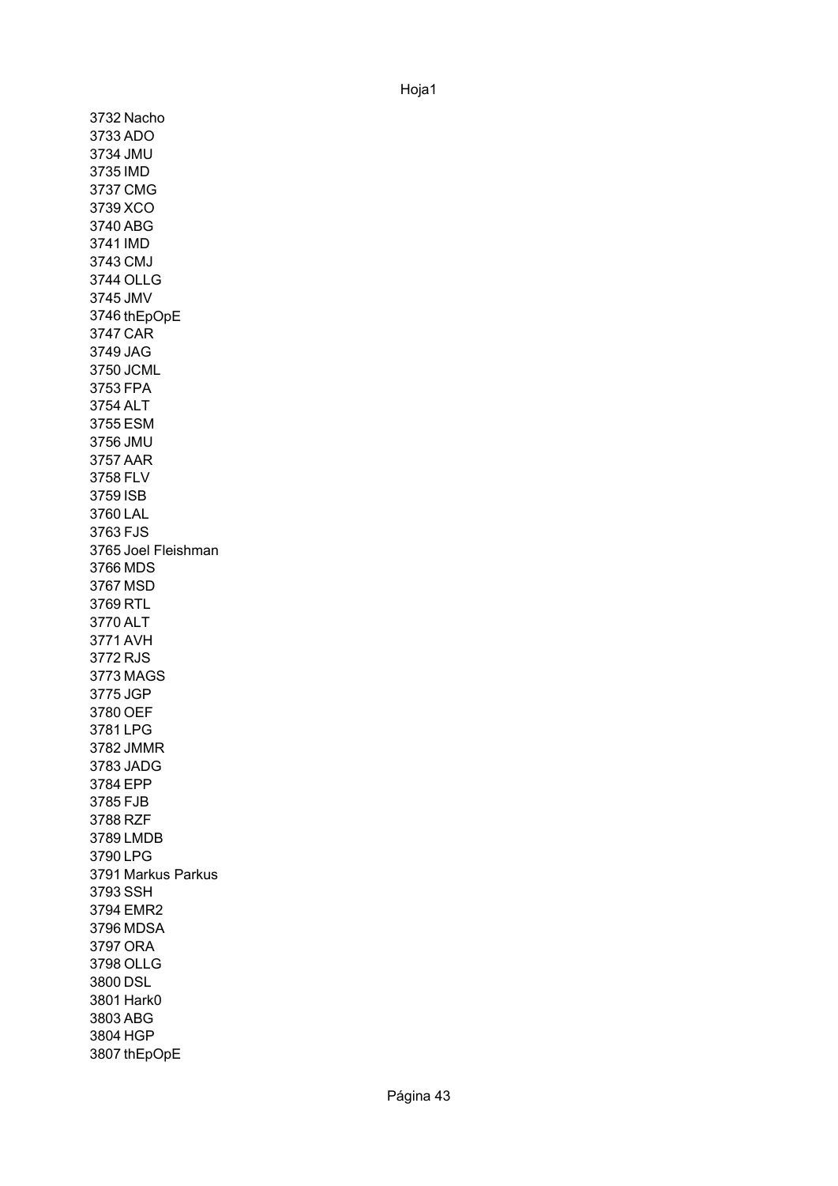3732 Nacho
3733 ADO
3734 JMU
3735 IMD
3737 CMG
3739 XCO
3740 ABG
3741 IMD
3743 CMJ
3744 OLLG
3745 JMV
3746 thEpOpE
3747 CAR
3749 JAG
3750 JCML
3753 FPA
3754 ALT
3755 ESM
3756 JMU
3757 AAR
3758 FLV
3759 ISB
3760 LAL
3763 FJS
3765 Joel Fleishman
3766 MDS
3767 MSD
3769 RTL
3770 ALT
3771 AVH
3772 RJS
3773 MAGS
3775 JGP
3780 OEF
3781 LPG
3782 JMMR
3783 JADG
3784 EPP
3785 FJB
3788 RZF
3789 LMDB
3790 LPG
3791 Markus Parkus
3793 SSH
3794 EMR2
3796 MDSA
3797 ORA
3798 OLLG
3800 DSL
3801 Hark0
3803 ABG
3804 HGP
3807 thEpOpE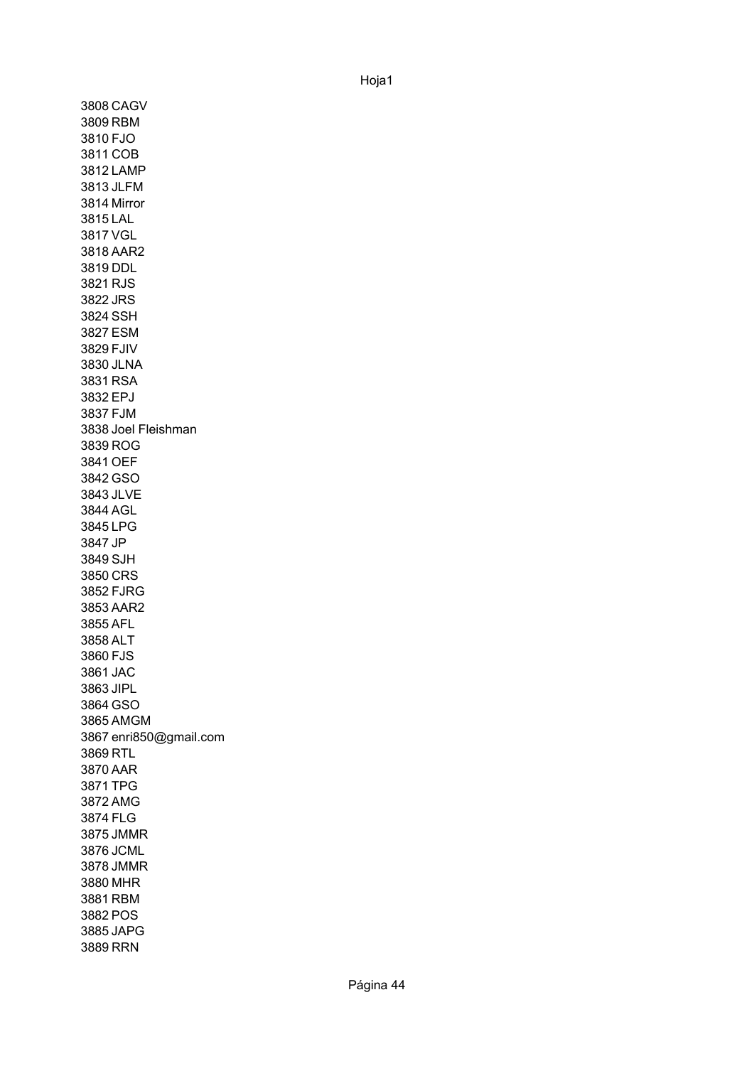3808 CAGV
3809 RBM
3810 FJO
3811 COB
3812 LAMP
3813 JLFM
3814 Mirror
3815 LAL
3817 VGL
3818 AAR2
3819 DDL
3821 RJS
3822 JRS
3824 SSH
3827 ESM
3829 FJIV
3830 JLNA
3831 RSA
3832 EPJ
3837 FJM
3838 Joel Fleishman
3839 ROG
3841 OEF
3842 GSO
3843 JLVE
3844 AGL
3845 LPG
3847 JP
3849 SJH
3850 CRS
3852 FJRG
3853 AAR2
3855 AFL
3858 ALT
3860 FJS
3861 JAC
3863 JIPL
3864 GSO
3865 AMGM
3867 enri850@gmail.com
3869 RTL
3870 AAR
3871 TPG
3872 AMG
3874 FLG
3875 JMMR
3876 JCML
3878 JMMR
3880 MHR
3881 RBM
3882 POS
3885 JAPG
3889 RRN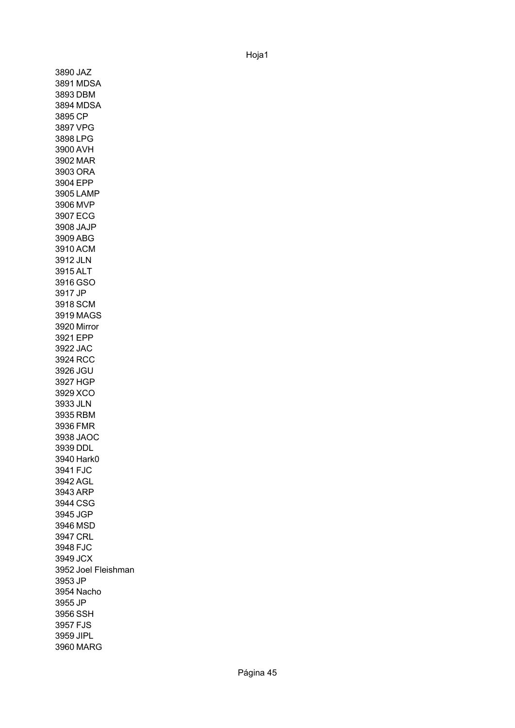3890 JAZ
3891 MDSA
3893 DBM
3894 MDSA
3895 CP
3897 VPG
3898 LPG
3900 AVH
3902 MAR
3903 ORA
3904 EPP
3905 LAMP
3906 MVP
3907 ECG
3908 JAJP
3909 ABG
3910 ACM
3912 JLN
3915 ALT
3916 GSO
3917 JP
3918 SCM
3919 MAGS
3920 Mirror
3921 EPP
3922 JAC
3924 RCC
3926 JGU
3927 HGP
3929 XCO
3933 JLN
3935 RBM
3936 FMR
3938 JAOC
3939 DDL
3940 Hark0
3941 FJC
3942 AGL
3943 ARP
3944 CSG
3945 JGP
3946 MSD
3947 CRL
3948 FJC
3949 JCX
3952 Joel Fleishman
3953 JP
3954 Nacho
3955 JP
3956 SSH
3957 FJS
3959 JIPL
3960 MARG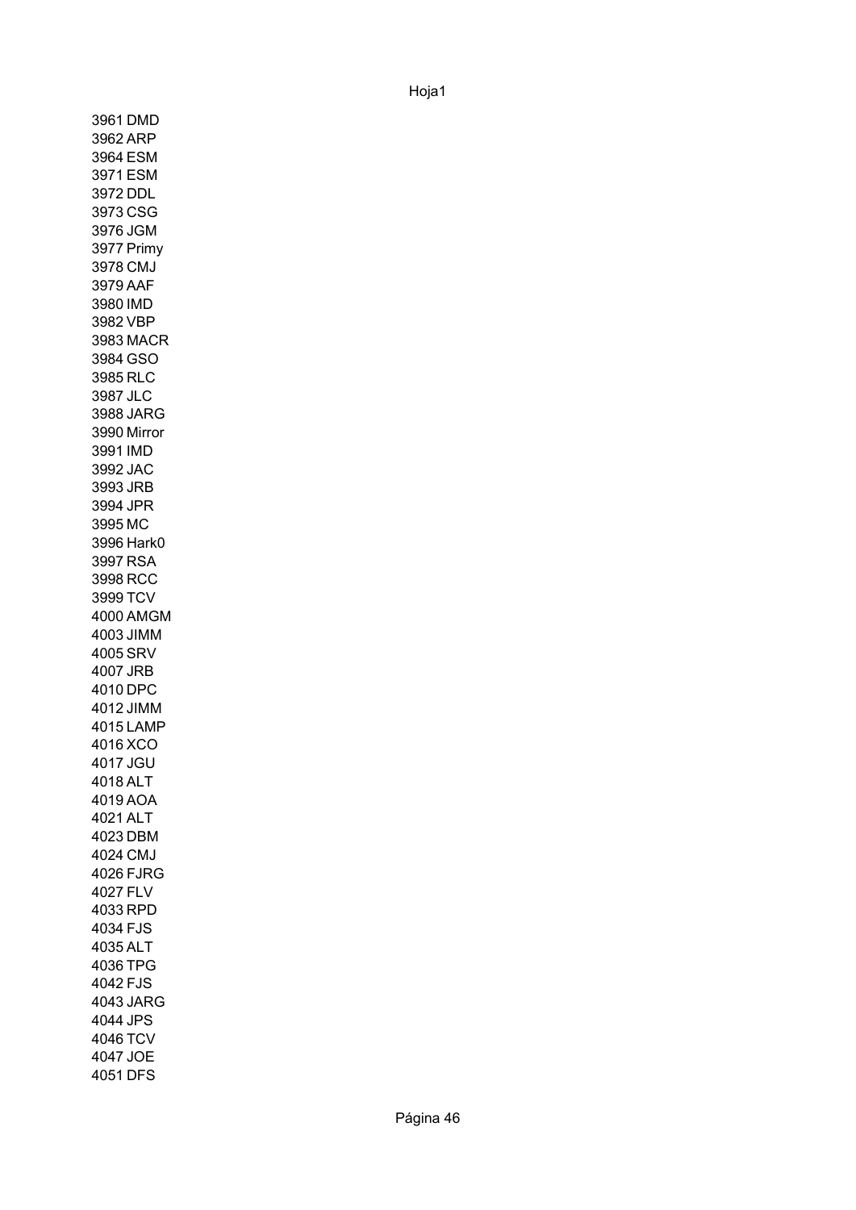3961 DMD
3962 ARP
3964 ESM
3971 ESM
3972 DDL
3973 CSG
3976 JGM
3977 Primy
3978 CMJ
3979 AAF
3980 IMD
3982 VBP
3983 MACR
3984 GSO
3985 RLC
3987 JLC
3988 JARG
3990 Mirror
3991 IMD
3992 JAC
3993 JRB
3994 JPR
3995 MC
3996 Hark0
3997 RSA
3998 RCC
3999 TCV
4000 AMGM
4003 JIMM
4005 SRV
4007 JRB
4010 DPC
4012 JIMM
4015 LAMP
4016 XCO
4017 JGU
4018 ALT
4019 AOA
4021 ALT
4023 DBM
4024 CMJ
4026 FJRG
4027 FLV
4033 RPD
4034 FJS
4035 ALT
4036 TPG
4042 FJS
4043 JARG
4044 JPS
4046 TCV
4047 JOE
4051 DFS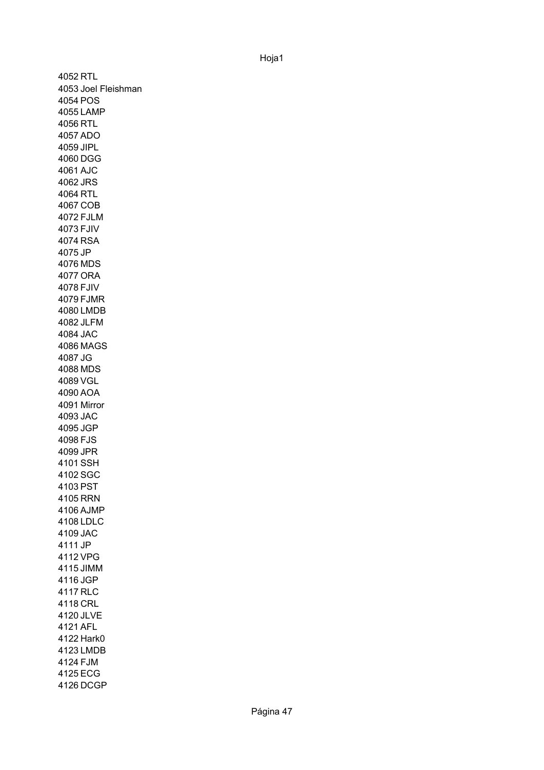4052 RTL
4053 Joel Fleishman
4054 POS
4055 LAMP
4056 RTL
4057 ADO
4059 JIPL
4060 DGG
4061 AJC
4062 JRS
4064 RTL
4067 COB
4072 FJLM
4073 FJIV
4074 RSA
4075 JP
4076 MDS
4077 ORA
4078 FJIV
4079 FJMR
4080 LMDB
4082 JLFM
4084 JAC
4086 MAGS
4087 JG
4088 MDS
4089 VGL
4090 AOA
4091 Mirror
4093 JAC
4095 JGP
4098 FJS
4099 JPR
4101 SSH
4102 SGC
4103 PST
4105 RRN
4106 AJMP
4108 LDLC
4109 JAC
4111 JP
4112 VPG
4115 JIMM
4116 JGP
4117 RLC
4118 CRL
4120 JLVE
4121 AFL
4122 Hark0
4123 LMDB
4124 FJM
4125 ECG
4126 DCGP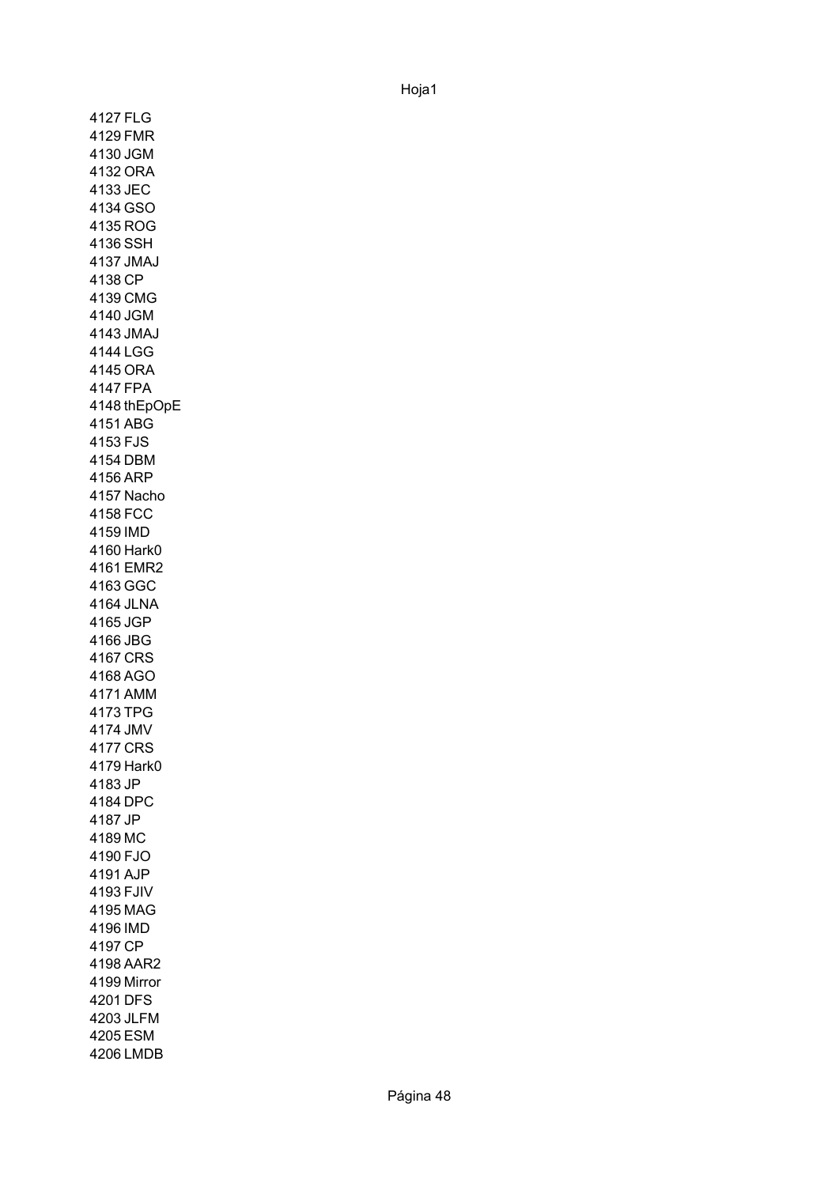4127 FLG
4129 FMR
4130 JGM
4132 ORA
4133 JEC
4134 GSO
4135 ROG
4136 SSH
4137 JMAJ
4138 CP
4139 CMG
4140 JGM
4143 JMAJ
4144 LGG
4145 ORA
4147 FPA
4148 thEpOpE
4151 ABG
4153 FJS
4154 DBM
4156 ARP
4157 Nacho
4158 FCC
4159 IMD
4160 Hark0
4161 EMR2
4163 GGC
4164 JLNA
4165 JGP
4166 JBG
4167 CRS
4168 AGO
4171 AMM
4173 TPG
4174 JMV
4177 CRS
4179 Hark0
4183 JP
4184 DPC
4187 JP
4189 MC
4190 FJO
4191 AJP
4193 FJIV
4195 MAG
4196 IMD
4197 CP
4198 AAR2
4199 Mirror
4201 DFS
4203 JLFM
4205 ESM
4206 LMDB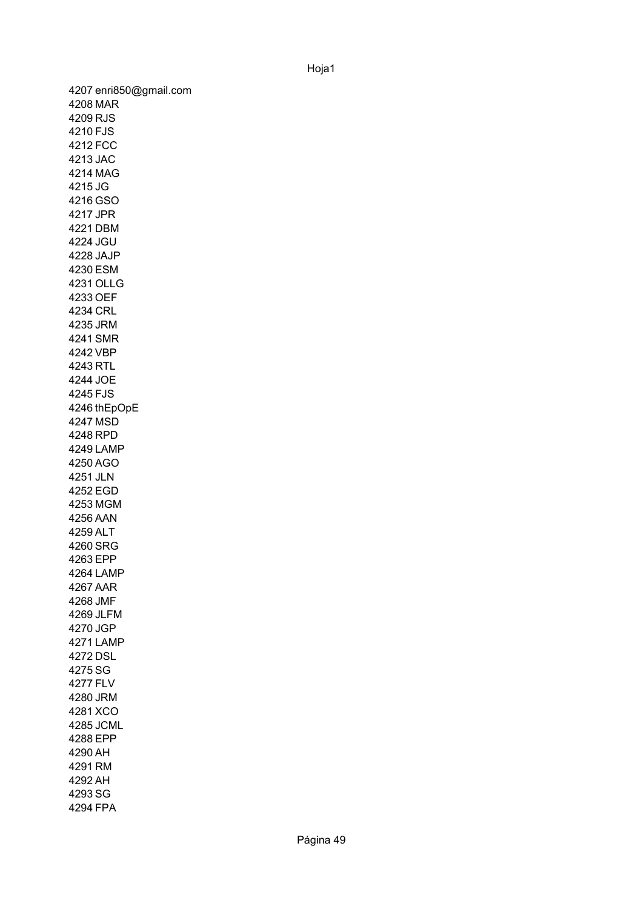4207 enri850@gmail.com
4208 MAR
4209 RJS
4210 FJS
4212 FCC
4213 JAC
4214 MAG
4215 JG
4216 GSO
4217 JPR
4221 DBM
4224 JGU
4228 JAJP
4230 ESM
4231 OLLG
4233 OEF
4234 CRL
4235 JRM
4241 SMR
4242 VBP
4243 RTL
4244 JOE
4245 FJS
4246 thEpOpE
4247 MSD
4248 RPD
4249 LAMP
4250 AGO
4251 JLN
4252 EGD
4253 MGM
4256 AAN
4259 ALT
4260 SRG
4263 EPP
4264 LAMP
4267 AAR
4268 JMF
4269 JLFM
4270 JGP
4271 LAMP
4272 DSL
4275 SG
4277 FLV
4280 JRM
4281 XCO
4285 JCML
4288 EPP
4290 AH
4291 RM
4292 AH
4293 SG
4294 FPA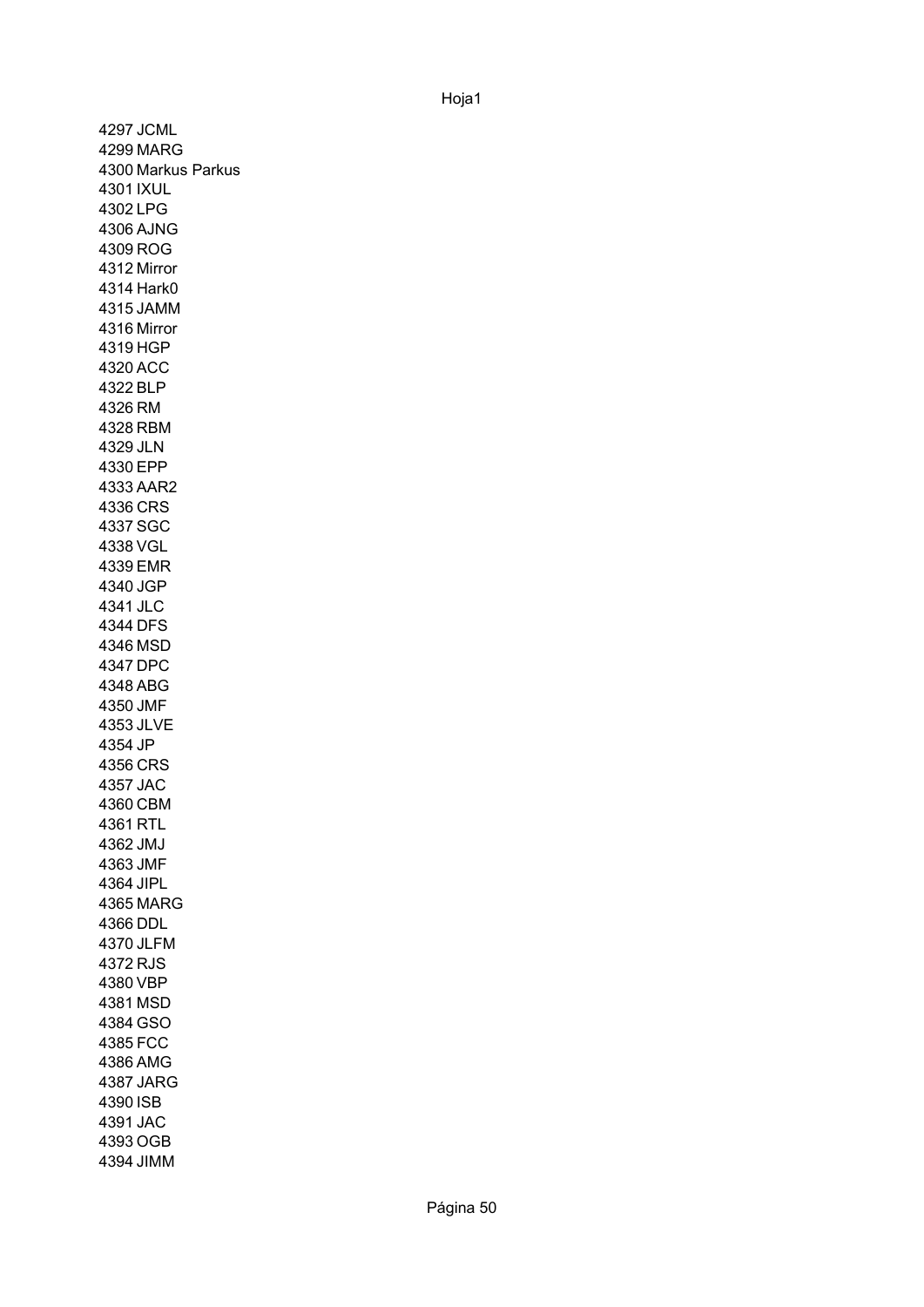4297 JCML
4299 MARG
4300 Markus Parkus
4301 IXUL
4302 LPG
4306 AJNG
4309 ROG
4312 Mirror
4314 Hark0
4315 JAMM
4316 Mirror
4319 HGP
4320 ACC
4322 BLP
4326 RM
4328 RBM
4329 JLN
4330 EPP
4333 AAR2
4336 CRS
4337 SGC
4338 VGL
4339 EMR
4340 JGP
4341 JLC
4344 DFS
4346 MSD
4347 DPC
4348 ABG
4350 JMF
4353 JLVE
4354 JP
4356 CRS
4357 JAC
4360 CBM
4361 RTL
4362 JMJ
4363 JMF
4364 JIPL
4365 MARG
4366 DDL
4370 JLFM
4372 RJS
4380 VBP
4381 MSD
4384 GSO
4385 FCC
4386 AMG
4387 JARG
4390 ISB
4391 JAC
4393 OGB
4394 JIMM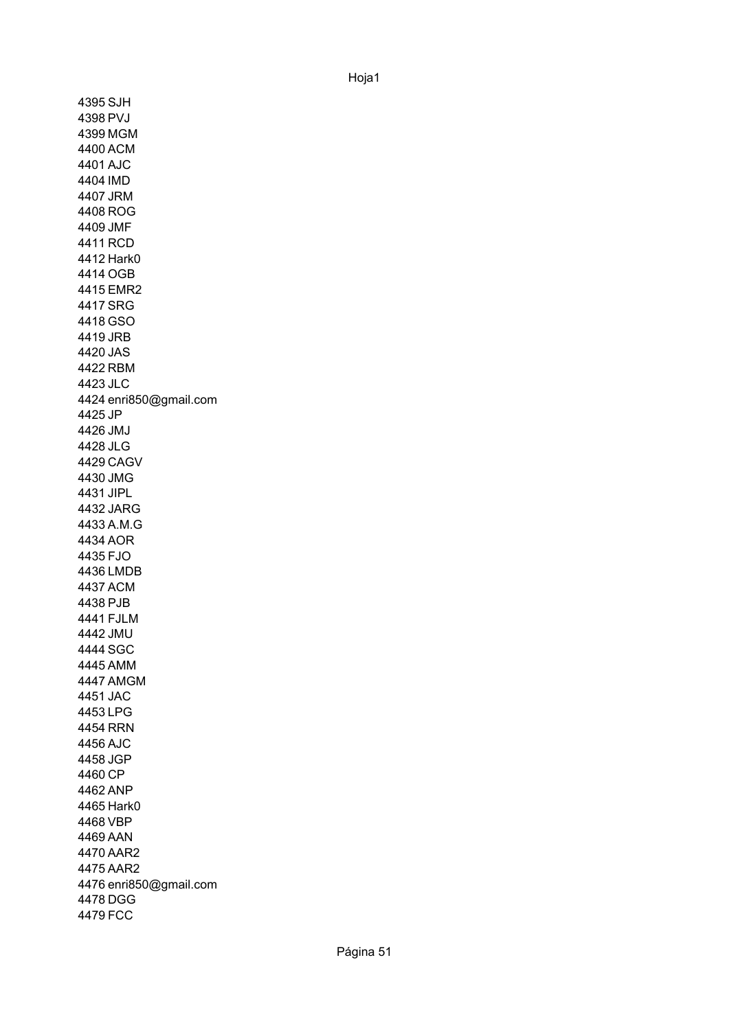4395 SJH
4398 PVJ
4399 MGM
4400 ACM
4401 AJC
4404 IMD
4407 JRM
4408 ROG
4409 JMF
4411 RCD
4412 Hark0
4414 OGB
4415 EMR2
4417 SRG
4418 GSO
4419 JRB
4420 JAS
4422 RBM
4423 JLC
4424 enri850@gmail.com
4425 JP
4426 JMJ
4428 JLG
4429 CAGV
4430 JMG
4431 JIPL
4432 JARG
4433 A.M.G
4434 AOR
4435 FJO
4436 LMDB
4437 ACM
4438 PJB
4441 FJLM
4442 JMU
4444 SGC
4445 AMM
4447 AMGM
4451 JAC
4453 LPG
4454 RRN
4456 AJC
4458 JGP
4460 CP
4462 ANP
4465 Hark0
4468 VBP
4469 AAN
4470 AAR2
4475 AAR2
4476 enri850@gmail.com
4478 DGG
4479 FCC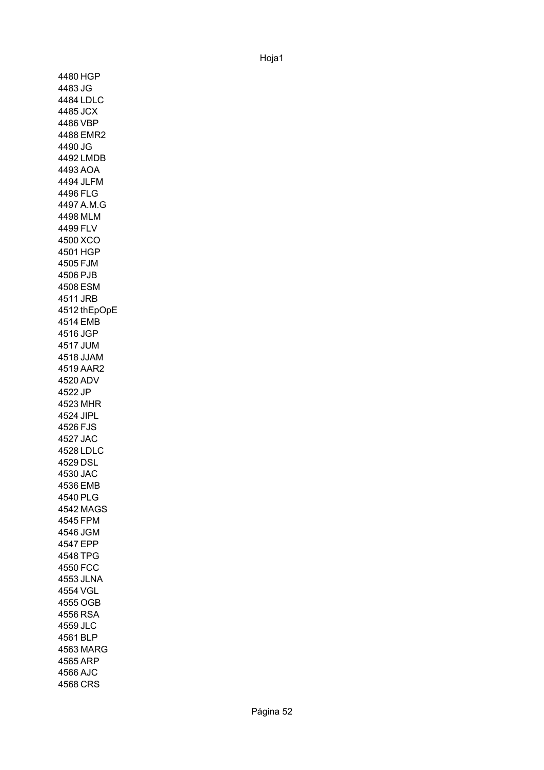4480 HGP
4483 JG
4484 LDLC
4485 JCX
4486 VBP
4488 EMR2
4490 JG
4492 LMDB
4493 AOA
4494 JLFM
4496 FLG
4497 A.M.G
4498 MLM
4499 FLV
4500 XCO
4501 HGP
4505 FJM
4506 PJB
4508 ESM
4511 JRB
4512 thEpOpE
4514 EMB
4516 JGP
4517 JUM
4518 JJAM
4519 AAR2
4520 ADV
4522 JP
4523 MHR
4524 JIPL
4526 FJS
4527 JAC
4528 LDLC
4529 DSL
4530 JAC
4536 EMB
4540 PLG
4542 MAGS
4545 FPM
4546 JGM
4547 EPP
4548 TPG
4550 FCC
4553 JLNA
4554 VGL
4555 OGB
4556 RSA
4559 JLC
4561 BLP
4563 MARG
4565 ARP
4566 AJC
4568 CRS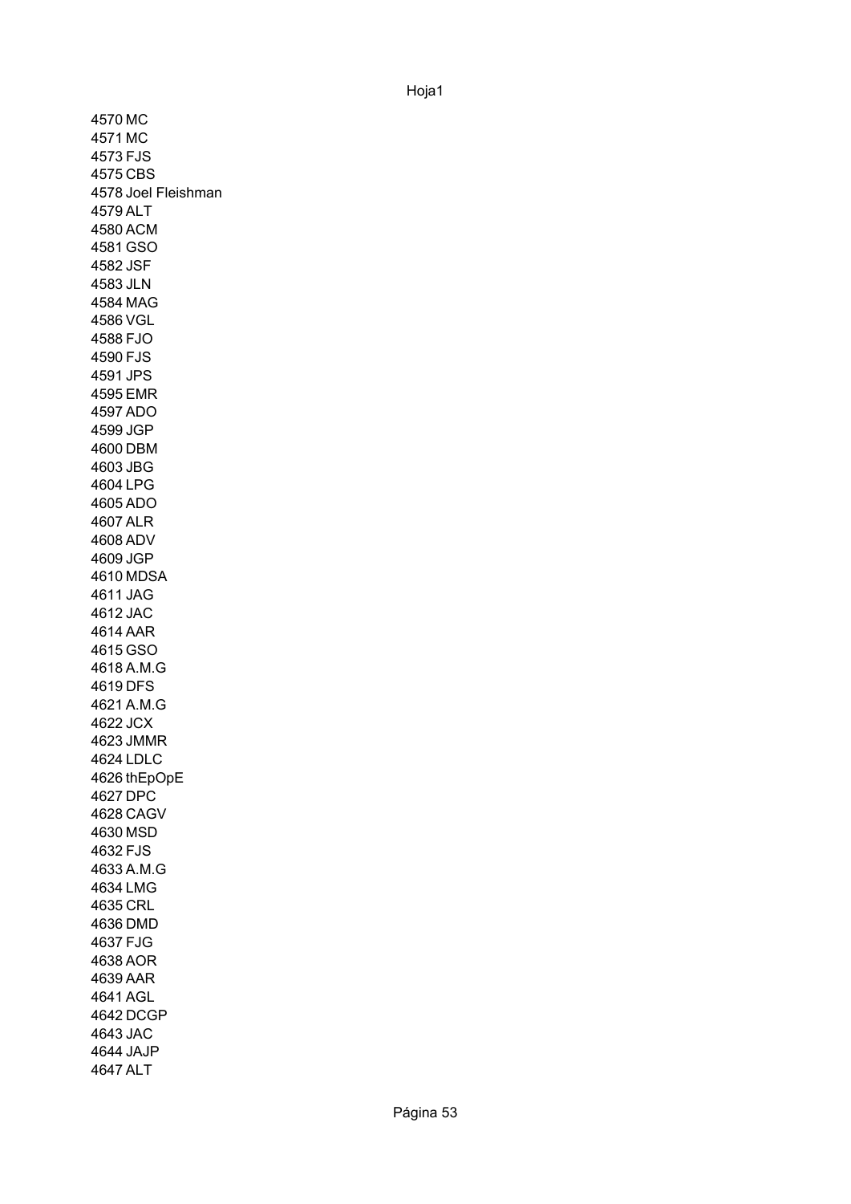4570 MC
4571 MC
4573 FJS
4575 CBS
4578 Joel Fleishman
4579 ALT
4580 ACM
4581 GSO
4582 JSF
4583 JLN
4584 MAG
4586 VGL
4588 FJO
4590 FJS
4591 JPS
4595 EMR
4597 ADO
4599 JGP
4600 DBM
4603 JBG
4604 LPG
4605 ADO
4607 ALR
4608 ADV
4609 JGP
4610 MDSA
4611 JAG
4612 JAC
4614 AAR
4615 GSO
4618 A.M.G
4619 DFS
4621 A.M.G
4622 JCX
4623 JMMR
4624 LDLC
4626 thEpOpE
4627 DPC
4628 CAGV
4630 MSD
4632 FJS
4633 A.M.G
4634 LMG
4635 CRL
4636 DMD
4637 FJG
4638 AOR
4639 AAR
4641 AGL
4642 DCGP
4643 JAC
4644 JAJP
4647 ALT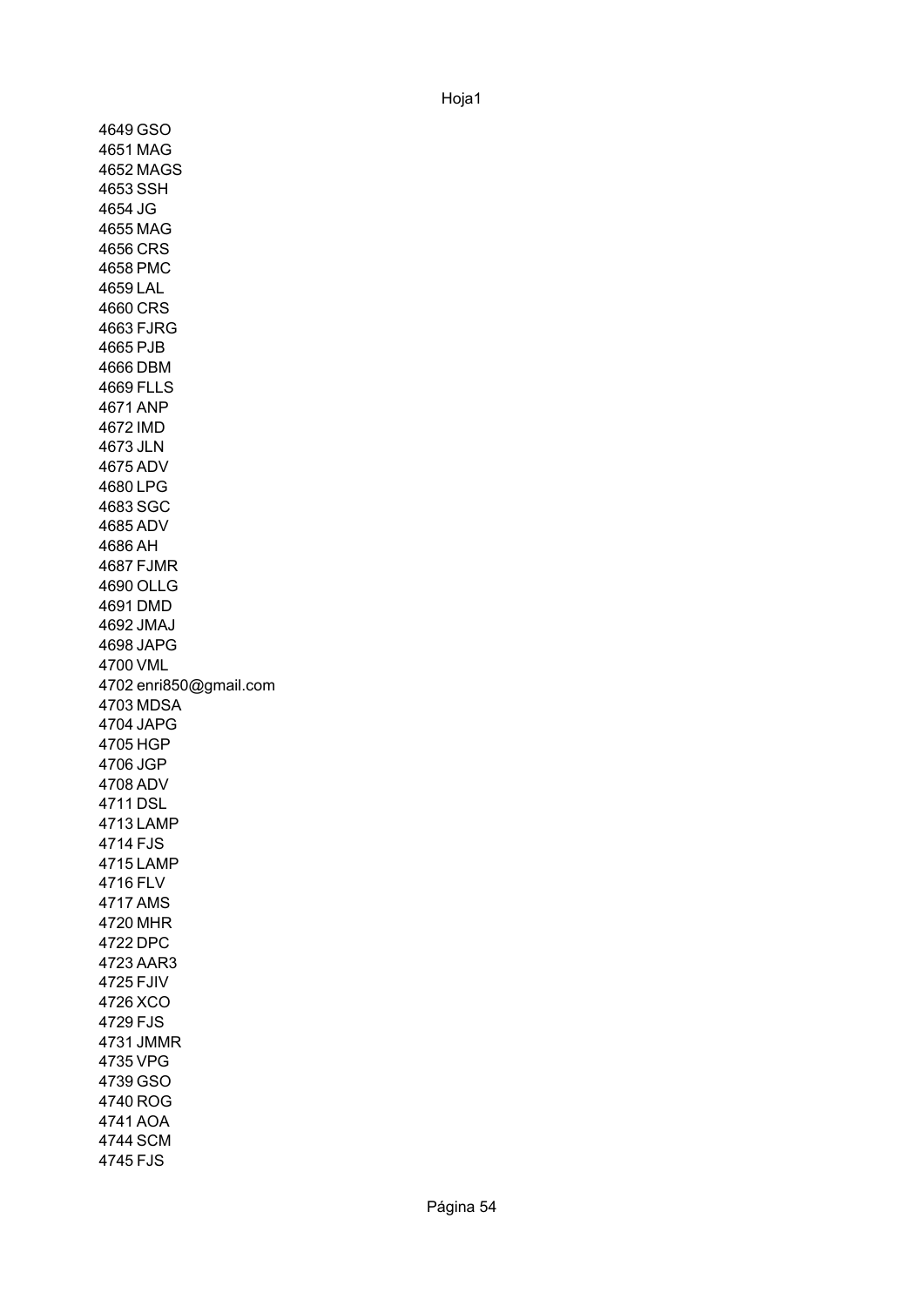4649 GSO
4651 MAG
4652 MAGS
4653 SSH
4654 JG
4655 MAG
4656 CRS
4658 PMC
4659 LAL
4660 CRS
4663 FJRG
4665 PJB
4666 DBM
4669 FLLS
4671 ANP
4672 IMD
4673 JLN
4675 ADV
4680 LPG
4683 SGC
4685 ADV
4686 AH
4687 FJMR
4690 OLLG
4691 DMD
4692 JMAJ
4698 JAPG
4700 VML
4702 enri850@gmail.com
4703 MDSA
4704 JAPG
4705 HGP
4706 JGP
4708 ADV
4711 DSL
4713 LAMP
4714 FJS
4715 LAMP
4716 FLV
4717 AMS
4720 MHR
4722 DPC
4723 AAR3
4725 FJIV
4726 XCO
4729 FJS
4731 JMMR
4735 VPG
4739 GSO
4740 ROG
4741 AOA
4744 SCM
4745 FJS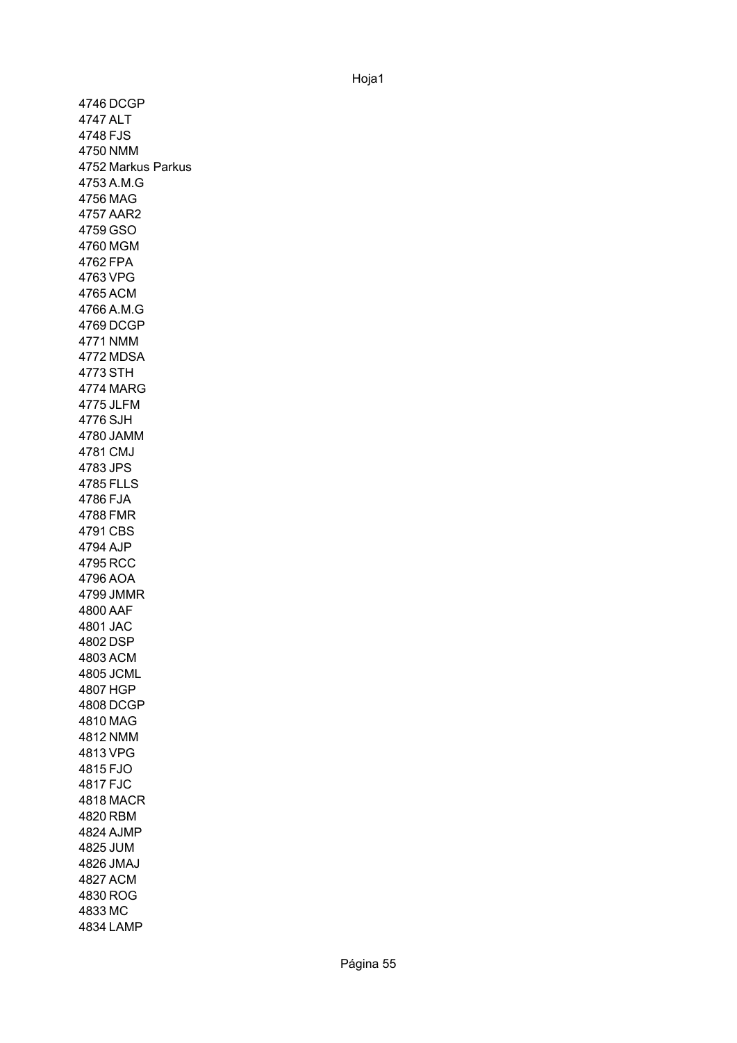4746 DCGP
4747 ALT
4748 FJS
4750 NMM
4752 Markus Parkus
4753 A.M.G
4756 MAG
4757 AAR2
4759 GSO
4760 MGM
4762 FPA
4763 VPG
4765 ACM
4766 A.M.G
4769 DCGP
4771 NMM
4772 MDSA
4773 STH
4774 MARG
4775 JLFM
4776 SJH
4780 JAMM
4781 CMJ
4783 JPS
4785 FLLS
4786 FJA
4788 FMR
4791 CBS
4794 AJP
4795 RCC
4796 AOA
4799 JMMR
4800 AAF
4801 JAC
4802 DSP
4803 ACM
4805 JCML
4807 HGP
4808 DCGP
4810 MAG
4812 NMM
4813 VPG
4815 FJO
4817 FJC
4818 MACR
4820 RBM
4824 AJMP
4825 JUM
4826 JMAJ
4827 ACM
4830 ROG
4833 MC
4834 LAMP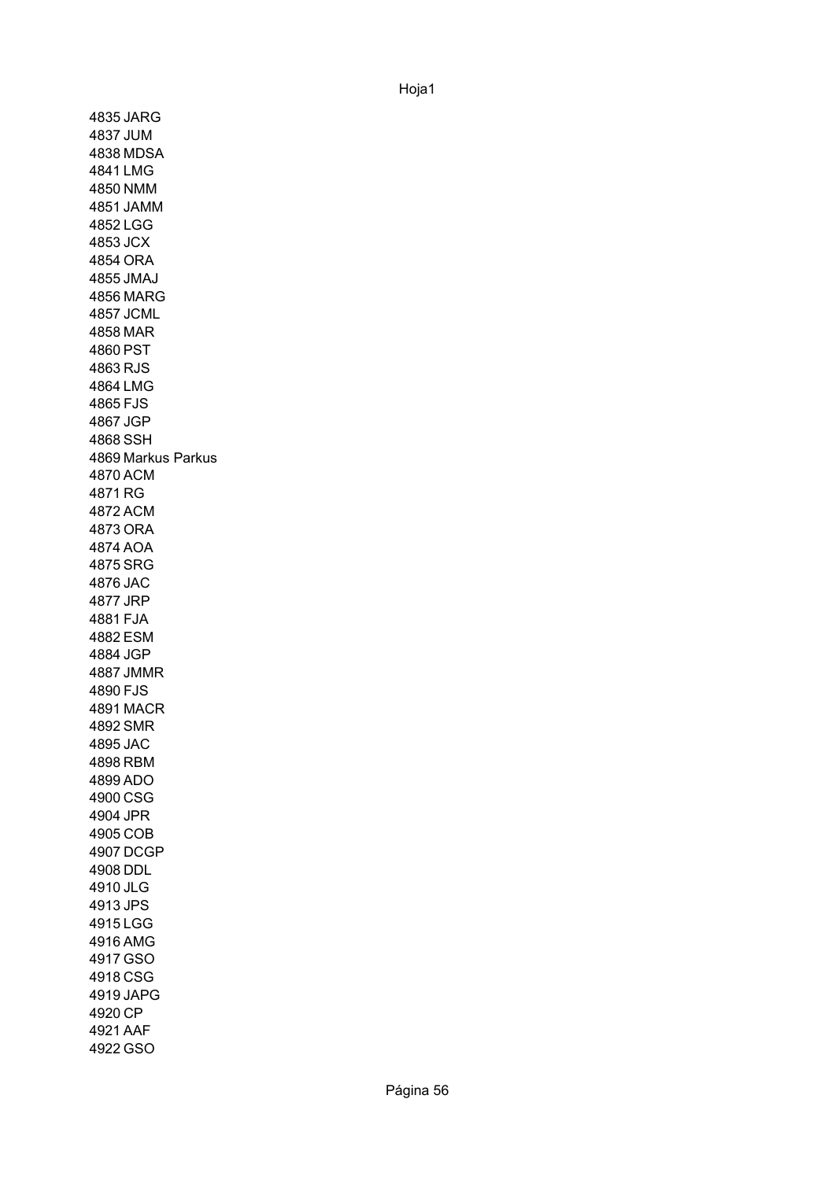4835 JARG
4837 JUM
4838 MDSA
4841 LMG
4850 NMM
4851 JAMM
4852 LGG
4853 JCX
4854 ORA
4855 JMAJ
4856 MARG
4857 JCML
4858 MAR
4860 PST
4863 RJS
4864 LMG
4865 FJS
4867 JGP
4868 SSH
4869 Markus Parkus
4870 ACM
4871 RG
4872 ACM
4873 ORA
4874 AOA
4875 SRG
4876 JAC
4877 JRP
4881 FJA
4882 ESM
4884 JGP
4887 JMMR
4890 FJS
4891 MACR
4892 SMR
4895 JAC
4898 RBM
4899 ADO
4900 CSG
4904 JPR
4905 COB
4907 DCGP
4908 DDL
4910 JLG
4913 JPS
4915 LGG
4916 AMG
4917 GSO
4918 CSG
4919 JAPG
4920 CP
4921 AAF
4922 GSO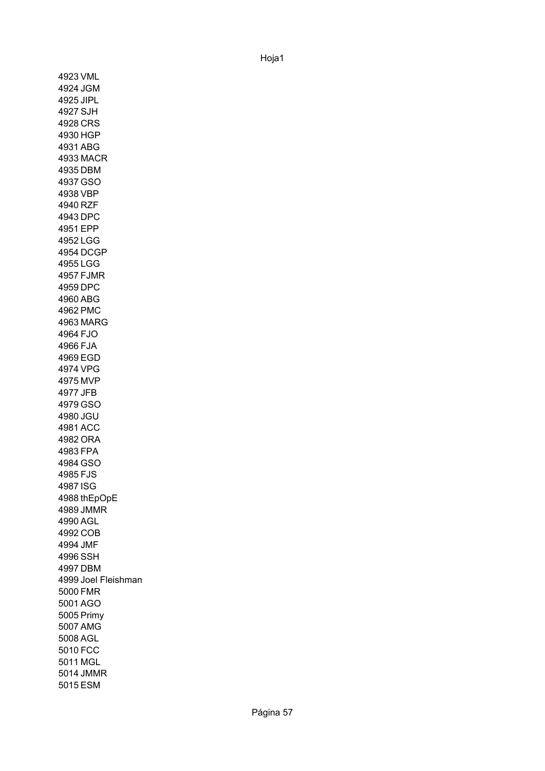4923 VML
4924 JGM
4925 JIPL
4927 SJH
4928 CRS
4930 HGP
4931 ABG
4933 MACR
4935 DBM
4937 GSO
4938 VBP
4940 RZF
4943 DPC
4951 EPP
4952 LGG
4954 DCGP
4955 LGG
4957 FJMR
4959 DPC
4960 ABG
4962 PMC
4963 MARG
4964 FJO
4966 FJA
4969 EGD
4974 VPG
4975 MVP
4977 JFB
4979 GSO
4980 JGU
4981 ACC
4982 ORA
4983 FPA
4984 GSO
4985 FJS
4987 ISG
4988 thEpOpE
4989 JMMR
4990 AGL
4992 COB
4994 JMF
4996 SSH
4997 DBM
4999 Joel Fleishman
5000 FMR
5001 AGO
5005 Primy
5007 AMG
5008 AGL
5010 FCC
5011 MGL
5014 JMMR
5015 ESM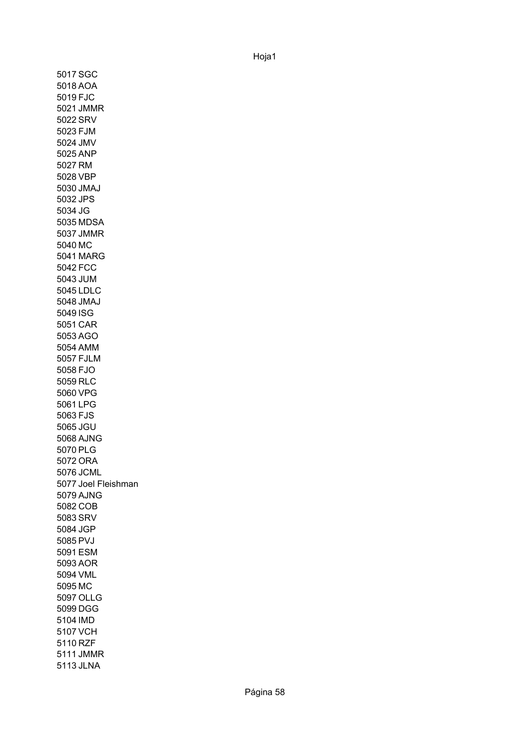5017 SGC
5018 AOA
5019 FJC
5021 JMMR
5022 SRV
5023 FJM
5024 JMV
5025 ANP
5027 RM
5028 VBP
5030 JMAJ
5032 JPS
5034 JG
5035 MDSA
5037 JMMR
5040 MC
5041 MARG
5042 FCC
5043 JUM
5045 LDLC
5048 JMAJ
5049 ISG
5051 CAR
5053 AGO
5054 AMM
5057 FJLM
5058 FJO
5059 RLC
5060 VPG
5061 LPG
5063 FJS
5065 JGU
5068 AJNG
5070 PLG
5072 ORA
5076 JCML
5077 Joel Fleishman
5079 AJNG
5082 COB
5083 SRV
5084 JGP
5085 PVJ
5091 ESM
5093 AOR
5094 VML
5095 MC
5097 OLLG
5099 DGG
5104 IMD
5107 VCH
5110 RZF
5111 JMMR
5113 JLNA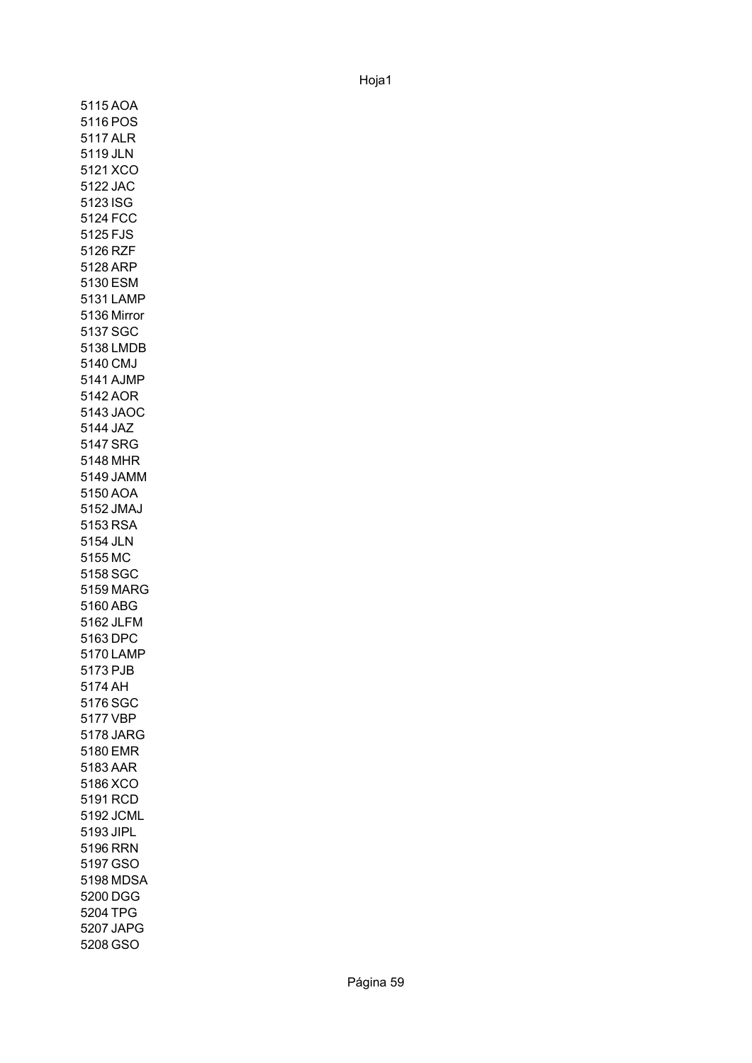5115 AOA
5116 POS
5117 ALR
5119 JLN
5121 XCO
5122 JAC
5123 ISG
5124 FCC
5125 FJS
5126 RZF
5128 ARP
5130 ESM
5131 LAMP
5136 Mirror
5137 SGC
5138 LMDB
5140 CMJ
5141 AJMP
5142 AOR
5143 JAOC
5144 JAZ
5147 SRG
5148 MHR
5149 JAMM
5150 AOA
5152 JMAJ
5153 RSA
5154 JLN
5155 MC
5158 SGC
5159 MARG
5160 ABG
5162 JLFM
5163 DPC
5170 LAMP
5173 PJB
5174 AH
5176 SGC
5177 VBP
5178 JARG
5180 EMR
5183 AAR
5186 XCO
5191 RCD
5192 JCML
5193 JIPL
5196 RRN
5197 GSO
5198 MDSA
5200 DGG
5204 TPG
5207 JAPG
5208 GSO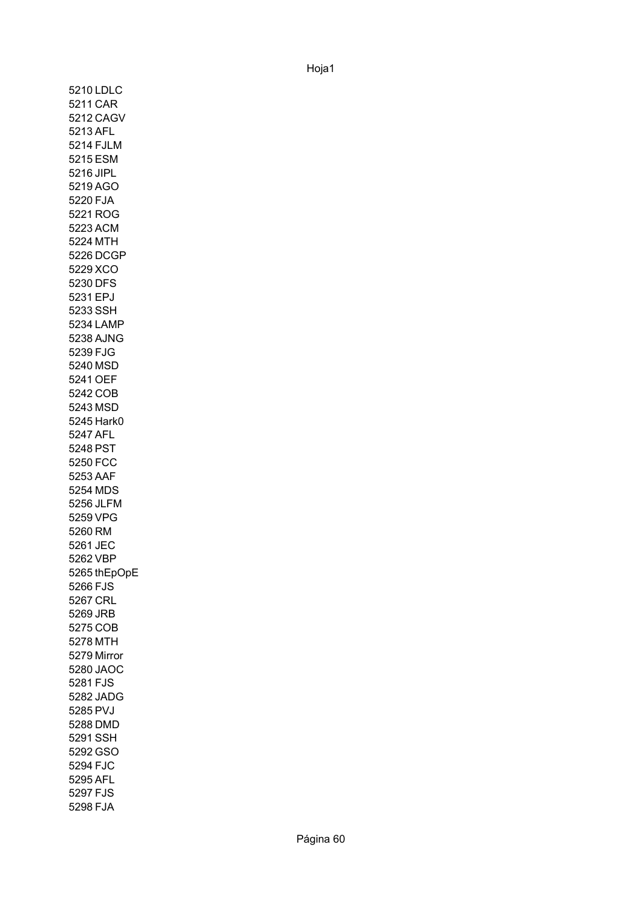5210 LDLC
5211 CAR
5212 CAGV
5213 AFL
5214 FJLM
5215 ESM
5216 JIPL
5219 AGO
5220 FJA
5221 ROG
5223 ACM
5224 MTH
5226 DCGP
5229 XCO
5230 DFS
5231 EPJ
5233 SSH
5234 LAMP
5238 AJNG
5239 FJG
5240 MSD
5241 OEF
5242 COB
5243 MSD
5245 Hark0
5247 AFL
5248 PST
5250 FCC
5253 AAF
5254 MDS
5256 JLFM
5259 VPG
5260 RM
5261 JEC
5262 VBP
5265 thEpOpE
5266 FJS
5267 CRL
5269 JRB
5275 COB
5278 MTH
5279 Mirror
5280 JAOC
5281 FJS
5282 JADG
5285 PVJ
5288 DMD
5291 SSH
5292 GSO
5294 FJC
5295 AFL
5297 FJS
5298 FJA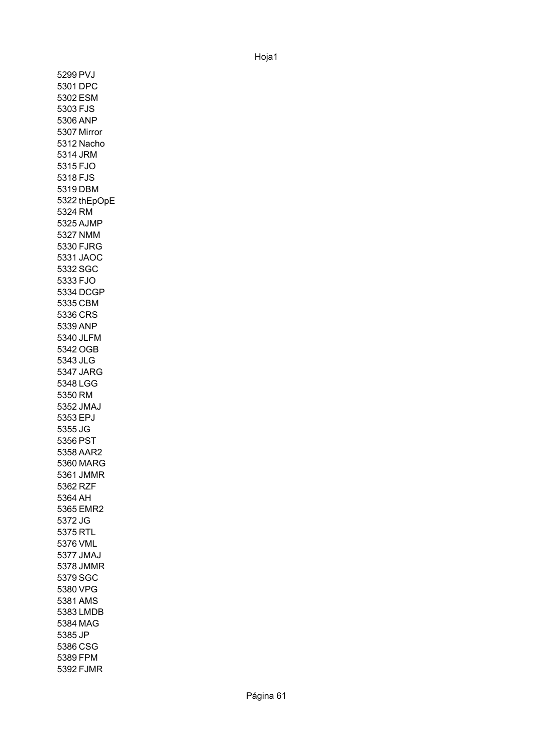5299 PVJ
5301 DPC
5302 ESM
5303 FJS
5306 ANP
5307 Mirror
5312 Nacho
5314 JRM
5315 FJO
5318 FJS
5319 DBM
5322 thEpOpE
5324 RM
5325 AJMP
5327 NMM
5330 FJRG
5331 JAOC
5332 SGC
5333 FJO
5334 DCGP
5335 CBM
5336 CRS
5339 ANP
5340 JLFM
5342 OGB
5343 JLG
5347 JARG
5348 LGG
5350 RM
5352 JMAJ
5353 EPJ
5355 JG
5356 PST
5358 AAR2
5360 MARG
5361 JMMR
5362 RZF
5364 AH
5365 EMR2
5372 JG
5375 RTL
5376 VML
5377 JMAJ
5378 JMMR
5379 SGC
5380 VPG
5381 AMS
5383 LMDB
5384 MAG
5385 JP
5386 CSG
5389 FPM
5392 FJMR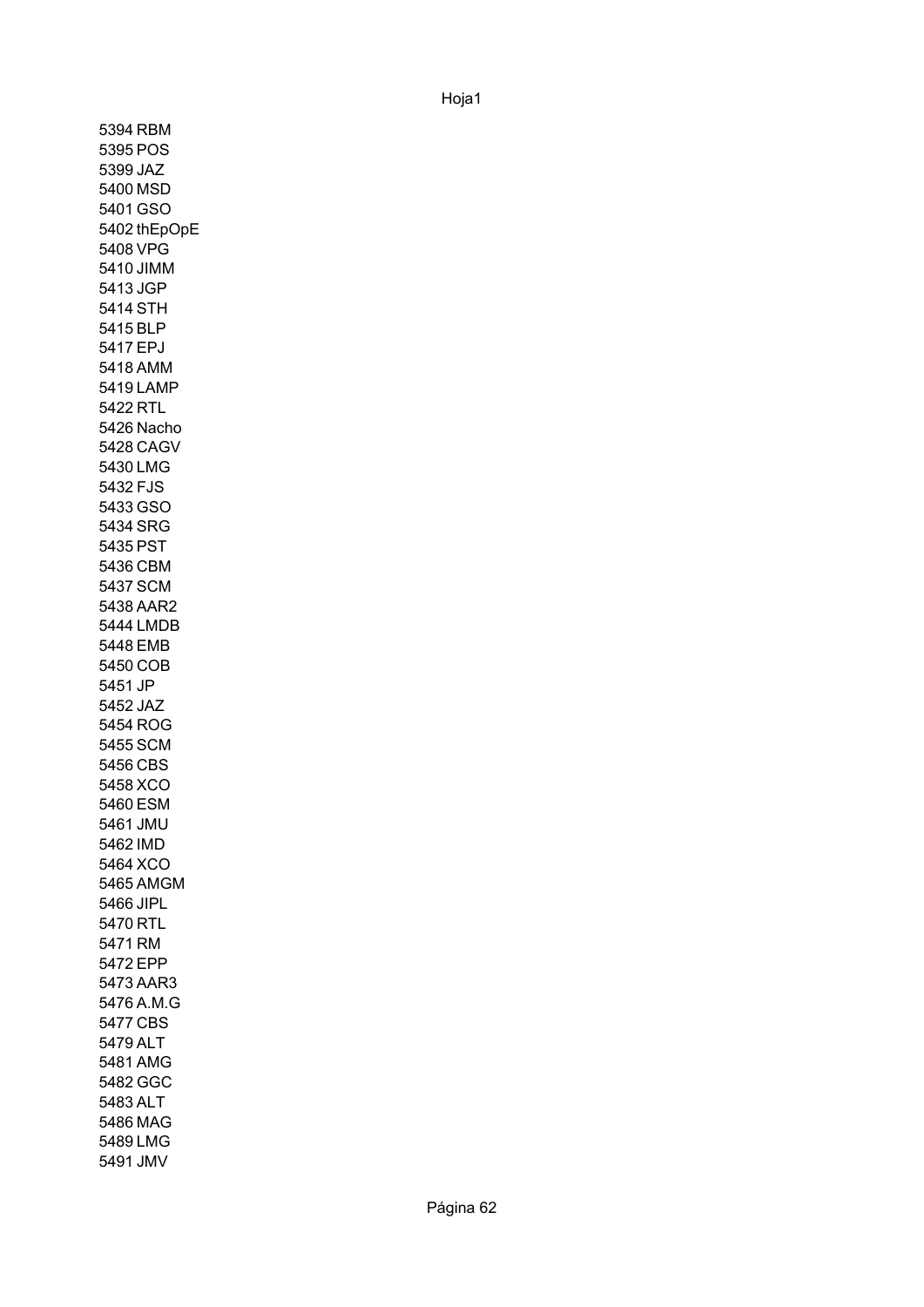5394 RBM
5395 POS
5399 JAZ
5400 MSD
5401 GSO
5402 thEpOpE
5408 VPG
5410 JIMM
5413 JGP
5414 STH
5415 BLP
5417 EPJ
5418 AMM
5419 LAMP
5422 RTL
5426 Nacho
5428 CAGV
5430 LMG
5432 FJS
5433 GSO
5434 SRG
5435 PST
5436 CBM
5437 SCM
5438 AAR2
5444 LMDB
5448 EMB
5450 COB
5451 JP
5452 JAZ
5454 ROG
5455 SCM
5456 CBS
5458 XCO
5460 ESM
5461 JMU
5462 IMD
5464 XCO
5465 AMGM
5466 JIPL
5470 RTL
5471 RM
5472 EPP
5473 AAR3
5476 A.M.G
5477 CBS
5479 ALT
5481 AMG
5482 GGC
5483 ALT
5486 MAG
5489 LMG
5491 JMV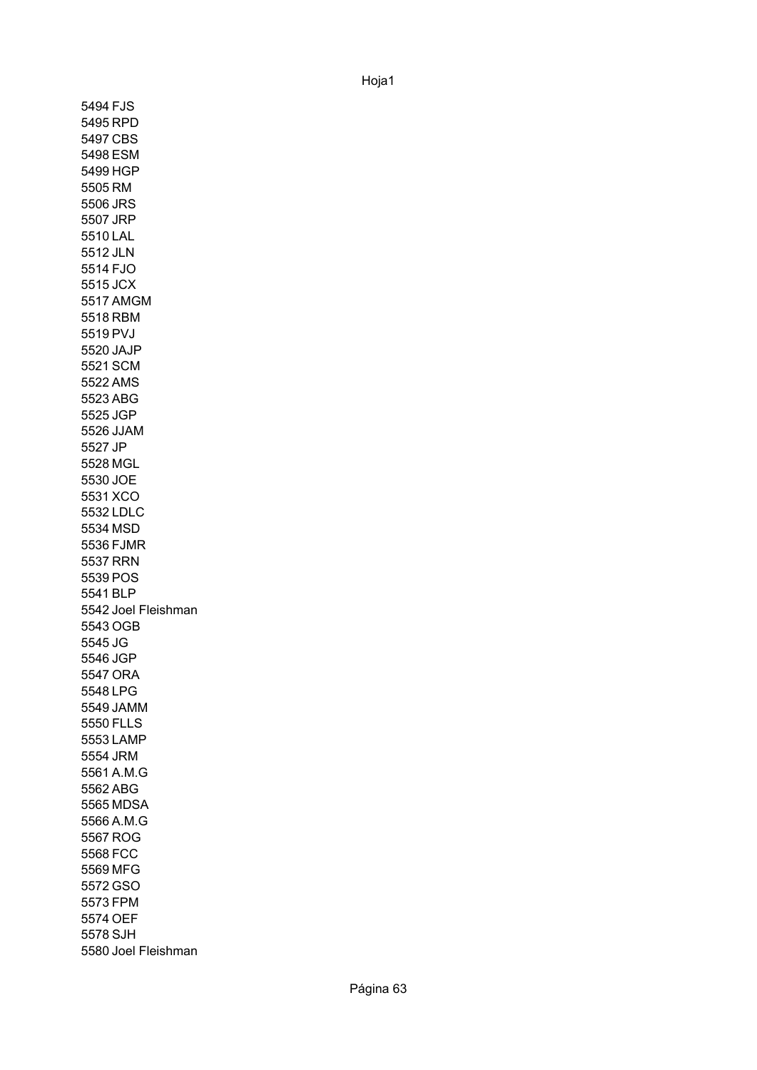5494 FJS
5495 RPD
5497 CBS
5498 ESM
5499 HGP
5505 RM
5506 JRS
5507 JRP
5510 LAL
5512 JLN
5514 FJO
5515 JCX
5517 AMGM
5518 RBM
5519 PVJ
5520 JAJP
5521 SCM
5522 AMS
5523 ABG
5525 JGP
5526 JJAM
5527 JP
5528 MGL
5530 JOE
5531 XCO
5532 LDLC
5534 MSD
5536 FJMR
5537 RRN
5539 POS
5541 BLP
5542 Joel Fleishman
5543 OGB
5545 JG
5546 JGP
5547 ORA
5548 LPG
5549 JAMM
5550 FLLS
5553 LAMP
5554 JRM
5561 A.M.G
5562 ABG
5565 MDSA
5566 A.M.G
5567 ROG
5568 FCC
5569 MFG
5572 GSO
5573 FPM
5574 OEF
5578 SJH
5580 Joel Fleishman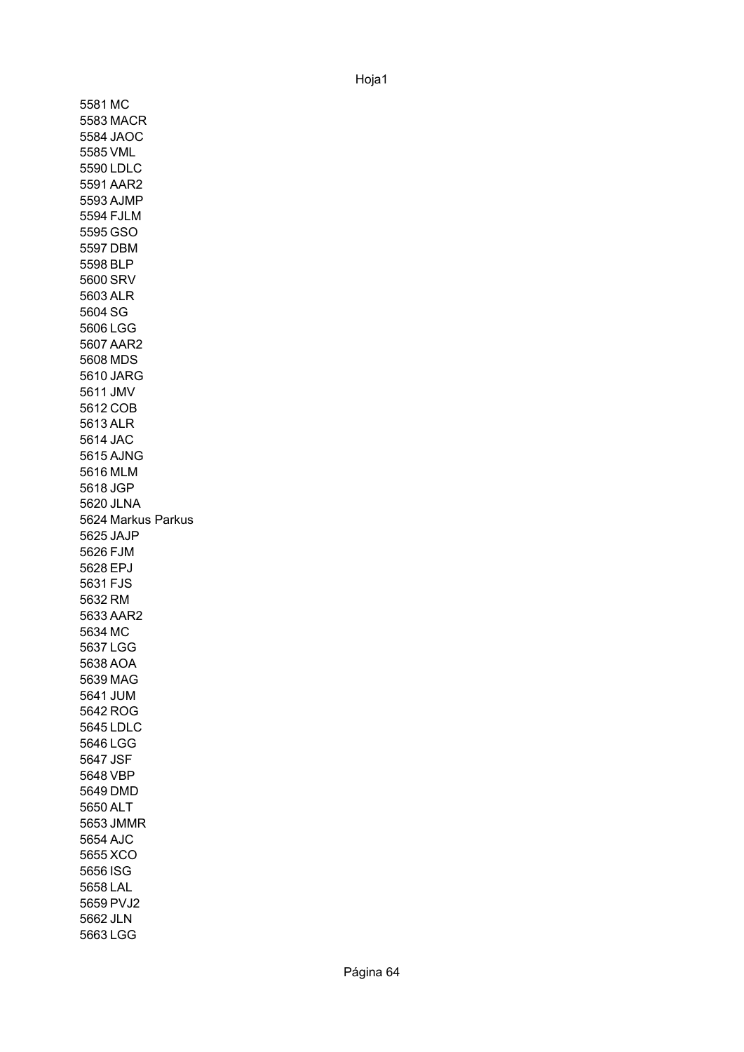5581 MC
5583 MACR
5584 JAOC
5585 VML
5590 LDLC
5591 AAR2
5593 AJMP
5594 FJLM
5595 GSO
5597 DBM
5598 BLP
5600 SRV
5603 ALR
5604 SG
5606 LGG
5607 AAR2
5608 MDS
5610 JARG
5611 JMV
5612 COB
5613 ALR
5614 JAC
5615 AJNG
5616 MLM
5618 JGP
5620 JLNA
5624 Markus Parkus
5625 JAJP
5626 FJM
5628 EPJ
5631 FJS
5632 RM
5633 AAR2
5634 MC
5637 LGG
5638 AOA
5639 MAG
5641 JUM
5642 ROG
5645 LDLC
5646 LGG
5647 JSF
5648 VBP
5649 DMD
5650 ALT
5653 JMMR
5654 AJC
5655 XCO
5656 ISG
5658 LAL
5659 PVJ2
5662 JLN
5663 LGG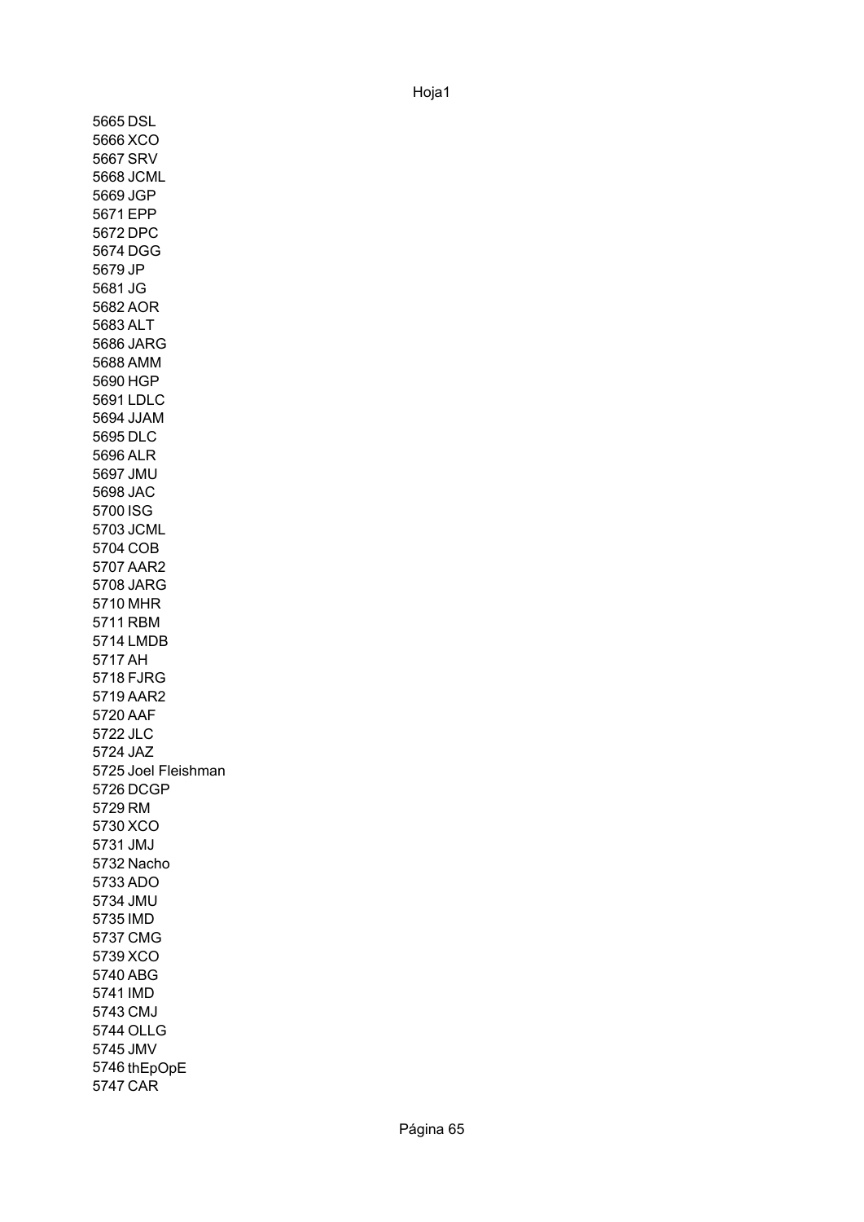5665 DSL
5666 XCO
5667 SRV
5668 JCML
5669 JGP
5671 EPP
5672 DPC
5674 DGG
5679 JP
5681 JG
5682 AOR
5683 ALT
5686 JARG
5688 AMM
5690 HGP
5691 LDLC
5694 JJAM
5695 DLC
5696 ALR
5697 JMU
5698 JAC
5700 ISG
5703 JCML
5704 COB
5707 AAR2
5708 JARG
5710 MHR
5711 RBM
5714 LMDB
5717 AH
5718 FJRG
5719 AAR2
5720 AAF
5722 JLC
5724 JAZ
5725 Joel Fleishman
5726 DCGP
5729 RM
5730 XCO
5731 JMJ
5732 Nacho
5733 ADO
5734 JMU
5735 IMD
5737 CMG
5739 XCO
5740 ABG
5741 IMD
5743 CMJ
5744 OLLG
5745 JMV
5746 thEpOpE
5747 CAR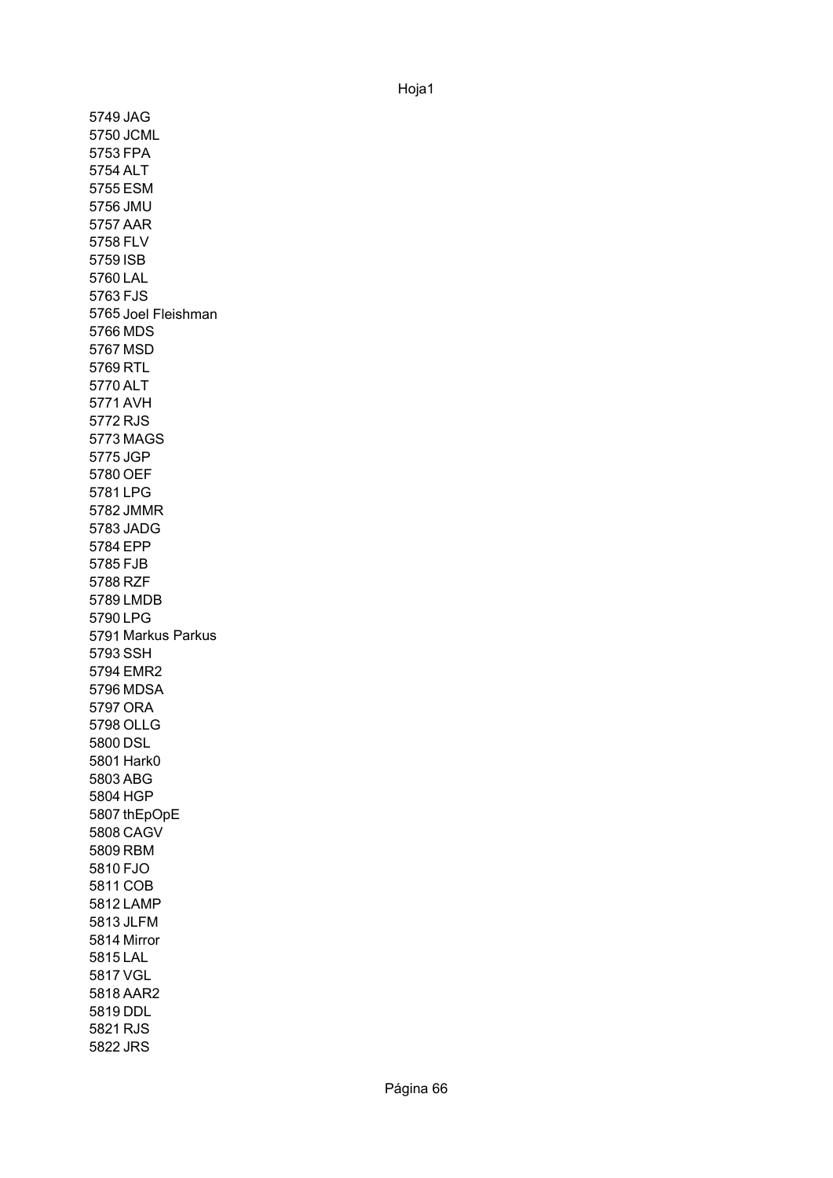5749 JAG
5750 JCML
5753 FPA
5754 ALT
5755 ESM
5756 JMU
5757 AAR
5758 FLV
5759 ISB
5760 LAL
5763 FJS
5765 Joel Fleishman
5766 MDS
5767 MSD
5769 RTL
5770 ALT
5771 AVH
5772 RJS
5773 MAGS
5775 JGP
5780 OEF
5781 LPG
5782 JMMR
5783 JADG
5784 EPP
5785 FJB
5788 RZF
5789 LMDB
5790 LPG
5791 Markus Parkus
5793 SSH
5794 EMR2
5796 MDSA
5797 ORA
5798 OLLG
5800 DSL
5801 Hark0
5803 ABG
5804 HGP
5807 thEpOpE
5808 CAGV
5809 RBM
5810 FJO
5811 COB
5812 LAMP
5813 JLFM
5814 Mirror
5815 LAL
5817 VGL
5818 AAR2
5819 DDL
5821 RJS
5822 JRS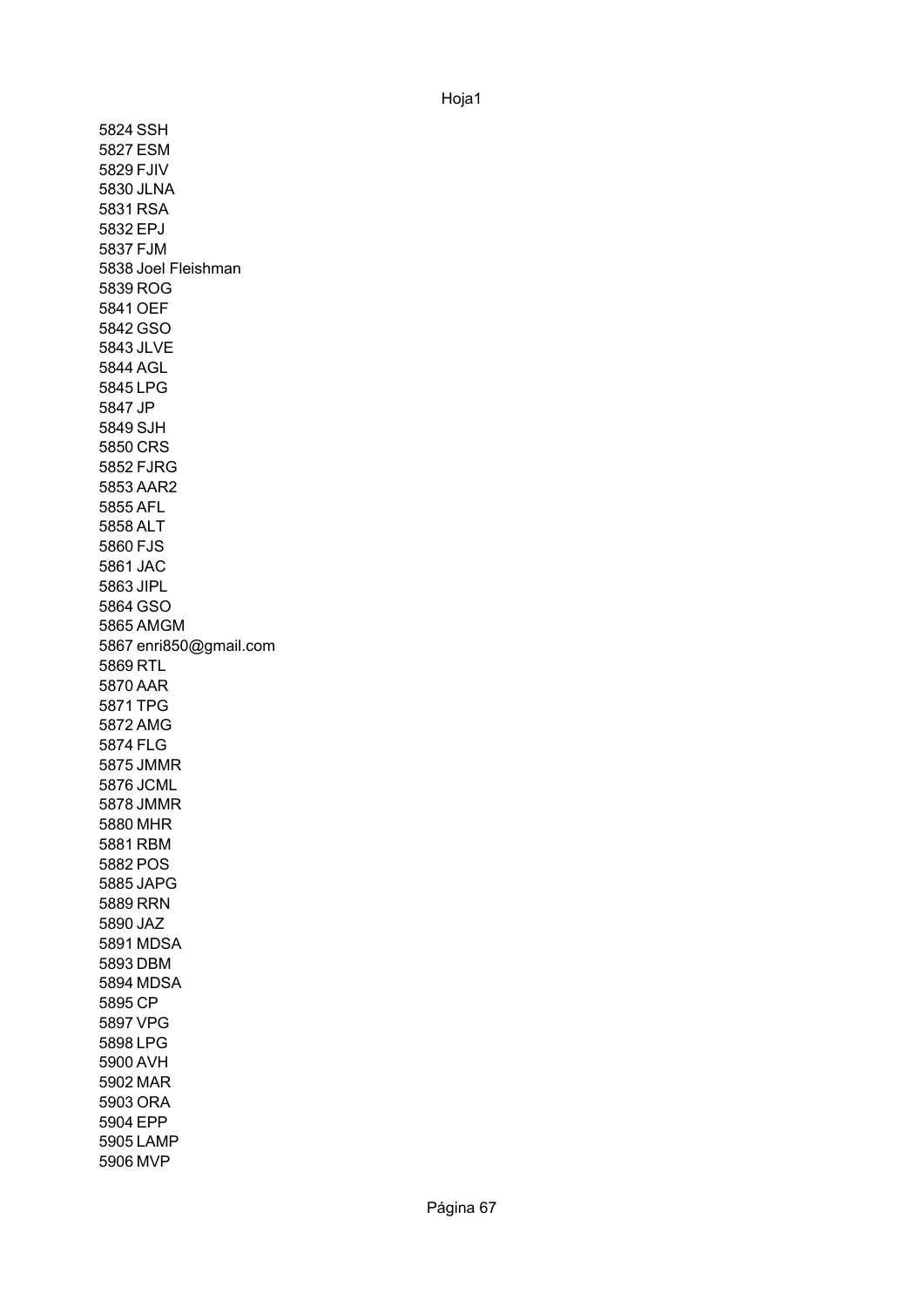5824 SSH
5827 ESM
5829 FJIV
5830 JLNA
5831 RSA
5832 EPJ
5837 FJM
5838 Joel Fleishman
5839 ROG
5841 OEF
5842 GSO
5843 JLVE
5844 AGL
5845 LPG
5847 JP
5849 SJH
5850 CRS
5852 FJRG
5853 AAR2
5855 AFL
5858 ALT
5860 FJS
5861 JAC
5863 JIPL
5864 GSO
5865 AMGM
5867 enri850@gmail.com
5869 RTL
5870 AAR
5871 TPG
5872 AMG
5874 FLG
5875 JMMR
5876 JCML
5878 JMMR
5880 MHR
5881 RBM
5882 POS
5885 JAPG
5889 RRN
5890 JAZ
5891 MDSA
5893 DBM
5894 MDSA
5895 CP
5897 VPG
5898 LPG
5900 AVH
5902 MAR
5903 ORA
5904 EPP
5905 LAMP
5906 MVP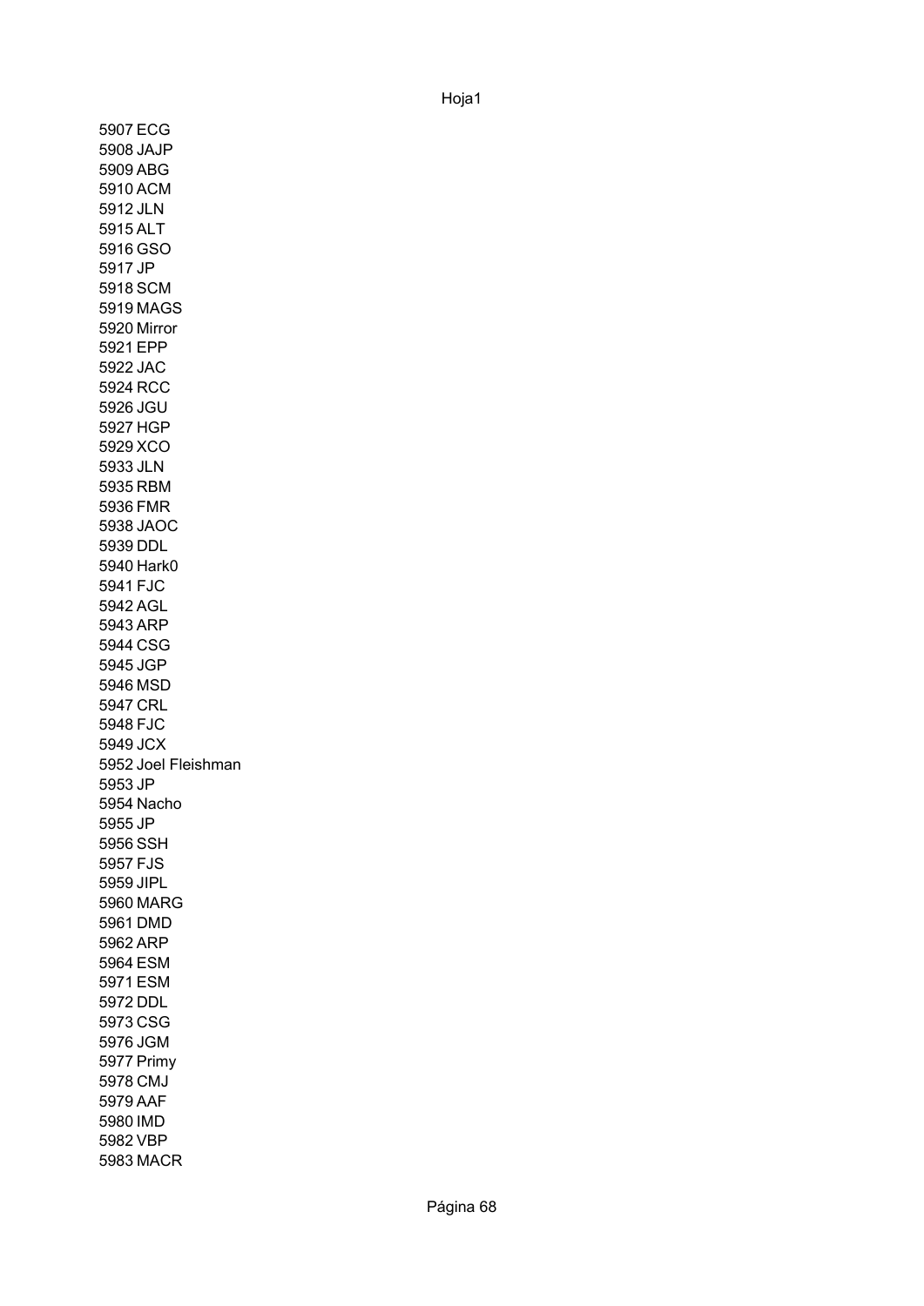5907 ECG
5908 JAJP
5909 ABG
5910 ACM
5912 JLN
5915 ALT
5916 GSO
5917 JP
5918 SCM
5919 MAGS
5920 Mirror
5921 EPP
5922 JAC
5924 RCC
5926 JGU
5927 HGP
5929 XCO
5933 JLN
5935 RBM
5936 FMR
5938 JAOC
5939 DDL
5940 Hark0
5941 FJC
5942 AGL
5943 ARP
5944 CSG
5945 JGP
5946 MSD
5947 CRL
5948 FJC
5949 JCX
5952 Joel Fleishman
5953 JP
5954 Nacho
5955 JP
5956 SSH
5957 FJS
5959 JIPL
5960 MARG
5961 DMD
5962 ARP
5964 ESM
5971 ESM
5972 DDL
5973 CSG
5976 JGM
5977 Primy
5978 CMJ
5979 AAF
5980 IMD
5982 VBP
5983 MACR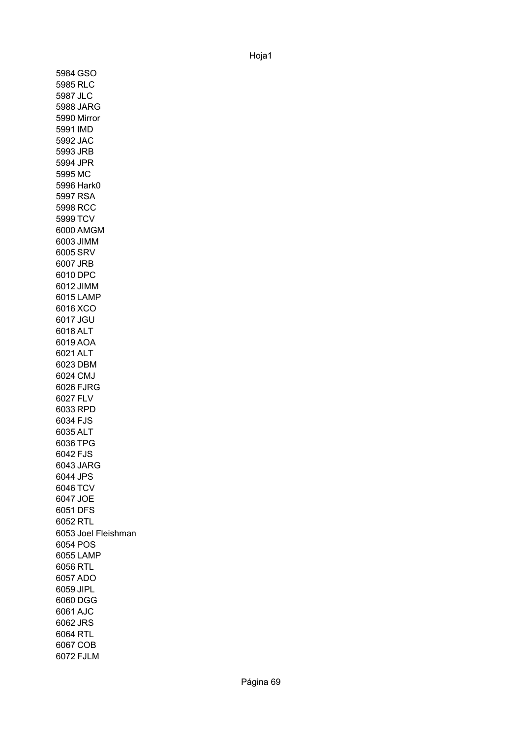5984 GSO
5985 RLC
5987 JLC
5988 JARG
5990 Mirror
5991 IMD
5992 JAC
5993 JRB
5994 JPR
5995 MC
5996 Hark0
5997 RSA
5998 RCC
5999 TCV
6000 AMGM
6003 JIMM
6005 SRV
6007 JRB
6010 DPC
6012 JIMM
6015 LAMP
6016 XCO
6017 JGU
6018 ALT
6019 AOA
6021 ALT
6023 DBM
6024 CMJ
6026 FJRG
6027 FLV
6033 RPD
6034 FJS
6035 ALT
6036 TPG
6042 FJS
6043 JARG
6044 JPS
6046 TCV
6047 JOE
6051 DFS
6052 RTL
6053 Joel Fleishman
6054 POS
6055 LAMP
6056 RTL
6057 ADO
6059 JIPL
6060 DGG
6061 AJC
6062 JRS
6064 RTL
6067 COB
6072 FJLM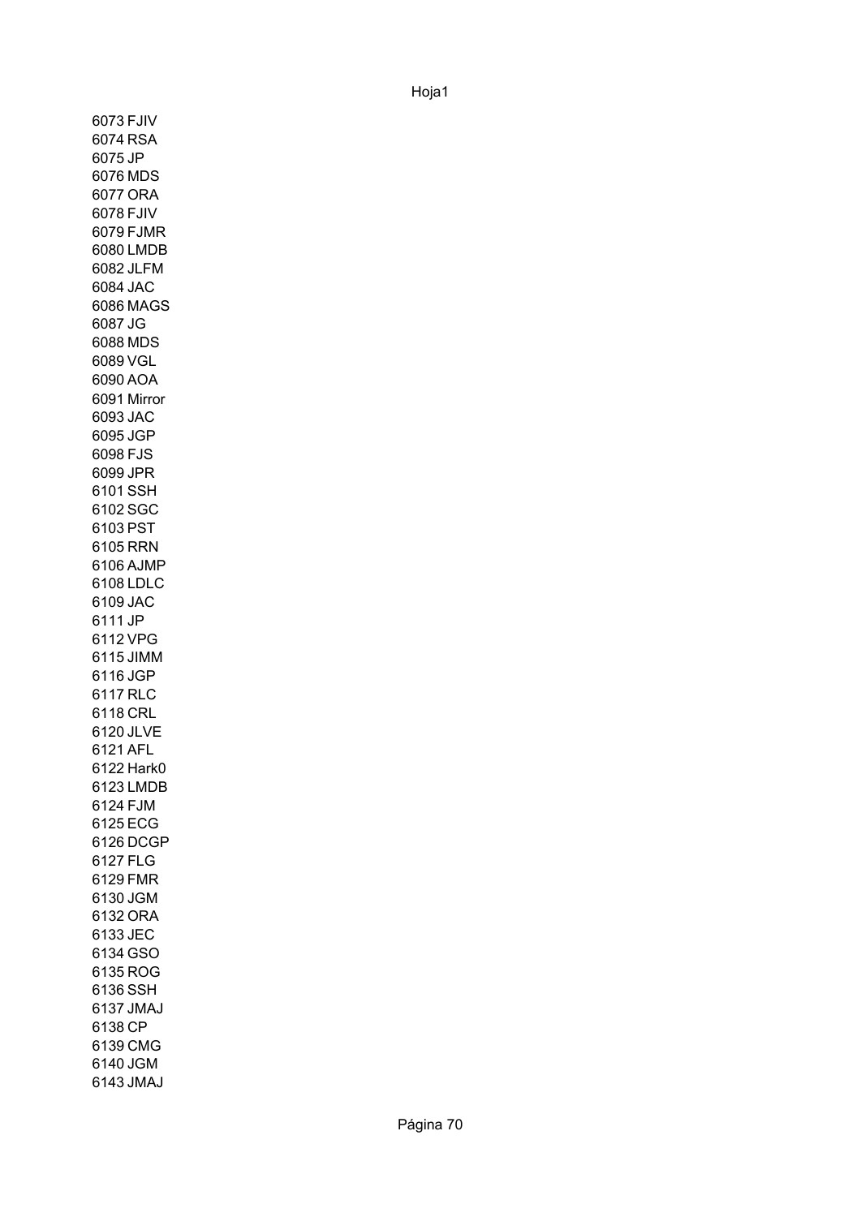6073 FJIV
6074 RSA
6075 JP
6076 MDS
6077 ORA
6078 FJIV
6079 FJMR
6080 LMDB
6082 JLFM
6084 JAC
6086 MAGS
6087 JG
6088 MDS
6089 VGL
6090 AOA
6091 Mirror
6093 JAC
6095 JGP
6098 FJS
6099 JPR
6101 SSH
6102 SGC
6103 PST
6105 RRN
6106 AJMP
6108 LDLC
6109 JAC
6111 JP
6112 VPG
6115 JIMM
6116 JGP
6117 RLC
6118 CRL
6120 JLVE
6121 AFL
6122 Hark0
6123 LMDB
6124 FJM
6125 ECG
6126 DCGP
6127 FLG
6129 FMR
6130 JGM
6132 ORA
6133 JEC
6134 GSO
6135 ROG
6136 SSH
6137 JMAJ
6138 CP
6139 CMG
6140 JGM
6143 JMAJ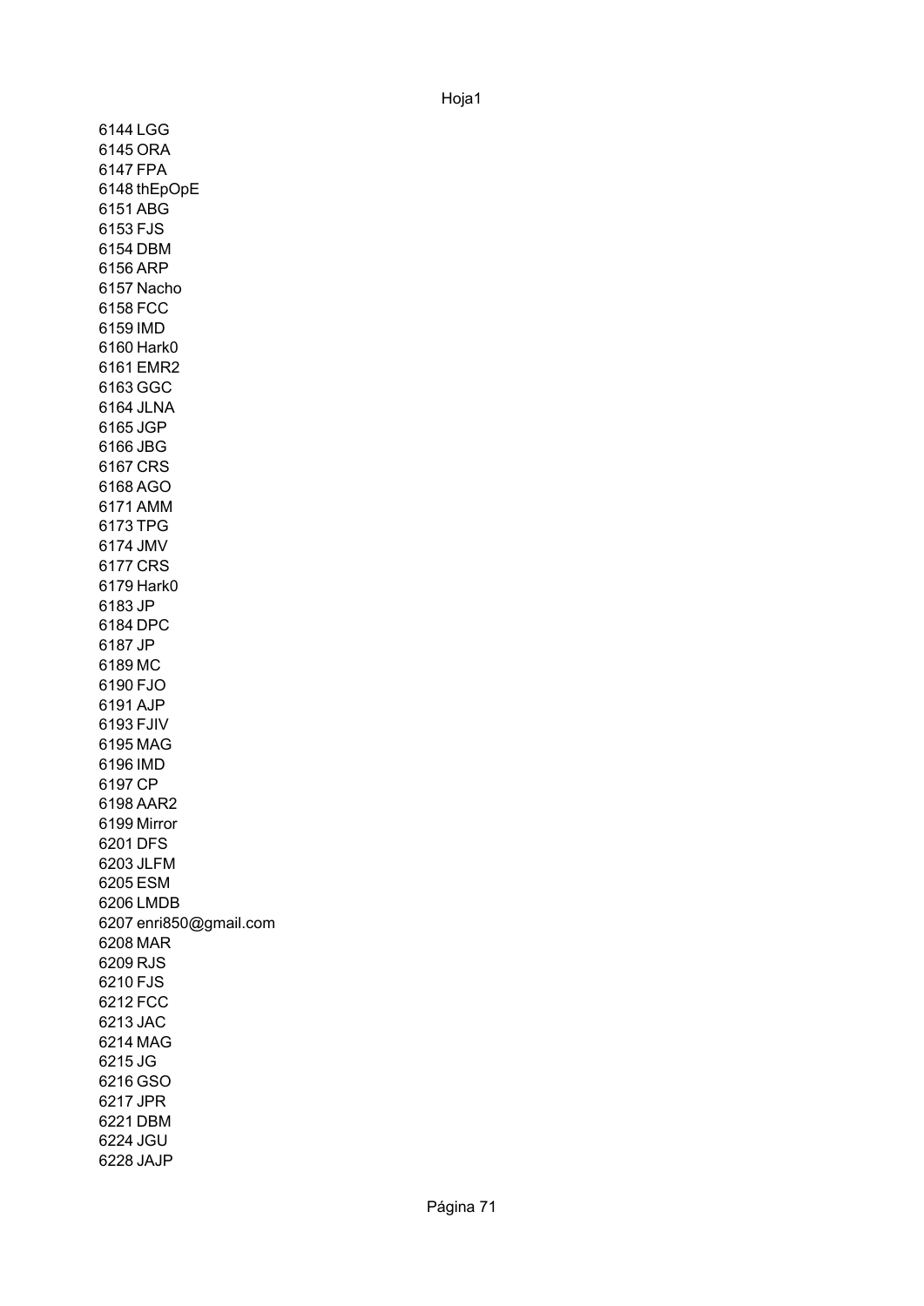6144 LGG
6145 ORA
6147 FPA
6148 thEpOpE
6151 ABG
6153 FJS
6154 DBM
6156 ARP
6157 Nacho
6158 FCC
6159 IMD
6160 Hark0
6161 EMR2
6163 GGC
6164 JLNA
6165 JGP
6166 JBG
6167 CRS
6168 AGO
6171 AMM
6173 TPG
6174 JMV
6177 CRS
6179 Hark0
6183 JP
6184 DPC
6187 JP
6189 MC
6190 FJO
6191 AJP
6193 FJIV
6195 MAG
6196 IMD
6197 CP
6198 AAR2
6199 Mirror
6201 DFS
6203 JLFM
6205 ESM
6206 LMDB
6207 enri850@gmail.com
6208 MAR
6209 RJS
6210 FJS
6212 FCC
6213 JAC
6214 MAG
6215 JG
6216 GSO
6217 JPR
6221 DBM
6224 JGU
6228 JAJP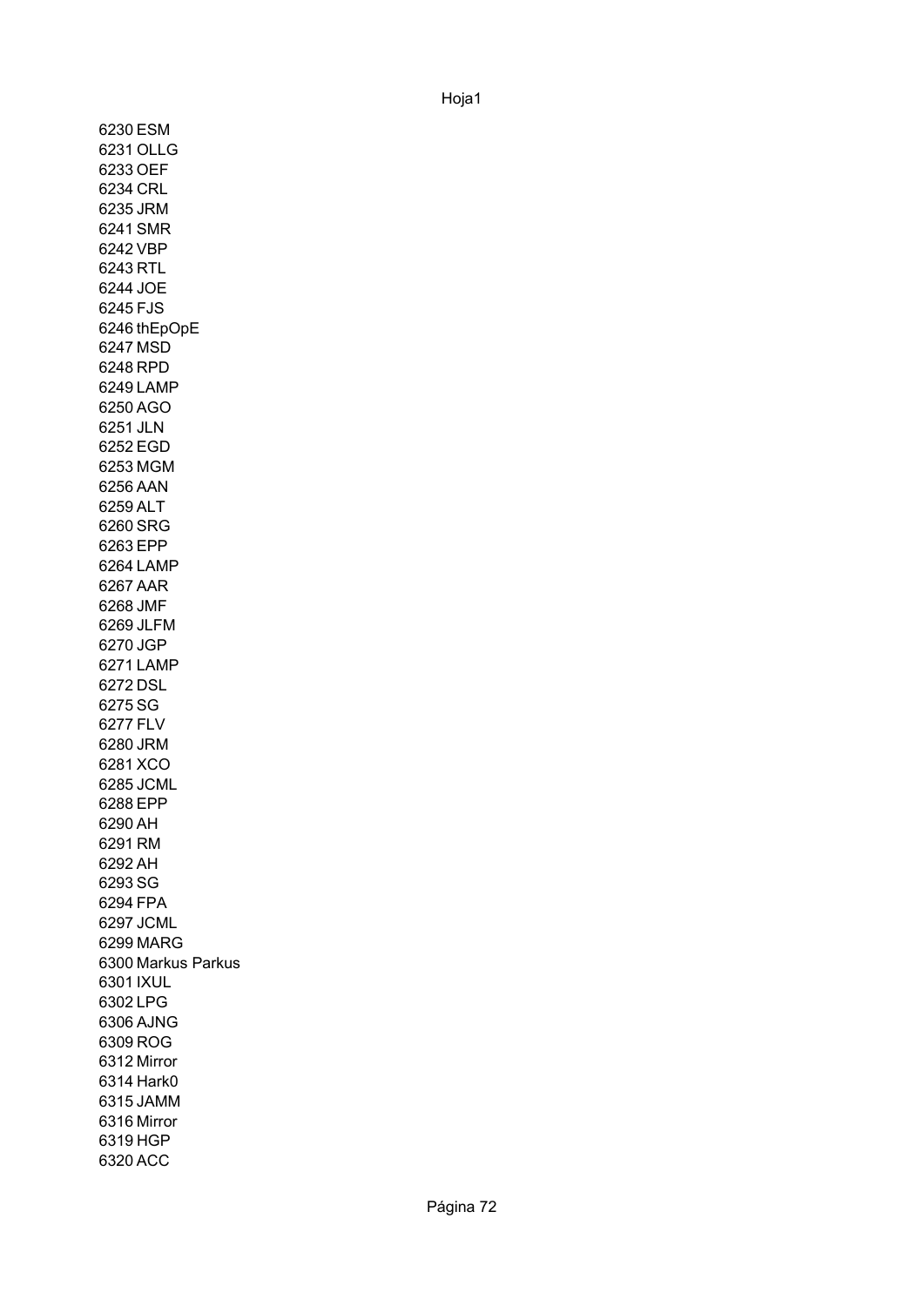6230 ESM
6231 OLLG
6233 OEF
6234 CRL
6235 JRM
6241 SMR
6242 VBP
6243 RTL
6244 JOE
6245 FJS
6246 thEpOpE
6247 MSD
6248 RPD
6249 LAMP
6250 AGO
6251 JLN
6252 EGD
6253 MGM
6256 AAN
6259 ALT
6260 SRG
6263 EPP
6264 LAMP
6267 AAR
6268 JMF
6269 JLFM
6270 JGP
6271 LAMP
6272 DSL
6275 SG
6277 FLV
6280 JRM
6281 XCO
6285 JCML
6288 EPP
6290 AH
6291 RM
6292 AH
6293 SG
6294 FPA
6297 JCML
6299 MARG
6300 Markus Parkus
6301 IXUL
6302 LPG
6306 AJNG
6309 ROG
6312 Mirror
6314 Hark0
6315 JAMM
6316 Mirror
6319 HGP
6320 ACC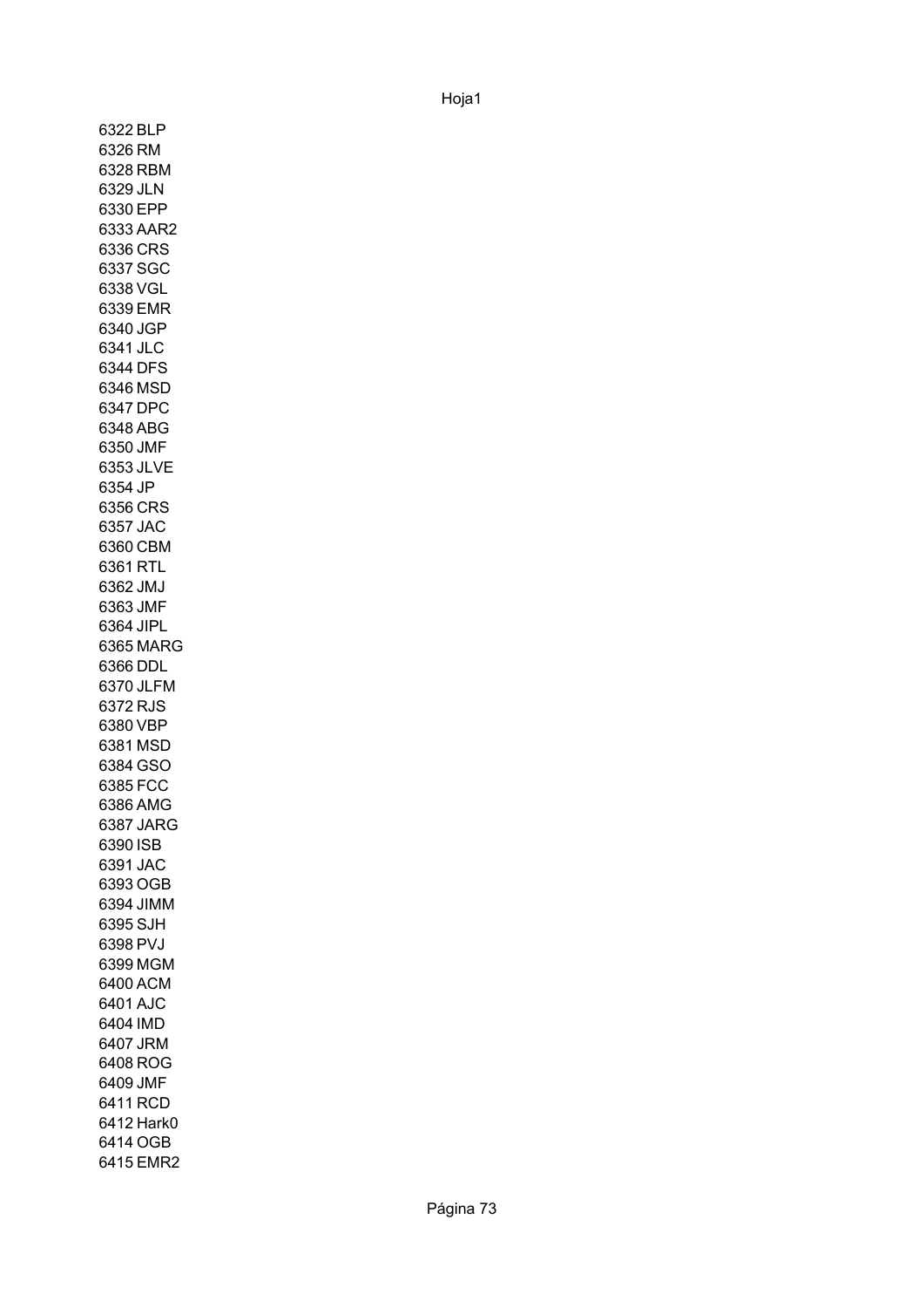6322 BLP
6326 RM
6328 RBM
6329 JLN
6330 EPP
6333 AAR2
6336 CRS
6337 SGC
6338 VGL
6339 EMR
6340 JGP
6341 JLC
6344 DFS
6346 MSD
6347 DPC
6348 ABG
6350 JMF
6353 JLVE
6354 JP
6356 CRS
6357 JAC
6360 CBM
6361 RTL
6362 JMJ
6363 JMF
6364 JIPL
6365 MARG
6366 DDL
6370 JLFM
6372 RJS
6380 VBP
6381 MSD
6384 GSO
6385 FCC
6386 AMG
6387 JARG
6390 ISB
6391 JAC
6393 OGB
6394 JIMM
6395 SJH
6398 PVJ
6399 MGM
6400 ACM
6401 AJC
6404 IMD
6407 JRM
6408 ROG
6409 JMF
6411 RCD
6412 Hark0
6414 OGB
6415 EMR2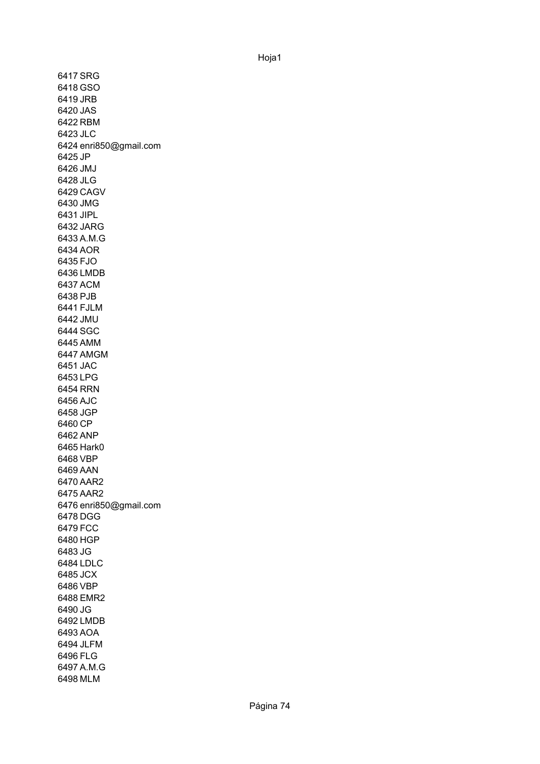6417 SRG
6418 GSO
6419 JRB
6420 JAS
6422 RBM
6423 JLC
6424 enri850@gmail.com
6425 JP
6426 JMJ
6428 JLG
6429 CAGV
6430 JMG
6431 JIPL
6432 JARG
6433 A.M.G
6434 AOR
6435 FJO
6436 LMDB
6437 ACM
6438 PJB
6441 FJLM
6442 JMU
6444 SGC
6445 AMM
6447 AMGM
6451 JAC
6453 LPG
6454 RRN
6456 AJC
6458 JGP
6460 CP
6462 ANP
6465 Hark0
6468 VBP
6469 AAN
6470 AAR2
6475 AAR2
6476 enri850@gmail.com
6478 DGG
6479 FCC
6480 HGP
6483 JG
6484 LDLC
6485 JCX
6486 VBP
6488 EMR2
6490 JG
6492 LMDB
6493 AOA
6494 JLFM
6496 FLG
6497 A.M.G
6498 MLM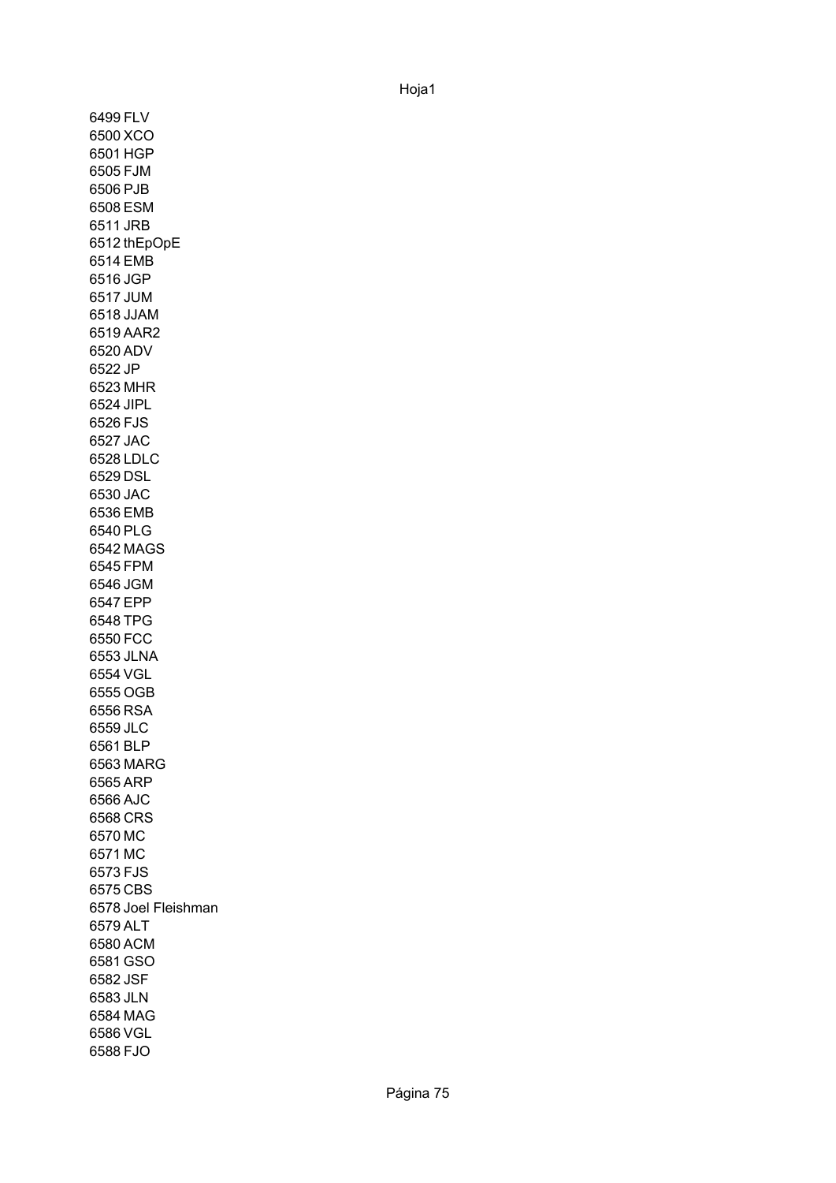6499 FLV
6500 XCO
6501 HGP
6505 FJM
6506 PJB
6508 ESM
6511 JRB
6512 thEpOpE
6514 EMB
6516 JGP
6517 JUM
6518 JJAM
6519 AAR2
6520 ADV
6522 JP
6523 MHR
6524 JIPL
6526 FJS
6527 JAC
6528 LDLC
6529 DSL
6530 JAC
6536 EMB
6540 PLG
6542 MAGS
6545 FPM
6546 JGM
6547 EPP
6548 TPG
6550 FCC
6553 JLNA
6554 VGL
6555 OGB
6556 RSA
6559 JLC
6561 BLP
6563 MARG
6565 ARP
6566 AJC
6568 CRS
6570 MC
6571 MC
6573 FJS
6575 CBS
6578 Joel Fleishman
6579 ALT
6580 ACM
6581 GSO
6582 JSF
6583 JLN
6584 MAG
6586 VGL
6588 FJO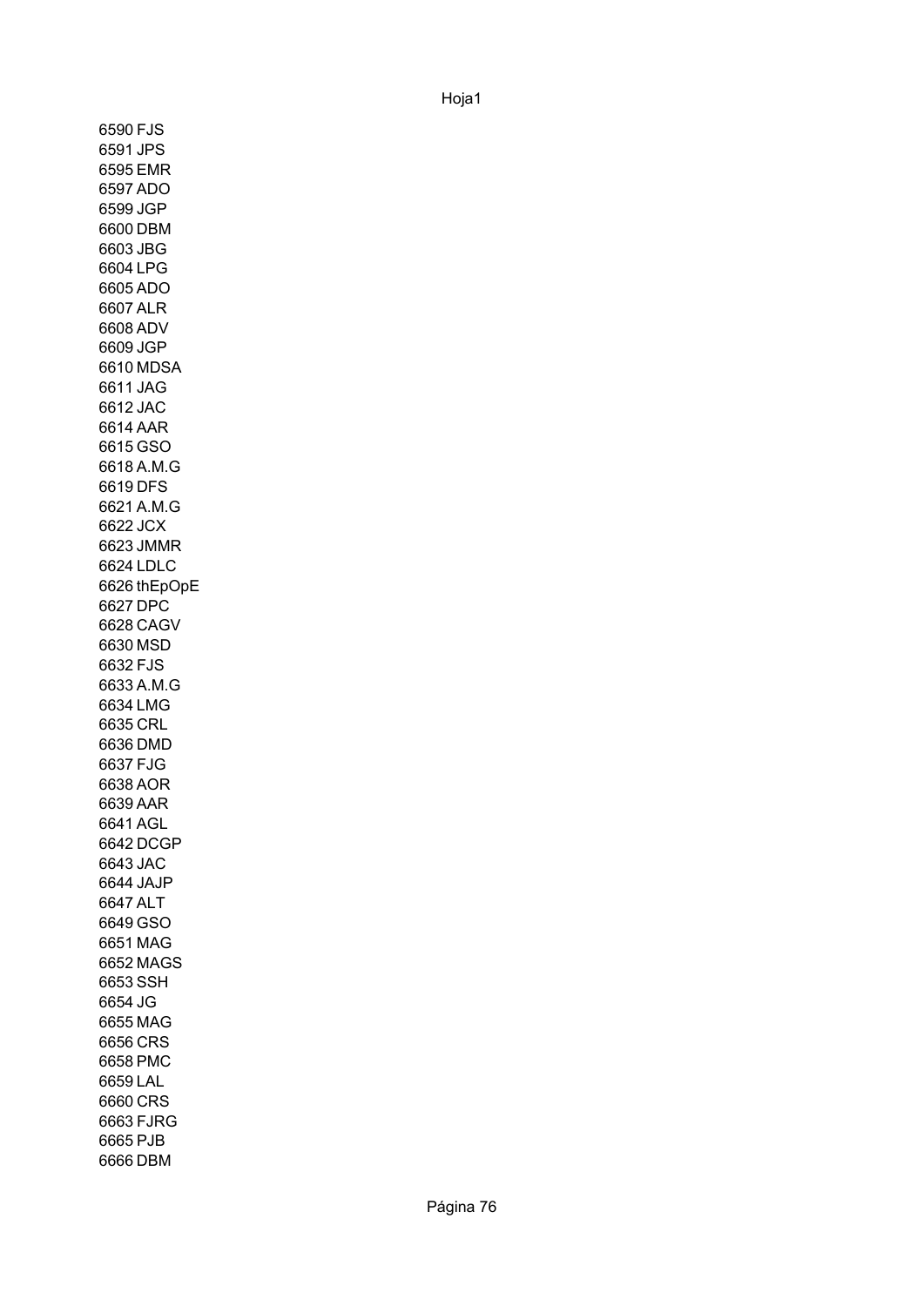6590 FJS
6591 JPS
6595 EMR
6597 ADO
6599 JGP
6600 DBM
6603 JBG
6604 LPG
6605 ADO
6607 ALR
6608 ADV
6609 JGP
6610 MDSA
6611 JAG
6612 JAC
6614 AAR
6615 GSO
6618 A.M.G
6619 DFS
6621 A.M.G
6622 JCX
6623 JMMR
6624 LDLC
6626 thEpOpE
6627 DPC
6628 CAGV
6630 MSD
6632 FJS
6633 A.M.G
6634 LMG
6635 CRL
6636 DMD
6637 FJG
6638 AOR
6639 AAR
6641 AGL
6642 DCGP
6643 JAC
6644 JAJP
6647 ALT
6649 GSO
6651 MAG
6652 MAGS
6653 SSH
6654 JG
6655 MAG
6656 CRS
6658 PMC
6659 LAL
6660 CRS
6663 FJRG
6665 PJB
6666 DBM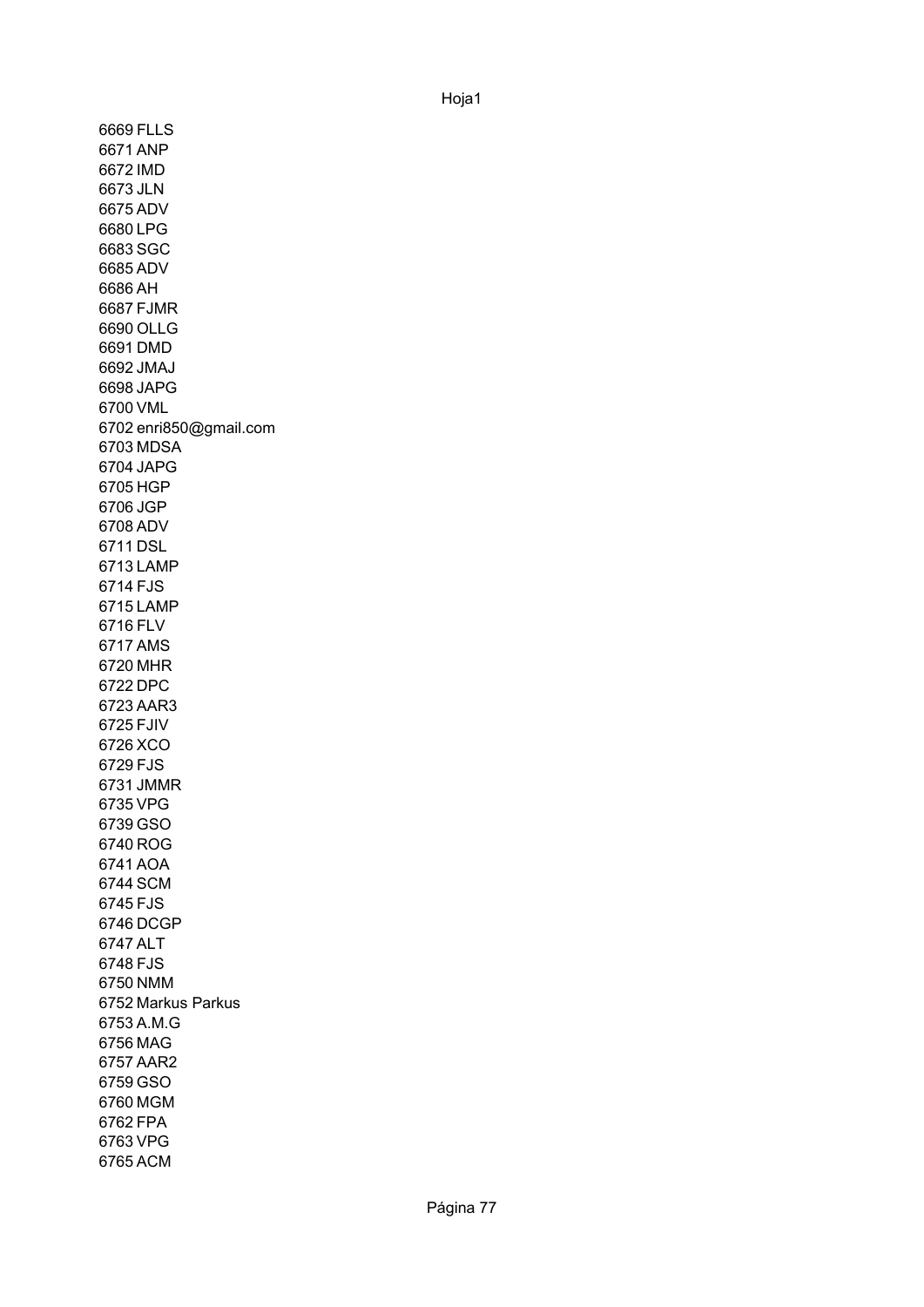6669 FLLS
6671 ANP
6672 IMD
6673 JLN
6675 ADV
6680 LPG
6683 SGC
6685 ADV
6686 AH
6687 FJMR
6690 OLLG
6691 DMD
6692 JMAJ
6698 JAPG
6700 VML
6702 enri850@gmail.com
6703 MDSA
6704 JAPG
6705 HGP
6706 JGP
6708 ADV
6711 DSL
6713 LAMP
6714 FJS
6715 LAMP
6716 FLV
6717 AMS
6720 MHR
6722 DPC
6723 AAR3
6725 FJIV
6726 XCO
6729 FJS
6731 JMMR
6735 VPG
6739 GSO
6740 ROG
6741 AOA
6744 SCM
6745 FJS
6746 DCGP
6747 ALT
6748 FJS
6750 NMM
6752 Markus Parkus
6753 A.M.G
6756 MAG
6757 AAR2
6759 GSO
6760 MGM
6762 FPA
6763 VPG
6765 ACM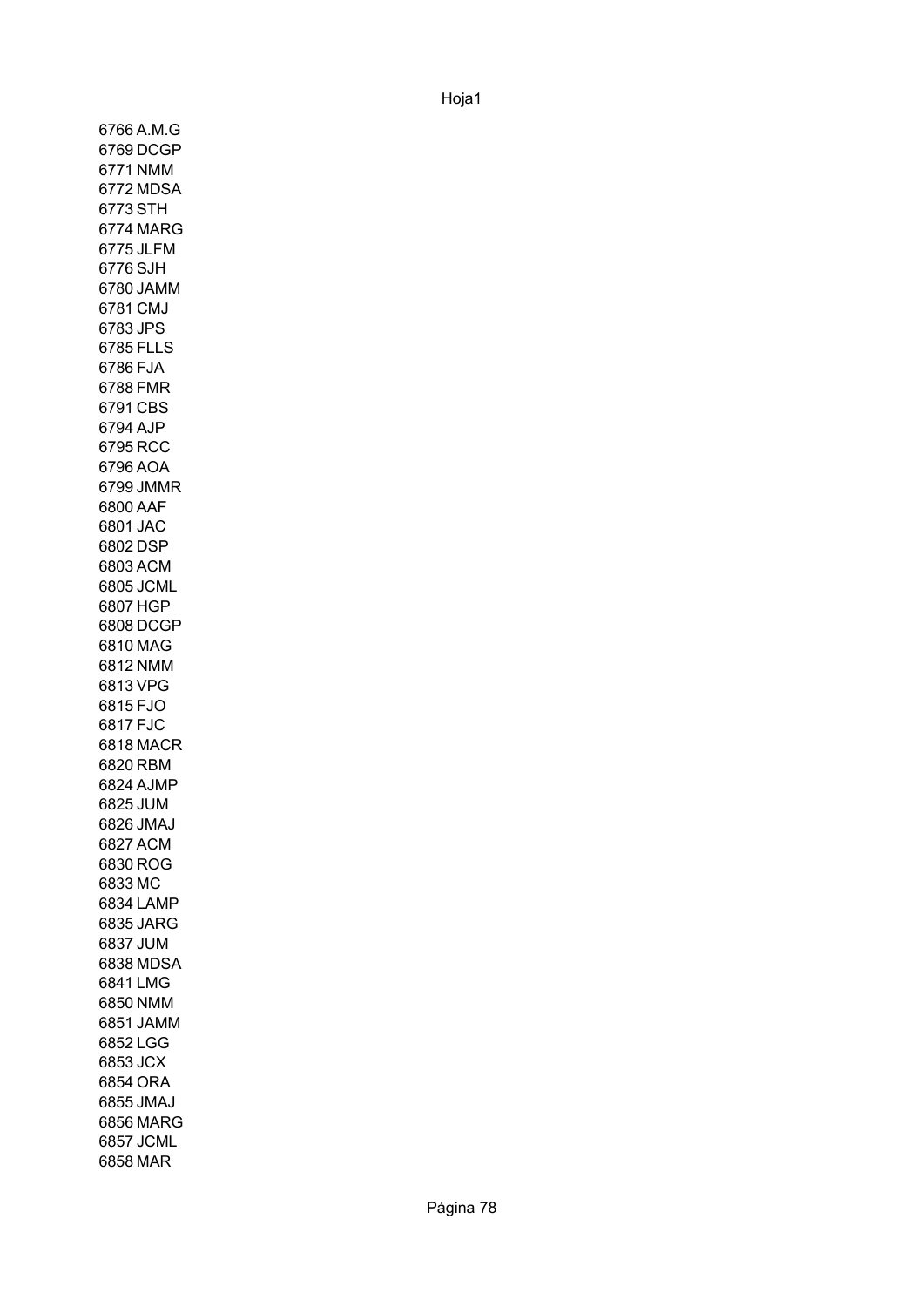6766 A.M.G
6769 DCGP
6771 NMM
6772 MDSA
6773 STH
6774 MARG
6775 JLFM
6776 SJH
6780 JAMM
6781 CMJ
6783 JPS
6785 FLLS
6786 FJA
6788 FMR
6791 CBS
6794 AJP
6795 RCC
6796 AOA
6799 JMMR
6800 AAF
6801 JAC
6802 DSP
6803 ACM
6805 JCML
6807 HGP
6808 DCGP
6810 MAG
6812 NMM
6813 VPG
6815 FJO
6817 FJC
6818 MACR
6820 RBM
6824 AJMP
6825 JUM
6826 JMAJ
6827 ACM
6830 ROG
6833 MC
6834 LAMP
6835 JARG
6837 JUM
6838 MDSA
6841 LMG
6850 NMM
6851 JAMM
6852 LGG
6853 JCX
6854 ORA
6855 JMAJ
6856 MARG
6857 JCML
6858 MAR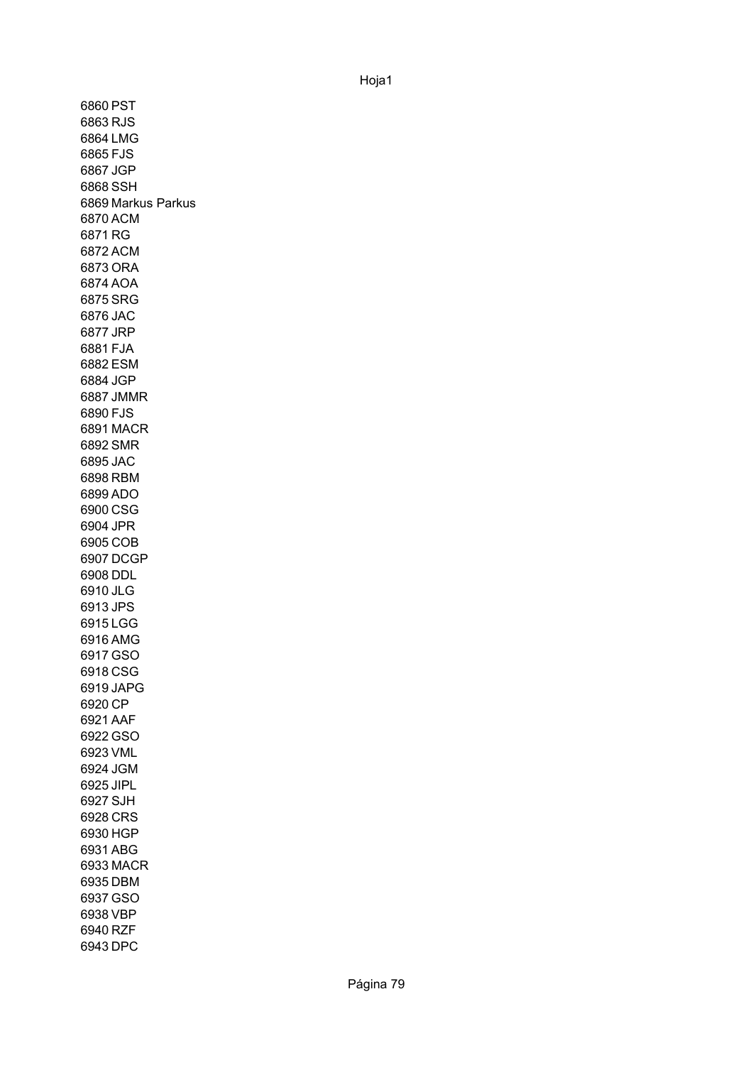6860 PST
6863 RJS
6864 LMG
6865 FJS
6867 JGP
6868 SSH
6869 Markus Parkus
6870 ACM
6871 RG
6872 ACM
6873 ORA
6874 AOA
6875 SRG
6876 JAC
6877 JRP
6881 FJA
6882 ESM
6884 JGP
6887 JMMR
6890 FJS
6891 MACR
6892 SMR
6895 JAC
6898 RBM
6899 ADO
6900 CSG
6904 JPR
6905 COB
6907 DCGP
6908 DDL
6910 JLG
6913 JPS
6915 LGG
6916 AMG
6917 GSO
6918 CSG
6919 JAPG
6920 CP
6921 AAF
6922 GSO
6923 VML
6924 JGM
6925 JIPL
6927 SJH
6928 CRS
6930 HGP
6931 ABG
6933 MACR
6935 DBM
6937 GSO
6938 VBP
6940 RZF
6943 DPC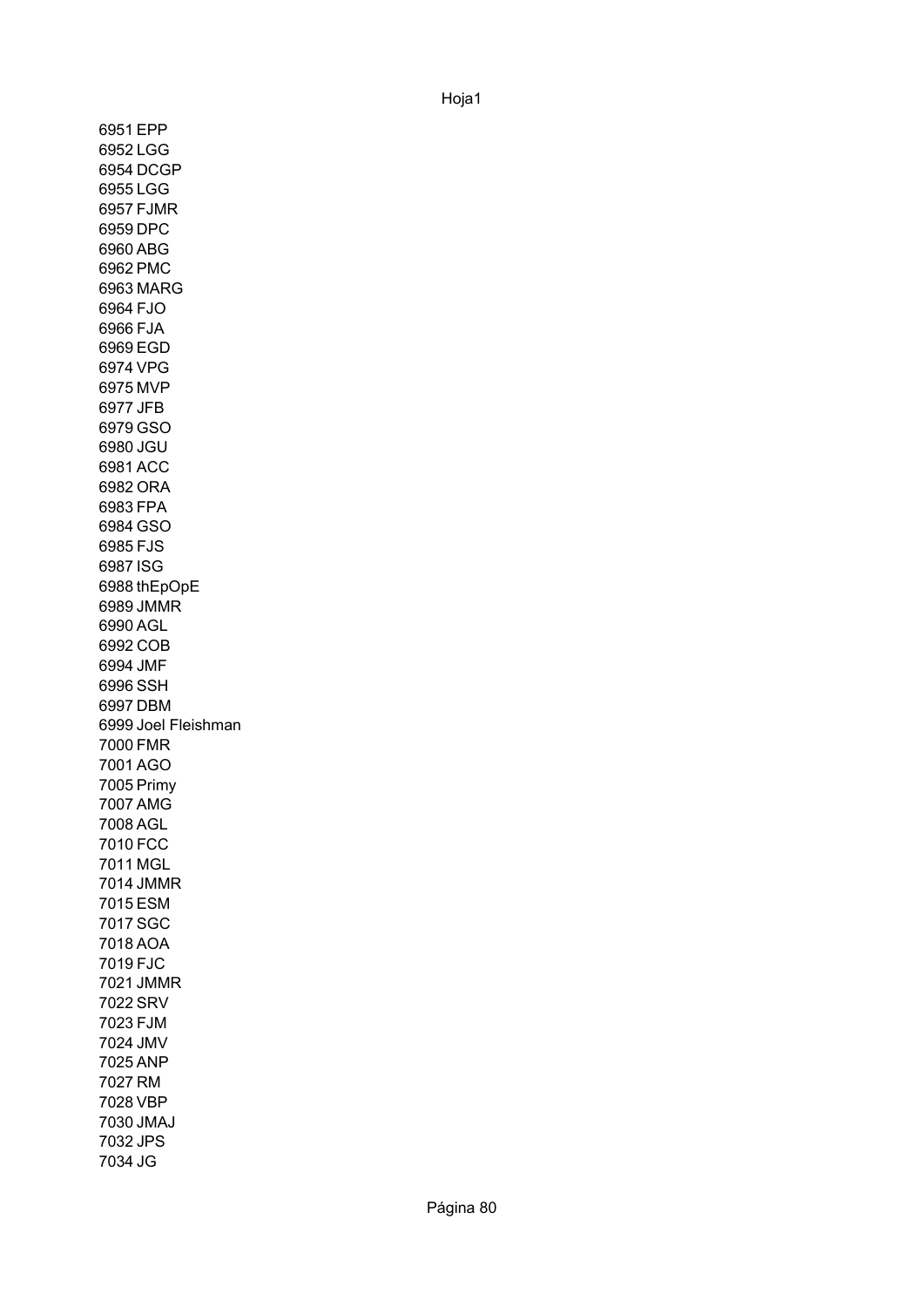6951 EPP
6952 LGG
6954 DCGP
6955 LGG
6957 FJMR
6959 DPC
6960 ABG
6962 PMC
6963 MARG
6964 FJO
6966 FJA
6969 EGD
6974 VPG
6975 MVP
6977 JFB
6979 GSO
6980 JGU
6981 ACC
6982 ORA
6983 FPA
6984 GSO
6985 FJS
6987 ISG
6988 thEpOpE
6989 JMMR
6990 AGL
6992 COB
6994 JMF
6996 SSH
6997 DBM
6999 Joel Fleishman
7000 FMR
7001 AGO
7005 Primy
7007 AMG
7008 AGL
7010 FCC
7011 MGL
7014 JMMR
7015 ESM
7017 SGC
7018 AOA
7019 FJC
7021 JMMR
7022 SRV
7023 FJM
7024 JMV
7025 ANP
7027 RM
7028 VBP
7030 JMAJ
7032 JPS
7034 JG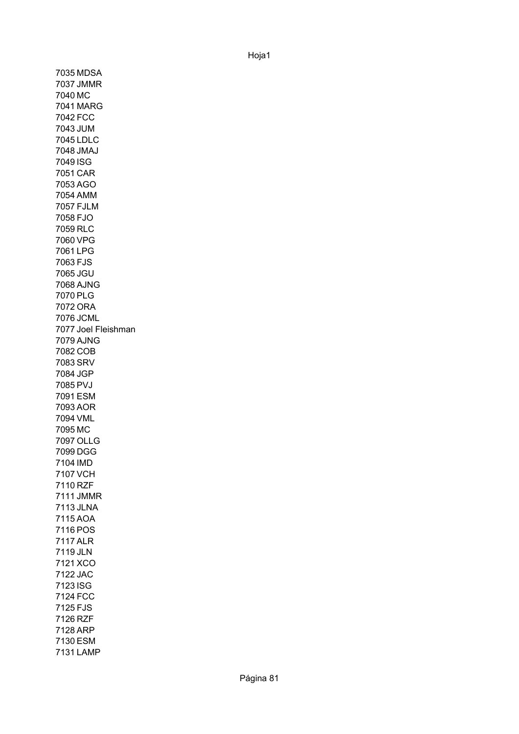7035 MDSA
7037 JMMR
7040 MC
7041 MARG
7042 FCC
7043 JUM
7045 LDLC
7048 JMAJ
7049 ISG
7051 CAR
7053 AGO
7054 AMM
7057 FJLM
7058 FJO
7059 RLC
7060 VPG
7061 LPG
7063 FJS
7065 JGU
7068 AJNG
7070 PLG
7072 ORA
7076 JCML
7077 Joel Fleishman
7079 AJNG
7082 COB
7083 SRV
7084 JGP
7085 PVJ
7091 ESM
7093 AOR
7094 VML
7095 MC
7097 OLLG
7099 DGG
7104 IMD
7107 VCH
7110 RZF
7111 JMMR
7113 JLNA
7115 AOA
7116 POS
7117 ALR
7119 JLN
7121 XCO
7122 JAC
7123 ISG
7124 FCC
7125 FJS
7126 RZF
7128 ARP
7130 ESM
7131 LAMP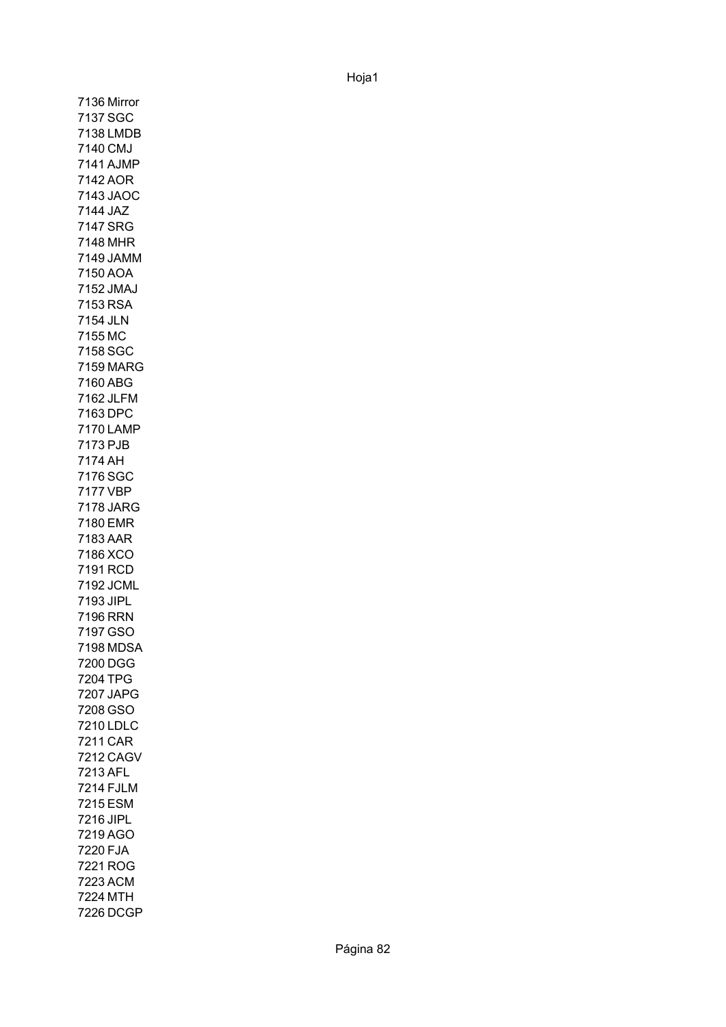7136 Mirror
7137 SGC
7138 LMDB
7140 CMJ
7141 AJMP
7142 AOR
7143 JAOC
7144 JAZ
7147 SRG
7148 MHR
7149 JAMM
7150 AOA
7152 JMAJ
7153 RSA
7154 JLN
7155 MC
7158 SGC
7159 MARG
7160 ABG
7162 JLFM
7163 DPC
7170 LAMP
7173 PJB
7174 AH
7176 SGC
7177 VBP
7178 JARG
7180 EMR
7183 AAR
7186 XCO
7191 RCD
7192 JCML
7193 JIPL
7196 RRN
7197 GSO
7198 MDSA
7200 DGG
7204 TPG
7207 JAPG
7208 GSO
7210 LDLC
7211 CAR
7212 CAGV
7213 AFL
7214 FJLM
7215 ESM
7216 JIPL
7219 AGO
7220 FJA
7221 ROG
7223 ACM
7224 MTH
7226 DCGP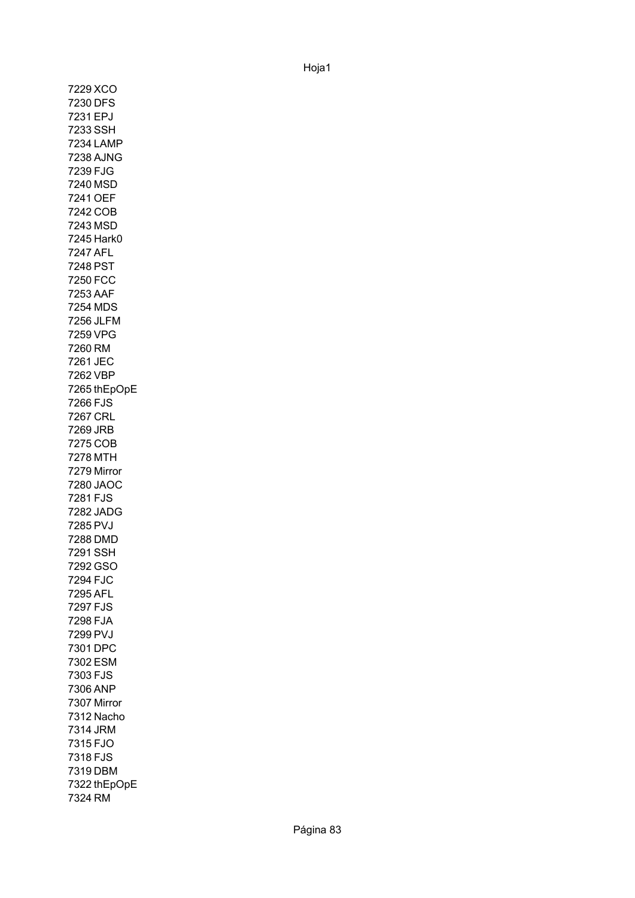7229 XCO
7230 DFS
7231 EPJ
7233 SSH
7234 LAMP
7238 AJNG
7239 FJG
7240 MSD
7241 OEF
7242 COB
7243 MSD
7245 Hark0
7247 AFL
7248 PST
7250 FCC
7253 AAF
7254 MDS
7256 JLFM
7259 VPG
7260 RM
7261 JEC
7262 VBP
7265 thEpOpE
7266 FJS
7267 CRL
7269 JRB
7275 COB
7278 MTH
7279 Mirror
7280 JAOC
7281 FJS
7282 JADG
7285 PVJ
7288 DMD
7291 SSH
7292 GSO
7294 FJC
7295 AFL
7297 FJS
7298 FJA
7299 PVJ
7301 DPC
7302 ESM
7303 FJS
7306 ANP
7307 Mirror
7312 Nacho
7314 JRM
7315 FJO
7318 FJS
7319 DBM
7322 thEpOpE
7324 RM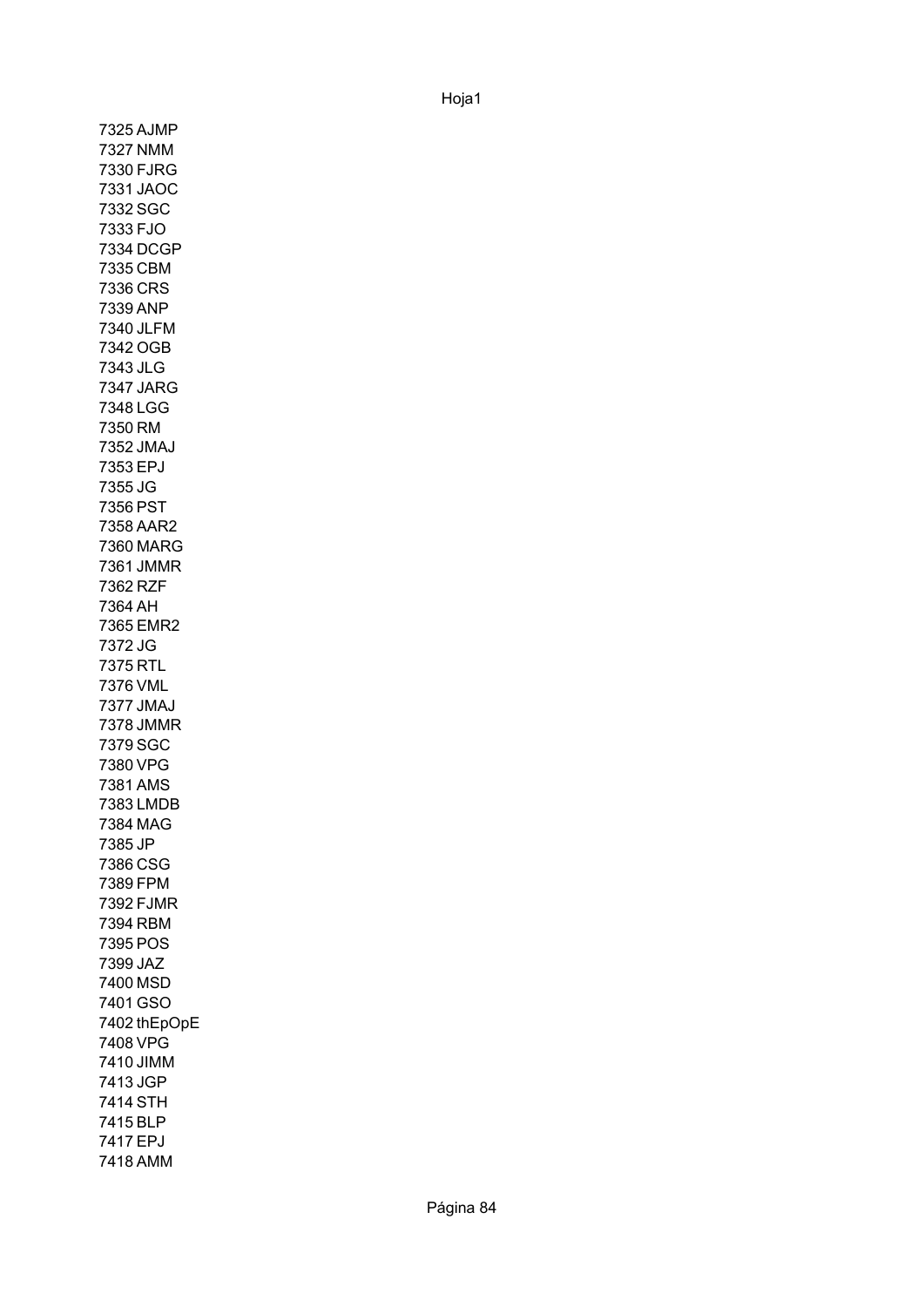7325 AJMP
7327 NMM
7330 FJRG
7331 JAOC
7332 SGC
7333 FJO
7334 DCGP
7335 CBM
7336 CRS
7339 ANP
7340 JLFM
7342 OGB
7343 JLG
7347 JARG
7348 LGG
7350 RM
7352 JMAJ
7353 EPJ
7355 JG
7356 PST
7358 AAR2
7360 MARG
7361 JMMR
7362 RZF
7364 AH
7365 EMR2
7372 JG
7375 RTL
7376 VML
7377 JMAJ
7378 JMMR
7379 SGC
7380 VPG
7381 AMS
7383 LMDB
7384 MAG
7385 JP
7386 CSG
7389 FPM
7392 FJMR
7394 RBM
7395 POS
7399 JAZ
7400 MSD
7401 GSO
7402 thEpOpE
7408 VPG
7410 JIMM
7413 JGP
7414 STH
7415 BLP
7417 EPJ
7418 AMM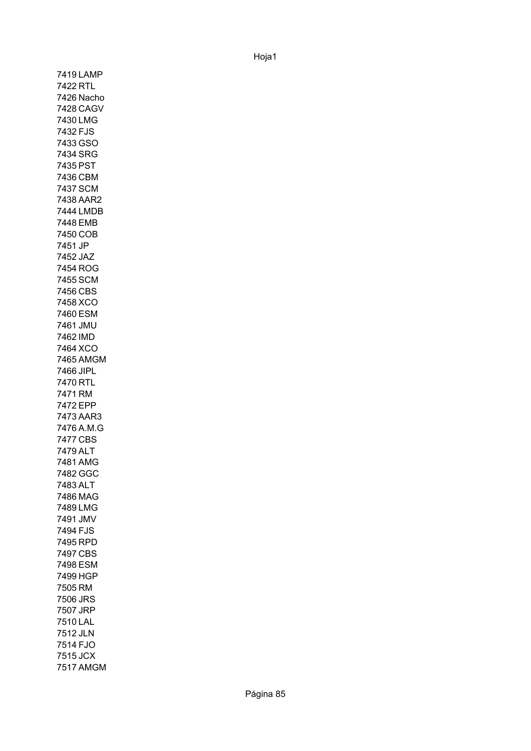7419 LAMP
7422 RTL
7426 Nacho
7428 CAGV
7430 LMG
7432 FJS
7433 GSO
7434 SRG
7435 PST
7436 CBM
7437 SCM
7438 AAR2
7444 LMDB
7448 EMB
7450 COB
7451 JP
7452 JAZ
7454 ROG
7455 SCM
7456 CBS
7458 XCO
7460 ESM
7461 JMU
7462 IMD
7464 XCO
7465 AMGM
7466 JIPL
7470 RTL
7471 RM
7472 EPP
7473 AAR3
7476 A.M.G
7477 CBS
7479 ALT
7481 AMG
7482 GGC
7483 ALT
7486 MAG
7489 LMG
7491 JMV
7494 FJS
7495 RPD
7497 CBS
7498 ESM
7499 HGP
7505 RM
7506 JRS
7507 JRP
7510 LAL
7512 JLN
7514 FJO
7515 JCX
7517 AMGM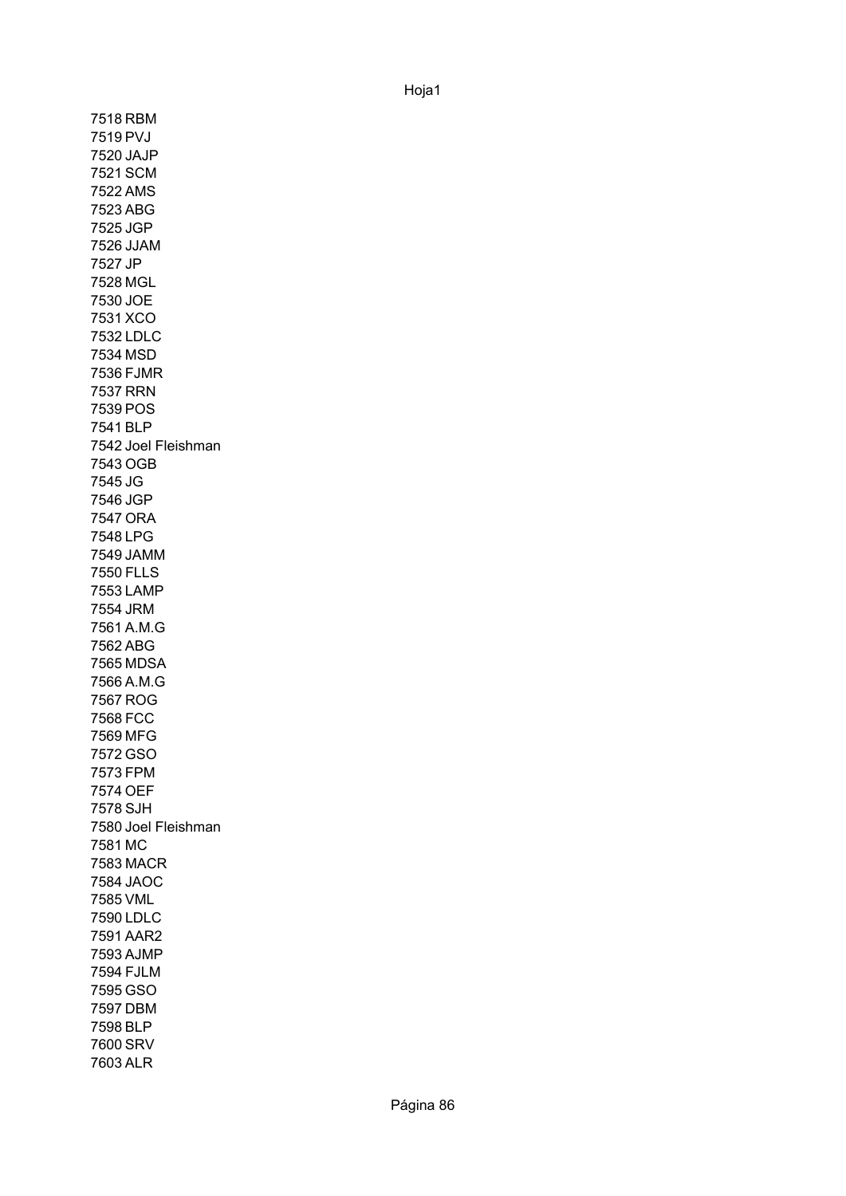7518 RBM
7519 PVJ
7520 JAJP
7521 SCM
7522 AMS
7523 ABG
7525 JGP
7526 JJAM
7527 JP
7528 MGL
7530 JOE
7531 XCO
7532 LDLC
7534 MSD
7536 FJMR
7537 RRN
7539 POS
7541 BLP
7542 Joel Fleishman
7543 OGB
7545 JG
7546 JGP
7547 ORA
7548 LPG
7549 JAMM
7550 FLLS
7553 LAMP
7554 JRM
7561 A.M.G
7562 ABG
7565 MDSA
7566 A.M.G
7567 ROG
7568 FCC
7569 MFG
7572 GSO
7573 FPM
7574 OEF
7578 SJH
7580 Joel Fleishman
7581 MC
7583 MACR
7584 JAOC
7585 VML
7590 LDLC
7591 AAR2
7593 AJMP
7594 FJLM
7595 GSO
7597 DBM
7598 BLP
7600 SRV
7603 ALR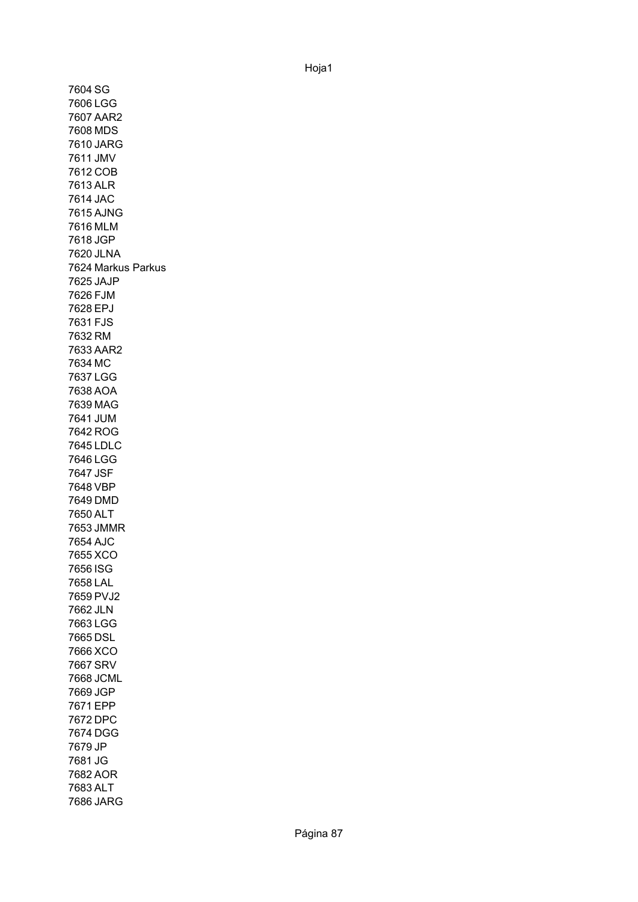7604 SG
7606 LGG
7607 AAR2
7608 MDS
7610 JARG
7611 JMV
7612 COB
7613 ALR
7614 JAC
7615 AJNG
7616 MLM
7618 JGP
7620 JLNA
7624 Markus Parkus
7625 JAJP
7626 FJM
7628 EPJ
7631 FJS
7632 RM
7633 AAR2
7634 MC
7637 LGG
7638 AOA
7639 MAG
7641 JUM
7642 ROG
7645 LDLC
7646 LGG
7647 JSF
7648 VBP
7649 DMD
7650 ALT
7653 JMMR
7654 AJC
7655 XCO
7656 ISG
7658 LAL
7659 PVJ2
7662 JLN
7663 LGG
7665 DSL
7666 XCO
7667 SRV
7668 JCML
7669 JGP
7671 EPP
7672 DPC
7674 DGG
7679 JP
7681 JG
7682 AOR
7683 ALT
7686 JARG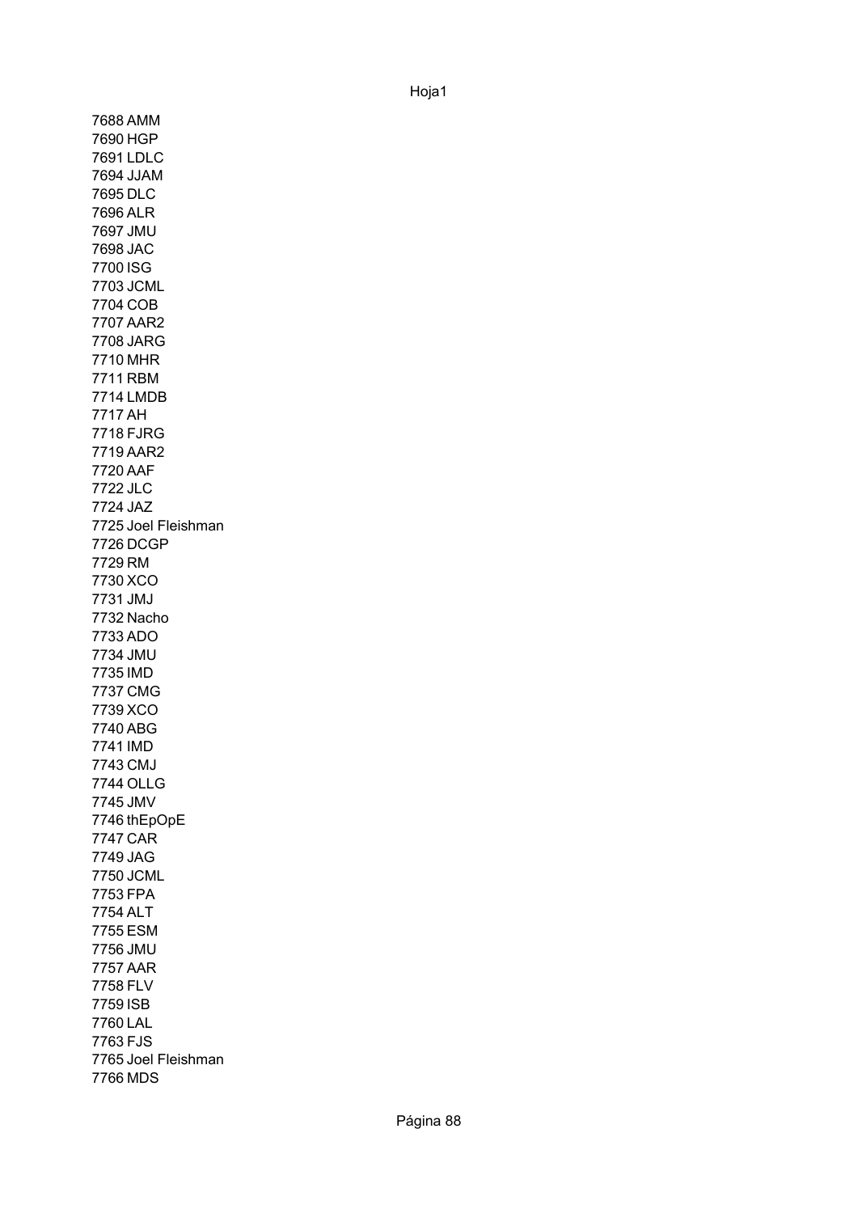7688 AMM
7690 HGP
7691 LDLC
7694 JJAM
7695 DLC
7696 ALR
7697 JMU
7698 JAC
7700 ISG
7703 JCML
7704 COB
7707 AAR2
7708 JARG
7710 MHR
7711 RBM
7714 LMDB
7717 AH
7718 FJRG
7719 AAR2
7720 AAF
7722 JLC
7724 JAZ
7725 Joel Fleishman
7726 DCGP
7729 RM
7730 XCO
7731 JMJ
7732 Nacho
7733 ADO
7734 JMU
7735 IMD
7737 CMG
7739 XCO
7740 ABG
7741 IMD
7743 CMJ
7744 OLLG
7745 JMV
7746 thEpOpE
7747 CAR
7749 JAG
7750 JCML
7753 FPA
7754 ALT
7755 ESM
7756 JMU
7757 AAR
7758 FLV
7759 ISB
7760 LAL
7763 FJS
7765 Joel Fleishman
7766 MDS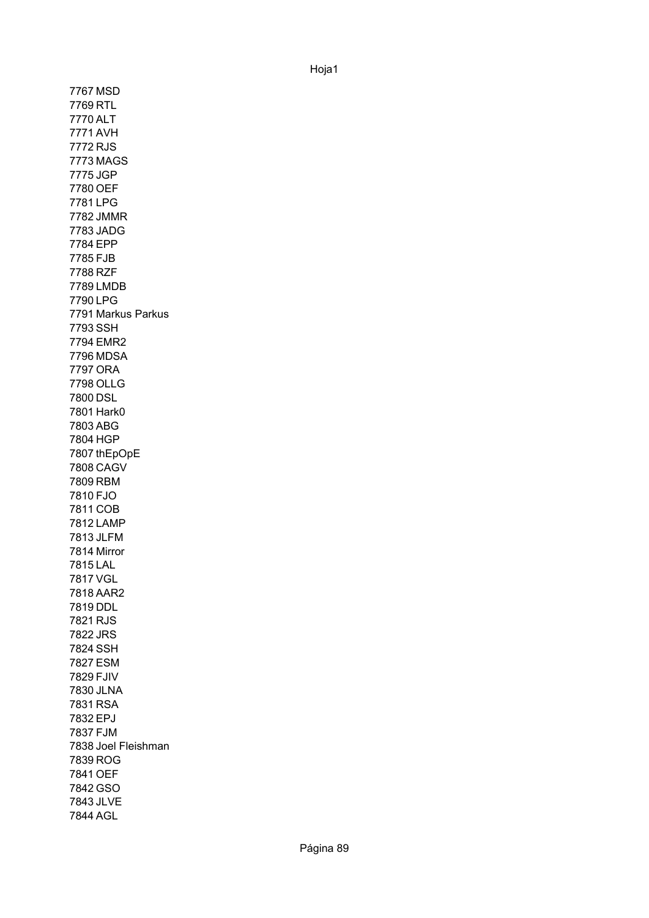7767 MSD
7769 RTL
7770 ALT
7771 AVH
7772 RJS
7773 MAGS
7775 JGP
7780 OEF
7781 LPG
7782 JMMR
7783 JADG
7784 EPP
7785 FJB
7788 RZF
7789 LMDB
7790 LPG
7791 Markus Parkus
7793 SSH
7794 EMR2
7796 MDSA
7797 ORA
7798 OLLG
7800 DSL
7801 Hark0
7803 ABG
7804 HGP
7807 thEpOpE
7808 CAGV
7809 RBM
7810 FJO
7811 COB
7812 LAMP
7813 JLFM
7814 Mirror
7815 LAL
7817 VGL
7818 AAR2
7819 DDL
7821 RJS
7822 JRS
7824 SSH
7827 ESM
7829 FJIV
7830 JLNA
7831 RSA
7832 EPJ
7837 FJM
7838 Joel Fleishman
7839 ROG
7841 OEF
7842 GSO
7843 JLVE
7844 AGL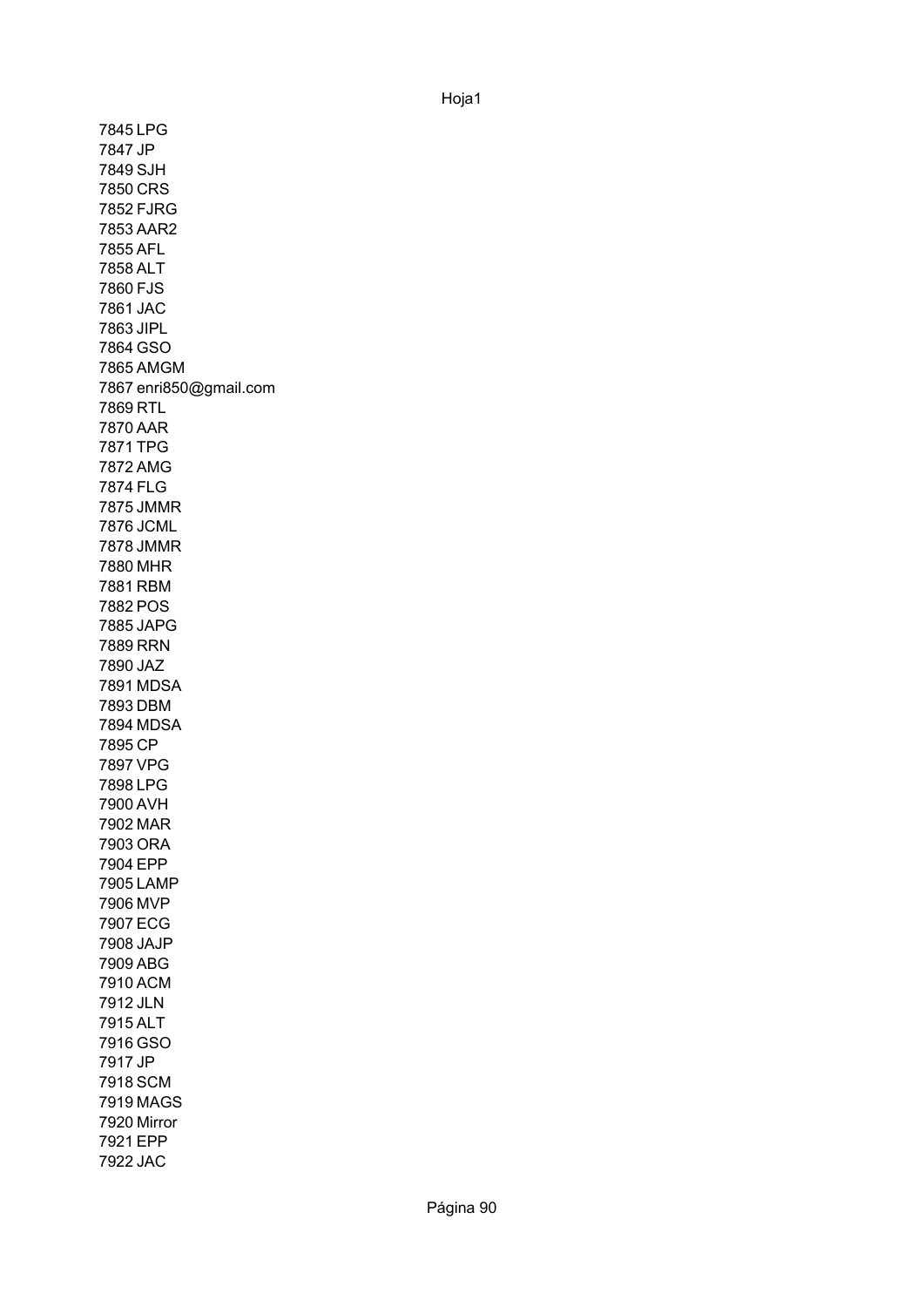7845 LPG
7847 JP
7849 SJH
7850 CRS
7852 FJRG
7853 AAR2
7855 AFL
7858 ALT
7860 FJS
7861 JAC
7863 JIPL
7864 GSO
7865 AMGM
7867 enri850@gmail.com
7869 RTL
7870 AAR
7871 TPG
7872 AMG
7874 FLG
7875 JMMR
7876 JCML
7878 JMMR
7880 MHR
7881 RBM
7882 POS
7885 JAPG
7889 RRN
7890 JAZ
7891 MDSA
7893 DBM
7894 MDSA
7895 CP
7897 VPG
7898 LPG
7900 AVH
7902 MAR
7903 ORA
7904 EPP
7905 LAMP
7906 MVP
7907 ECG
7908 JAJP
7909 ABG
7910 ACM
7912 JLN
7915 ALT
7916 GSO
7917 JP
7918 SCM
7919 MAGS
7920 Mirror
7921 EPP
7922 JAC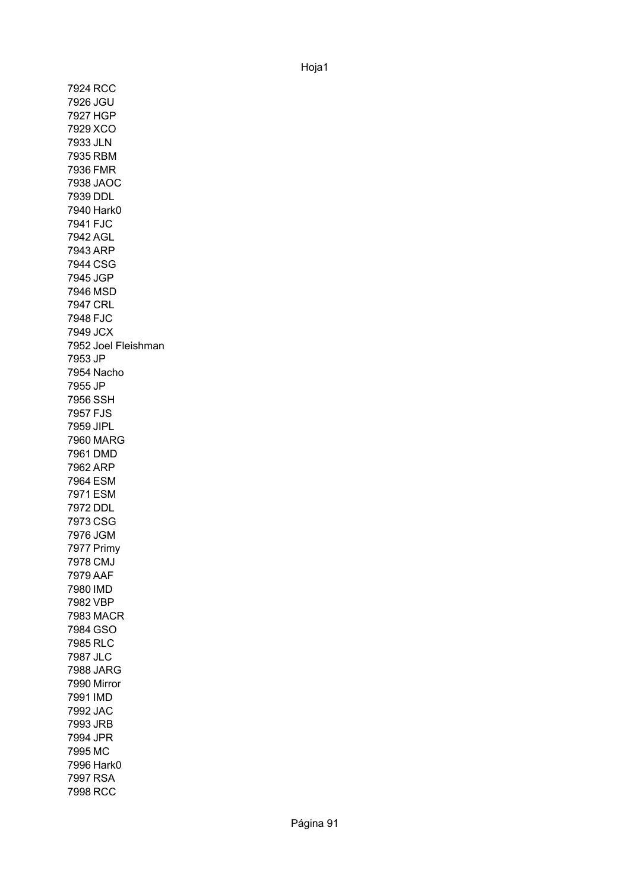7924 RCC
7926 JGU
7927 HGP
7929 XCO
7933 JLN
7935 RBM
7936 FMR
7938 JAOC
7939 DDL
7940 Hark0
7941 FJC
7942 AGL
7943 ARP
7944 CSG
7945 JGP
7946 MSD
7947 CRL
7948 FJC
7949 JCX
7952 Joel Fleishman
7953 JP
7954 Nacho
7955 JP
7956 SSH
7957 FJS
7959 JIPL
7960 MARG
7961 DMD
7962 ARP
7964 ESM
7971 ESM
7972 DDL
7973 CSG
7976 JGM
7977 Primy
7978 CMJ
7979 AAF
7980 IMD
7982 VBP
7983 MACR
7984 GSO
7985 RLC
7987 JLC
7988 JARG
7990 Mirror
7991 IMD
7992 JAC
7993 JRB
7994 JPR
7995 MC
7996 Hark0
7997 RSA
7998 RCC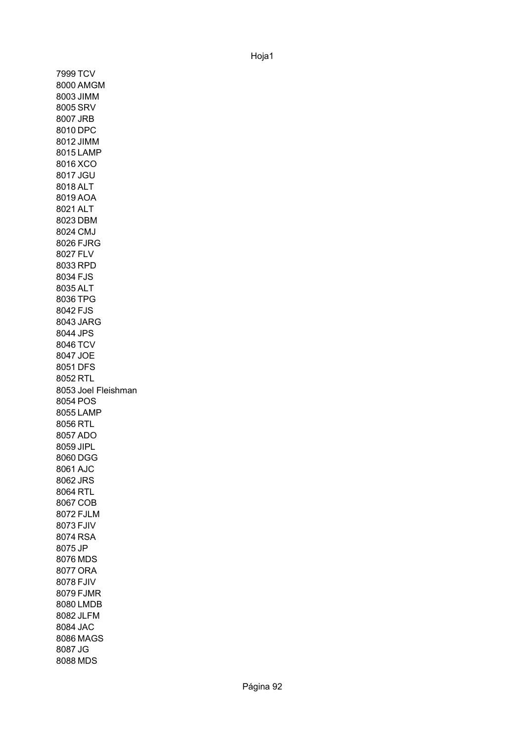7999 TCV
8000 AMGM
8003 JIMM
8005 SRV
8007 JRB
8010 DPC
8012 JIMM
8015 LAMP
8016 XCO
8017 JGU
8018 ALT
8019 AOA
8021 ALT
8023 DBM
8024 CMJ
8026 FJRG
8027 FLV
8033 RPD
8034 FJS
8035 ALT
8036 TPG
8042 FJS
8043 JARG
8044 JPS
8046 TCV
8047 JOE
8051 DFS
8052 RTL
8053 Joel Fleishman
8054 POS
8055 LAMP
8056 RTL
8057 ADO
8059 JIPL
8060 DGG
8061 AJC
8062 JRS
8064 RTL
8067 COB
8072 FJLM
8073 FJIV
8074 RSA
8075 JP
8076 MDS
8077 ORA
8078 FJIV
8079 FJMR
8080 LMDB
8082 JLFM
8084 JAC
8086 MAGS
8087 JG
8088 MDS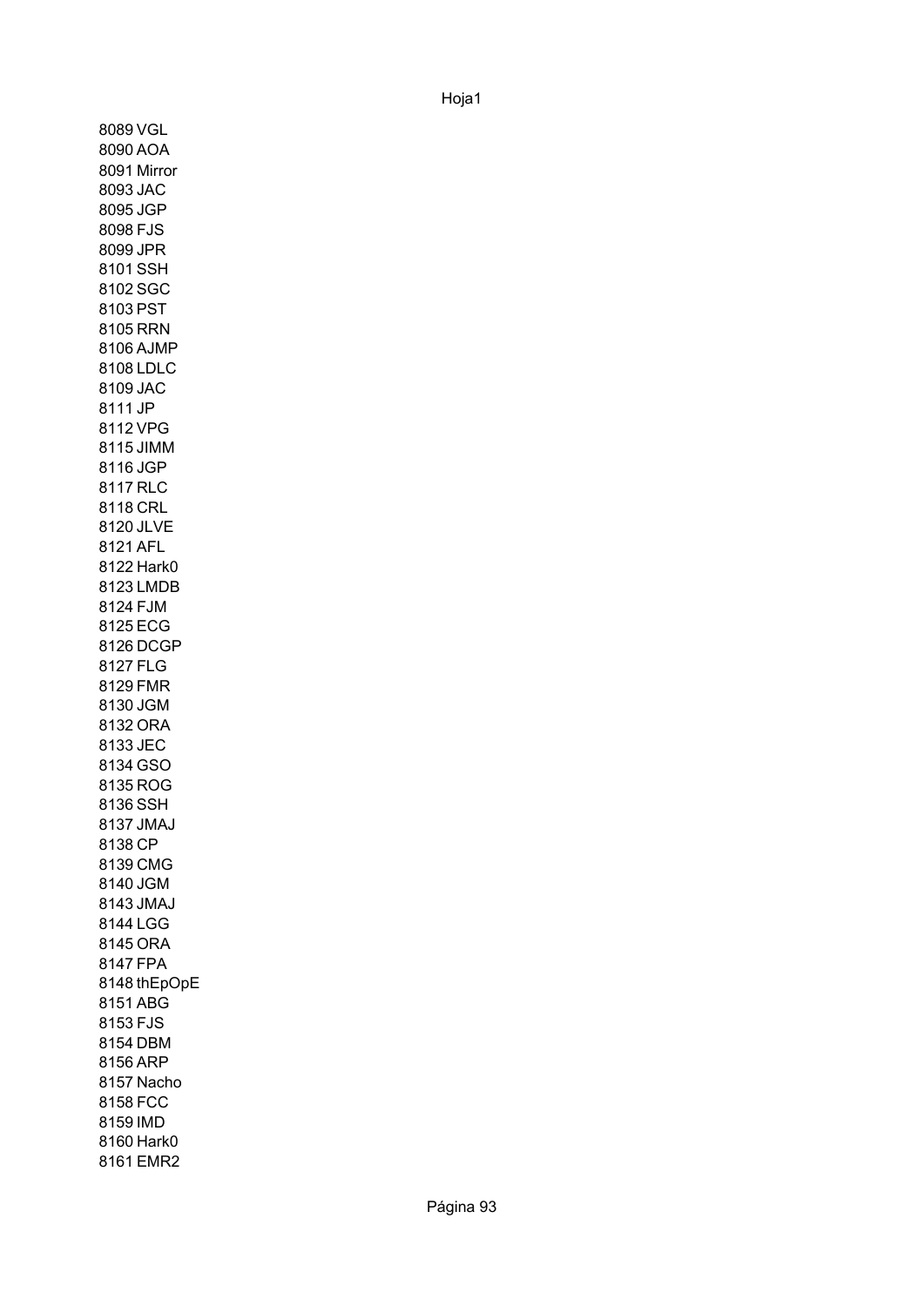8089 VGL
8090 AOA
8091 Mirror
8093 JAC
8095 JGP
8098 FJS
8099 JPR
8101 SSH
8102 SGC
8103 PST
8105 RRN
8106 AJMP
8108 LDLC
8109 JAC
8111 JP
8112 VPG
8115 JIMM
8116 JGP
8117 RLC
8118 CRL
8120 JLVE
8121 AFL
8122 Hark0
8123 LMDB
8124 FJM
8125 ECG
8126 DCGP
8127 FLG
8129 FMR
8130 JGM
8132 ORA
8133 JEC
8134 GSO
8135 ROG
8136 SSH
8137 JMAJ
8138 CP
8139 CMG
8140 JGM
8143 JMAJ
8144 LGG
8145 ORA
8147 FPA
8148 thEpOpE
8151 ABG
8153 FJS
8154 DBM
8156 ARP
8157 Nacho
8158 FCC
8159 IMD
8160 Hark0
8161 EMR2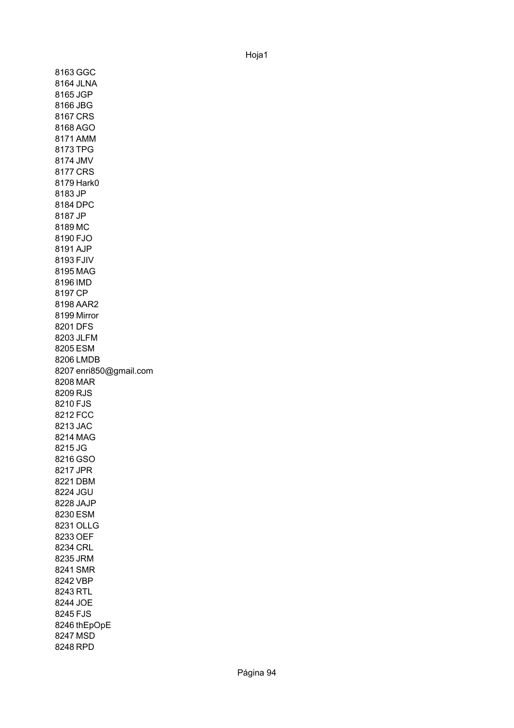8163 GGC
8164 JLNA
8165 JGP
8166 JBG
8167 CRS
8168 AGO
8171 AMM
8173 TPG
8174 JMV
8177 CRS
8179 Hark0
8183 JP
8184 DPC
8187 JP
8189 MC
8190 FJO
8191 AJP
8193 FJIV
8195 MAG
8196 IMD
8197 CP
8198 AAR2
8199 Mirror
8201 DFS
8203 JLFM
8205 ESM
8206 LMDB
8207 enri850@gmail.com
8208 MAR
8209 RJS
8210 FJS
8212 FCC
8213 JAC
8214 MAG
8215 JG
8216 GSO
8217 JPR
8221 DBM
8224 JGU
8228 JAJP
8230 ESM
8231 OLLG
8233 OEF
8234 CRL
8235 JRM
8241 SMR
8242 VBP
8243 RTL
8244 JOE
8245 FJS
8246 thEpOpE
8247 MSD
8248 RPD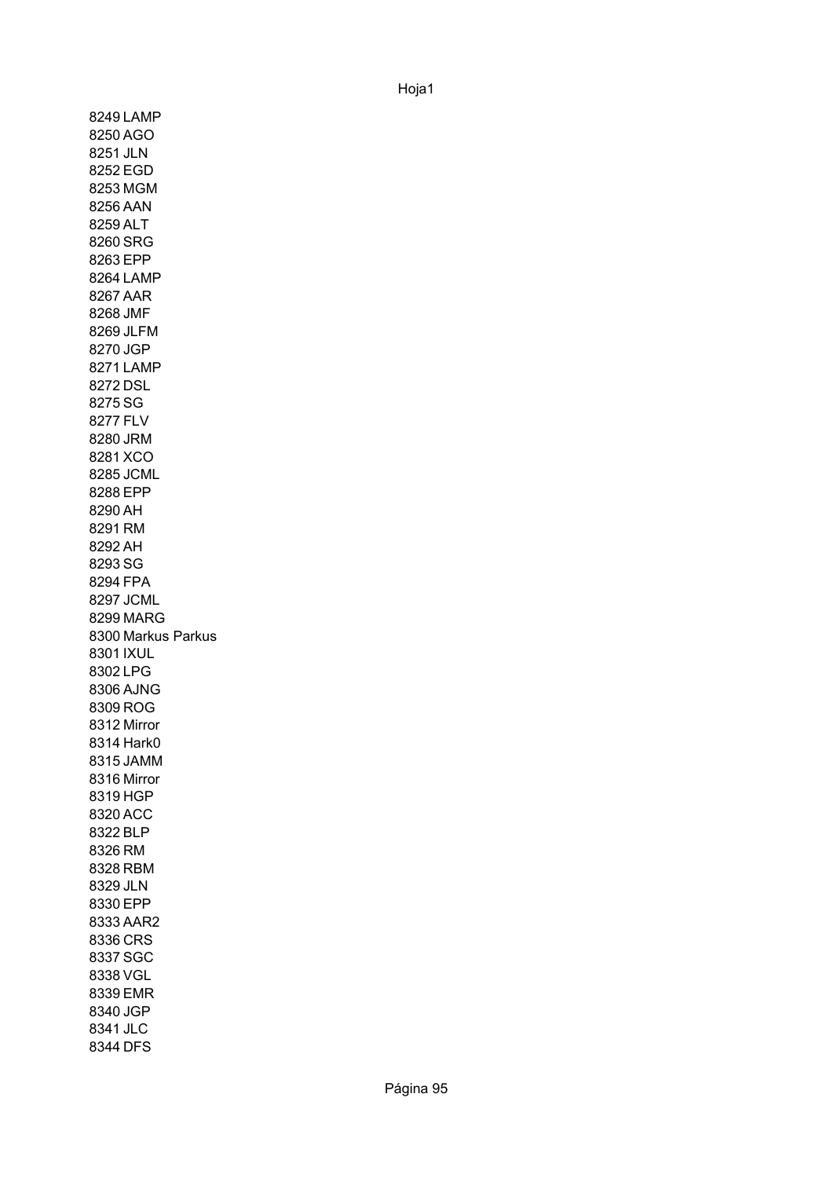8249 LAMP
8250 AGO
8251 JLN
8252 EGD
8253 MGM
8256 AAN
8259 ALT
8260 SRG
8263 EPP
8264 LAMP
8267 AAR
8268 JMF
8269 JLFM
8270 JGP
8271 LAMP
8272 DSL
8275 SG
8277 FLV
8280 JRM
8281 XCO
8285 JCML
8288 EPP
8290 AH
8291 RM
8292 AH
8293 SG
8294 FPA
8297 JCML
8299 MARG
8300 Markus Parkus
8301 IXUL
8302 LPG
8306 AJNG
8309 ROG
8312 Mirror
8314 Hark0
8315 JAMM
8316 Mirror
8319 HGP
8320 ACC
8322 BLP
8326 RM
8328 RBM
8329 JLN
8330 EPP
8333 AAR2
8336 CRS
8337 SGC
8338 VGL
8339 EMR
8340 JGP
8341 JLC
8344 DFS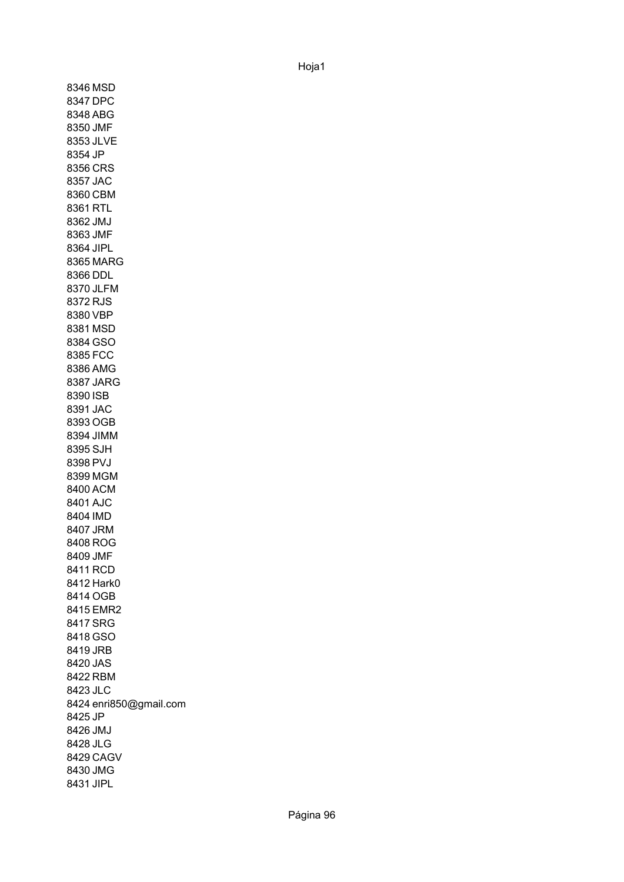8346 MSD
8347 DPC
8348 ABG
8350 JMF
8353 JLVE
8354 JP
8356 CRS
8357 JAC
8360 CBM
8361 RTL
8362 JMJ
8363 JMF
8364 JIPL
8365 MARG
8366 DDL
8370 JLFM
8372 RJS
8380 VBP
8381 MSD
8384 GSO
8385 FCC
8386 AMG
8387 JARG
8390 ISB
8391 JAC
8393 OGB
8394 JIMM
8395 SJH
8398 PVJ
8399 MGM
8400 ACM
8401 AJC
8404 IMD
8407 JRM
8408 ROG
8409 JMF
8411 RCD
8412 Hark0
8414 OGB
8415 EMR2
8417 SRG
8418 GSO
8419 JRB
8420 JAS
8422 RBM
8423 JLC
8424 enri850@gmail.com
8425 JP
8426 JMJ
8428 JLG
8429 CAGV
8430 JMG
8431 JIPL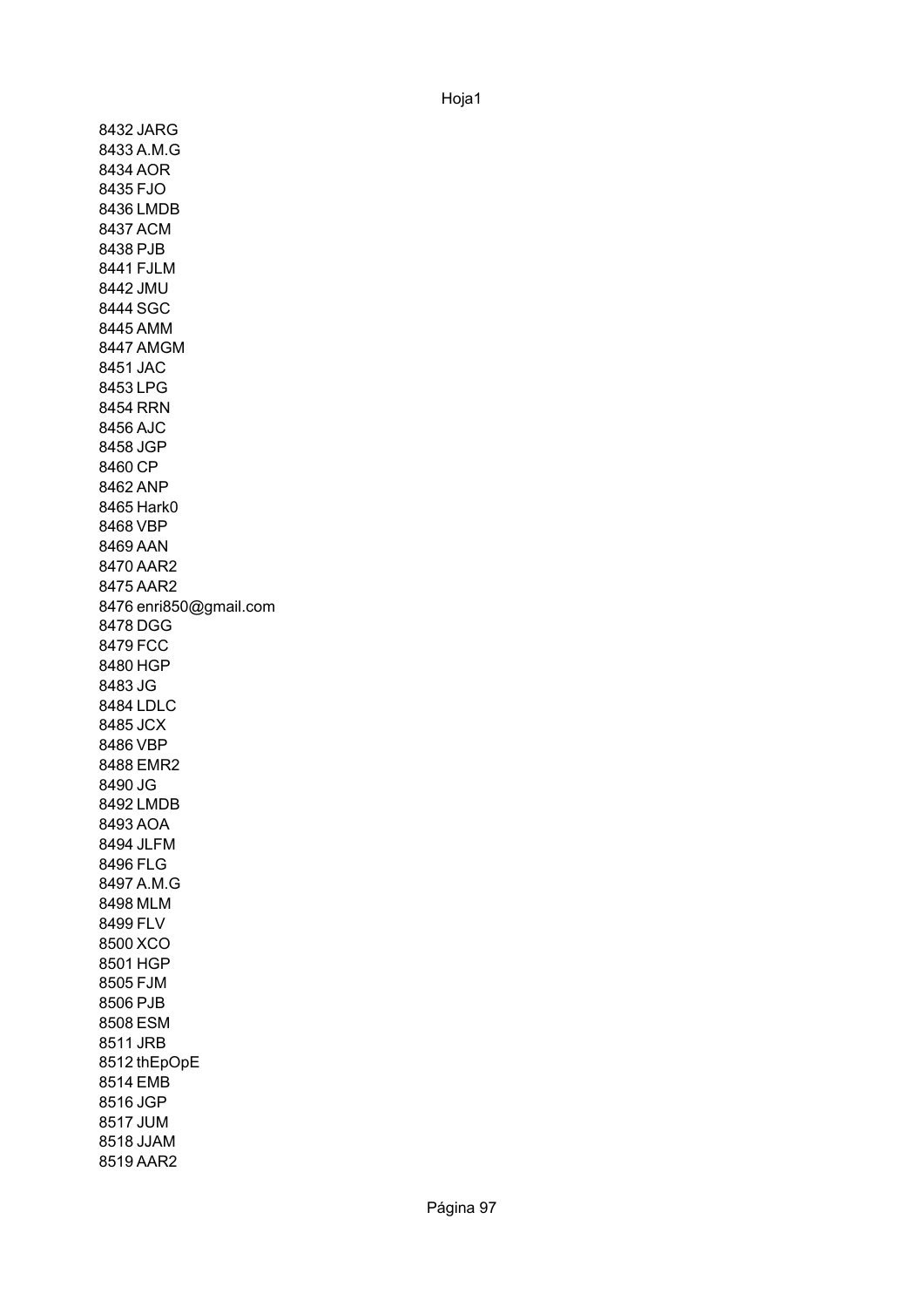8432 JARG
8433 A.M.G
8434 AOR
8435 FJO
8436 LMDB
8437 ACM
8438 PJB
8441 FJLM
8442 JMU
8444 SGC
8445 AMM
8447 AMGM
8451 JAC
8453 LPG
8454 RRN
8456 AJC
8458 JGP
8460 CP
8462 ANP
8465 Hark0
8468 VBP
8469 AAN
8470 AAR2
8475 AAR2
8476 enri850@gmail.com
8478 DGG
8479 FCC
8480 HGP
8483 JG
8484 LDLC
8485 JCX
8486 VBP
8488 EMR2
8490 JG
8492 LMDB
8493 AOA
8494 JLFM
8496 FLG
8497 A.M.G
8498 MLM
8499 FLV
8500 XCO
8501 HGP
8505 FJM
8506 PJB
8508 ESM
8511 JRB
8512 thEpOpE
8514 EMB
8516 JGP
8517 JUM
8518 JJAM
8519 AAR2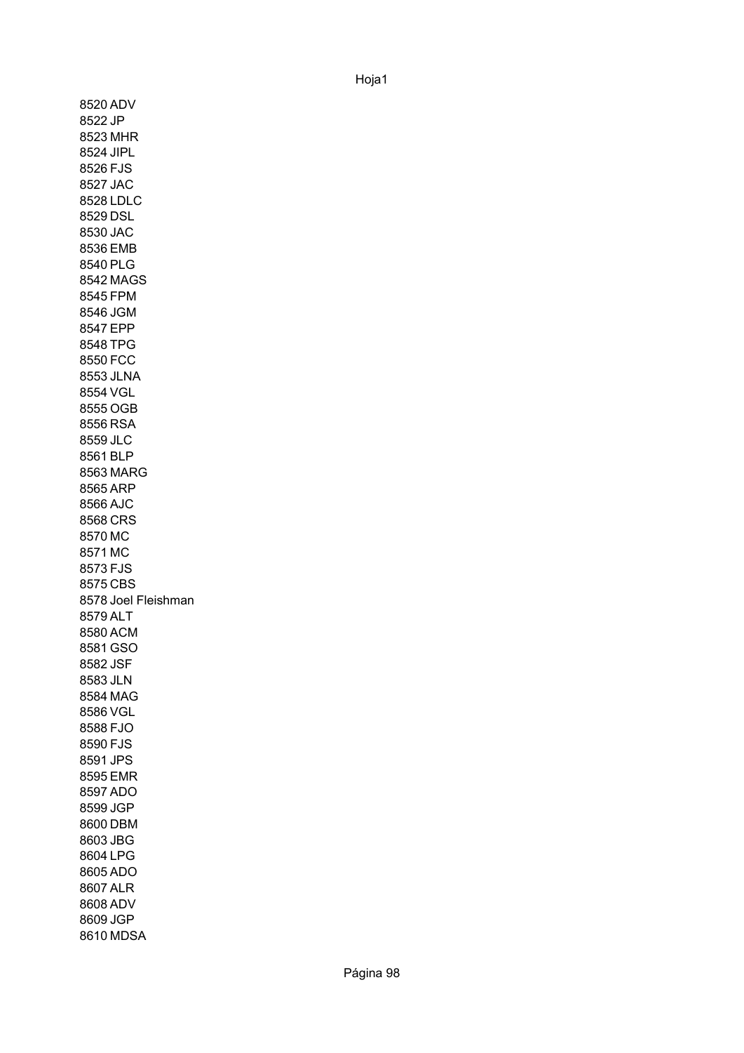8520 ADV
8522 JP
8523 MHR
8524 JIPL
8526 FJS
8527 JAC
8528 LDLC
8529 DSL
8530 JAC
8536 EMB
8540 PLG
8542 MAGS
8545 FPM
8546 JGM
8547 EPP
8548 TPG
8550 FCC
8553 JLNA
8554 VGL
8555 OGB
8556 RSA
8559 JLC
8561 BLP
8563 MARG
8565 ARP
8566 AJC
8568 CRS
8570 MC
8571 MC
8573 FJS
8575 CBS
8578 Joel Fleishman
8579 ALT
8580 ACM
8581 GSO
8582 JSF
8583 JLN
8584 MAG
8586 VGL
8588 FJO
8590 FJS
8591 JPS
8595 EMR
8597 ADO
8599 JGP
8600 DBM
8603 JBG
8604 LPG
8605 ADO
8607 ALR
8608 ADV
8609 JGP
8610 MDSA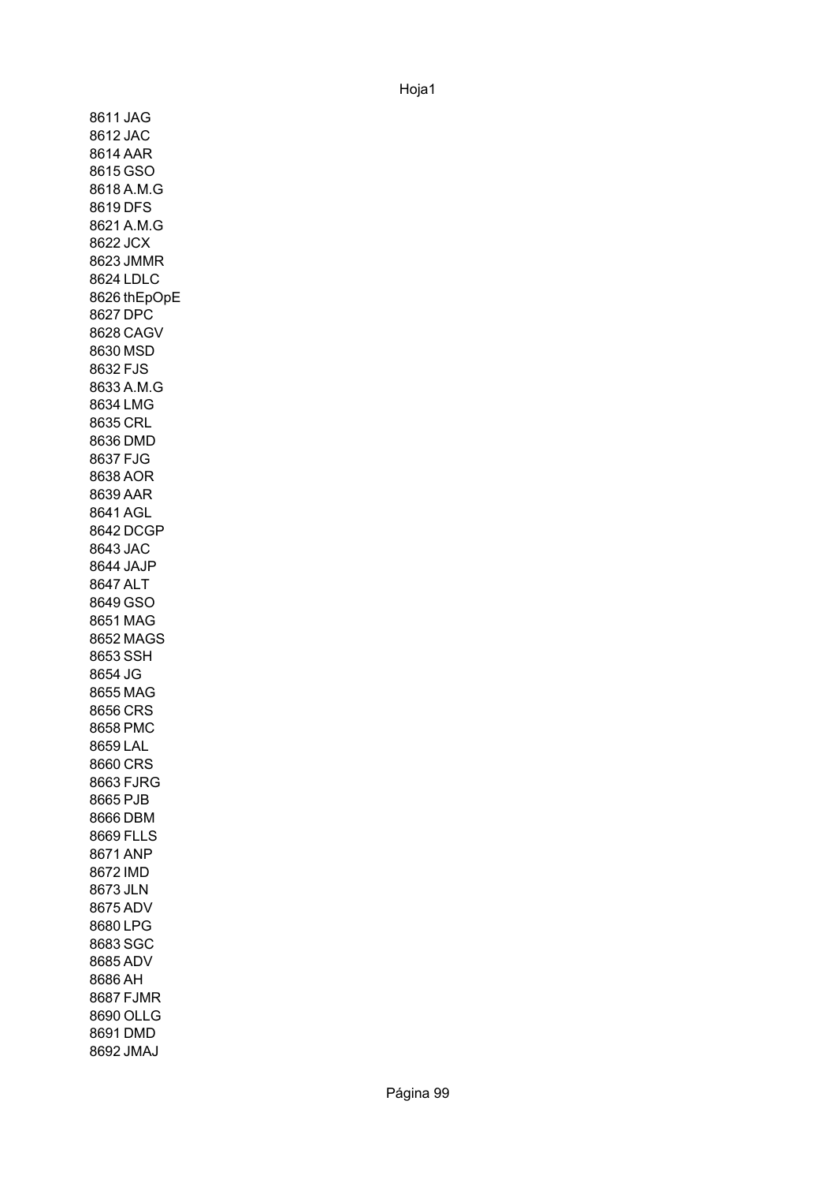8611 JAG
8612 JAC
8614 AAR
8615 GSO
8618 A.M.G
8619 DFS
8621 A.M.G
8622 JCX
8623 JMMR
8624 LDLC
8626 thEpOpE
8627 DPC
8628 CAGV
8630 MSD
8632 FJS
8633 A.M.G
8634 LMG
8635 CRL
8636 DMD
8637 FJG
8638 AOR
8639 AAR
8641 AGL
8642 DCGP
8643 JAC
8644 JAJP
8647 ALT
8649 GSO
8651 MAG
8652 MAGS
8653 SSH
8654 JG
8655 MAG
8656 CRS
8658 PMC
8659 LAL
8660 CRS
8663 FJRG
8665 PJB
8666 DBM
8669 FLLS
8671 ANP
8672 IMD
8673 JLN
8675 ADV
8680 LPG
8683 SGC
8685 ADV
8686 AH
8687 FJMR
8690 OLLG
8691 DMD
8692 JMAJ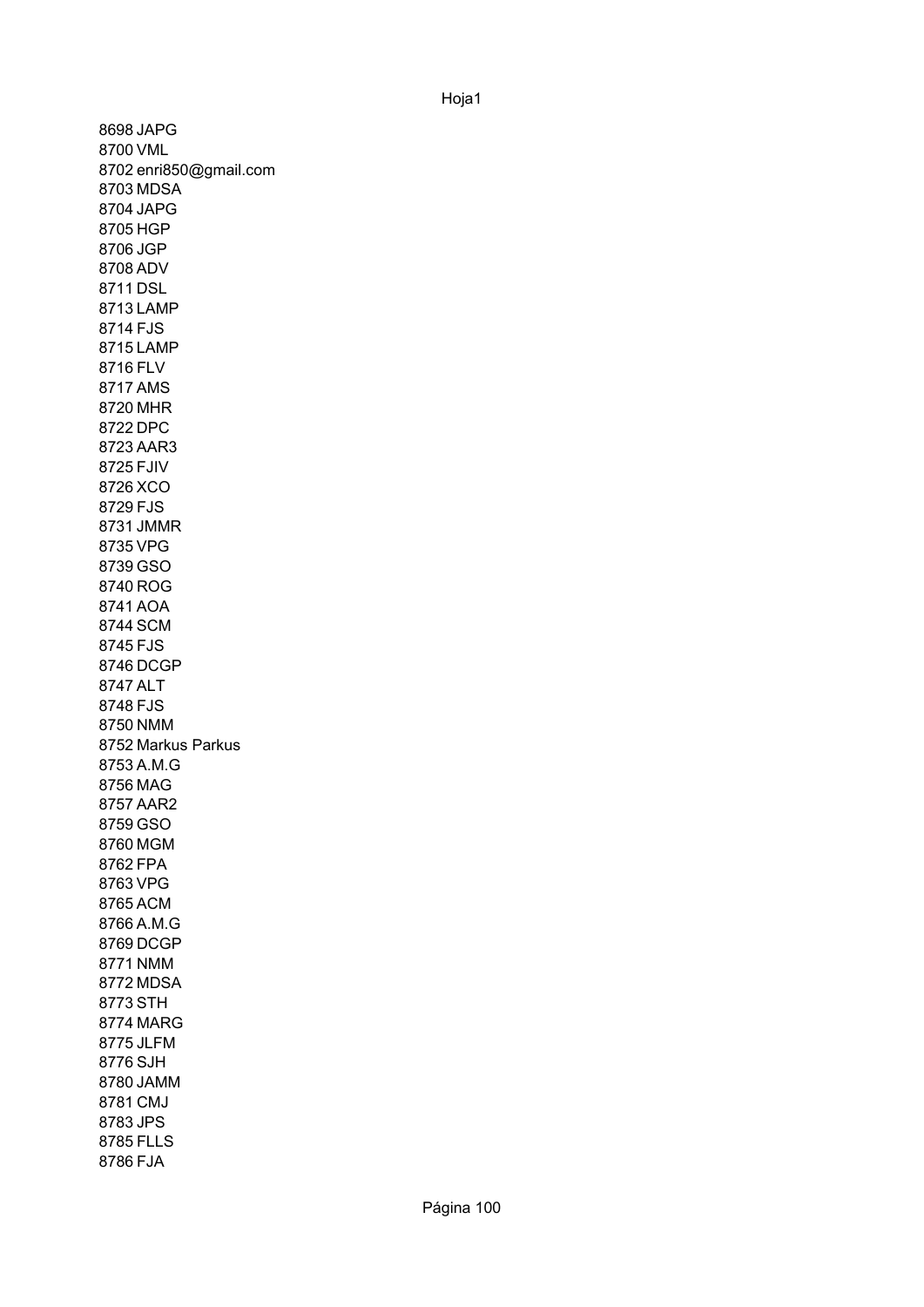8698 JAPG
8700 VML
8702 enri850@gmail.com
8703 MDSA
8704 JAPG
8705 HGP
8706 JGP
8708 ADV
8711 DSL
8713 LAMP
8714 FJS
8715 LAMP
8716 FLV
8717 AMS
8720 MHR
8722 DPC
8723 AAR3
8725 FJIV
8726 XCO
8729 FJS
8731 JMMR
8735 VPG
8739 GSO
8740 ROG
8741 AOA
8744 SCM
8745 FJS
8746 DCGP
8747 ALT
8748 FJS
8750 NMM
8752 Markus Parkus
8753 A.M.G
8756 MAG
8757 AAR2
8759 GSO
8760 MGM
8762 FPA
8763 VPG
8765 ACM
8766 A.M.G
8769 DCGP
8771 NMM
8772 MDSA
8773 STH
8774 MARG
8775 JLFM
8776 SJH
8780 JAMM
8781 CMJ
8783 JPS
8785 FLLS
8786 FJA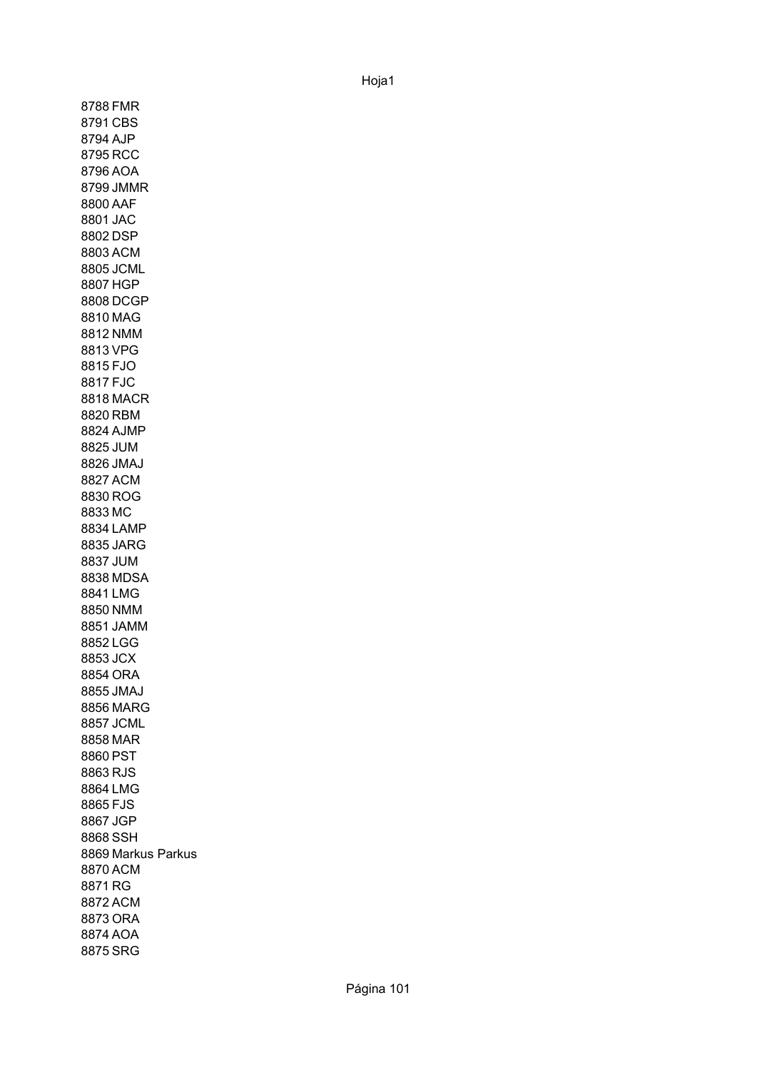8788 FMR
8791 CBS
8794 AJP
8795 RCC
8796 AOA
8799 JMMR
8800 AAF
8801 JAC
8802 DSP
8803 ACM
8805 JCML
8807 HGP
8808 DCGP
8810 MAG
8812 NMM
8813 VPG
8815 FJO
8817 FJC
8818 MACR
8820 RBM
8824 AJMP
8825 JUM
8826 JMAJ
8827 ACM
8830 ROG
8833 MC
8834 LAMP
8835 JARG
8837 JUM
8838 MDSA
8841 LMG
8850 NMM
8851 JAMM
8852 LGG
8853 JCX
8854 ORA
8855 JMAJ
8856 MARG
8857 JCML
8858 MAR
8860 PST
8863 RJS
8864 LMG
8865 FJS
8867 JGP
8868 SSH
8869 Markus Parkus
8870 ACM
8871 RG
8872 ACM
8873 ORA
8874 AOA
8875 SRG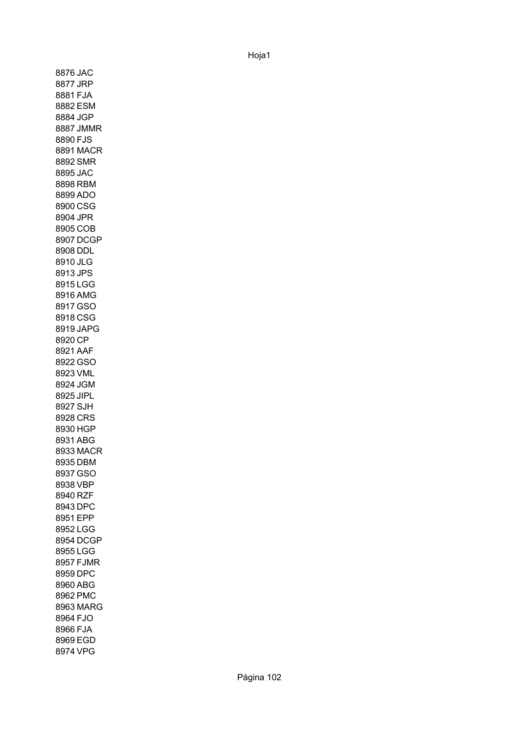8876 JAC
8877 JRP
8881 FJA
8882 ESM
8884 JGP
8887 JMMR
8890 FJS
8891 MACR
8892 SMR
8895 JAC
8898 RBM
8899 ADO
8900 CSG
8904 JPR
8905 COB
8907 DCGP
8908 DDL
8910 JLG
8913 JPS
8915 LGG
8916 AMG
8917 GSO
8918 CSG
8919 JAPG
8920 CP
8921 AAF
8922 GSO
8923 VML
8924 JGM
8925 JIPL
8927 SJH
8928 CRS
8930 HGP
8931 ABG
8933 MACR
8935 DBM
8937 GSO
8938 VBP
8940 RZF
8943 DPC
8951 EPP
8952 LGG
8954 DCGP
8955 LGG
8957 FJMR
8959 DPC
8960 ABG
8962 PMC
8963 MARG
8964 FJO
8966 FJA
8969 EGD
8974 VPG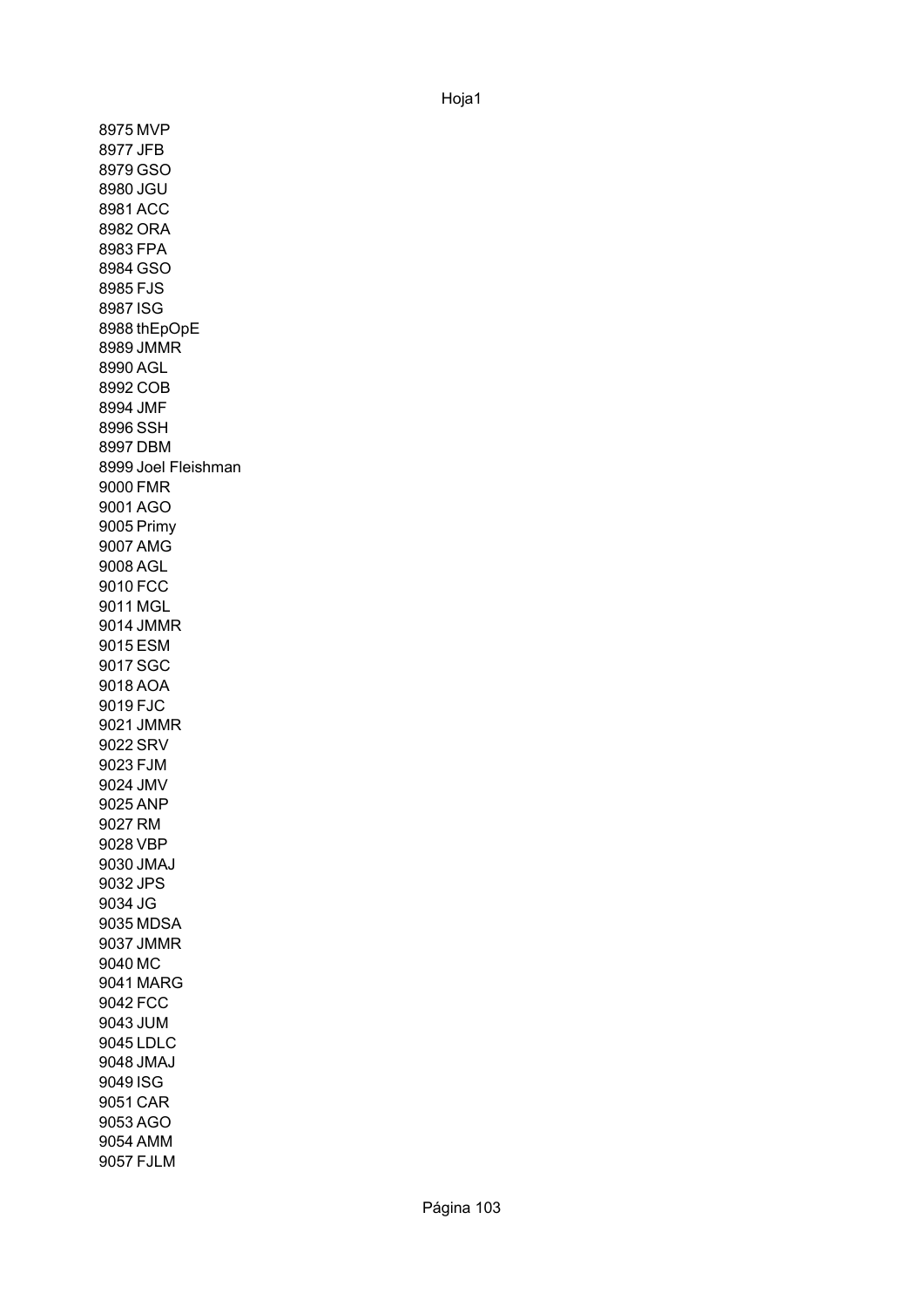8975 MVP
8977 JFB
8979 GSO
8980 JGU
8981 ACC
8982 ORA
8983 FPA
8984 GSO
8985 FJS
8987 ISG
8988 thEpOpE
8989 JMMR
8990 AGL
8992 COB
8994 JMF
8996 SSH
8997 DBM
8999 Joel Fleishman
9000 FMR
9001 AGO
9005 Primy
9007 AMG
9008 AGL
9010 FCC
9011 MGL
9014 JMMR
9015 ESM
9017 SGC
9018 AOA
9019 FJC
9021 JMMR
9022 SRV
9023 FJM
9024 JMV
9025 ANP
9027 RM
9028 VBP
9030 JMAJ
9032 JPS
9034 JG
9035 MDSA
9037 JMMR
9040 MC
9041 MARG
9042 FCC
9043 JUM
9045 LDLC
9048 JMAJ
9049 ISG
9051 CAR
9053 AGO
9054 AMM
9057 FJLM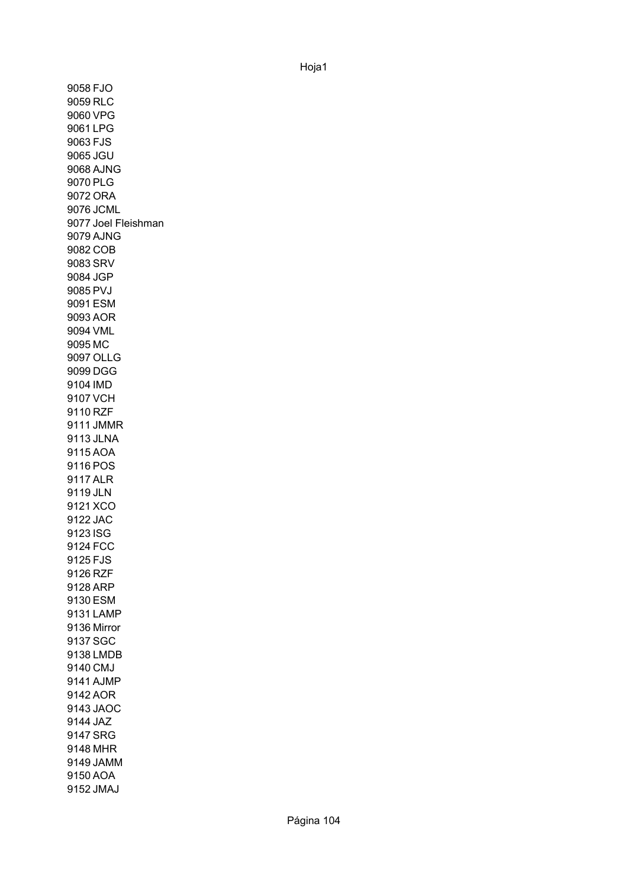9058 FJO
9059 RLC
9060 VPG
9061 LPG
9063 FJS
9065 JGU
9068 AJNG
9070 PLG
9072 ORA
9076 JCML
9077 Joel Fleishman
9079 AJNG
9082 COB
9083 SRV
9084 JGP
9085 PVJ
9091 ESM
9093 AOR
9094 VML
9095 MC
9097 OLLG
9099 DGG
9104 IMD
9107 VCH
9110 RZF
9111 JMMR
9113 JLNA
9115 AOA
9116 POS
9117 ALR
9119 JLN
9121 XCO
9122 JAC
9123 ISG
9124 FCC
9125 FJS
9126 RZF
9128 ARP
9130 ESM
9131 LAMP
9136 Mirror
9137 SGC
9138 LMDB
9140 CMJ
9141 AJMP
9142 AOR
9143 JAOC
9144 JAZ
9147 SRG
9148 MHR
9149 JAMM
9150 AOA
9152 JMAJ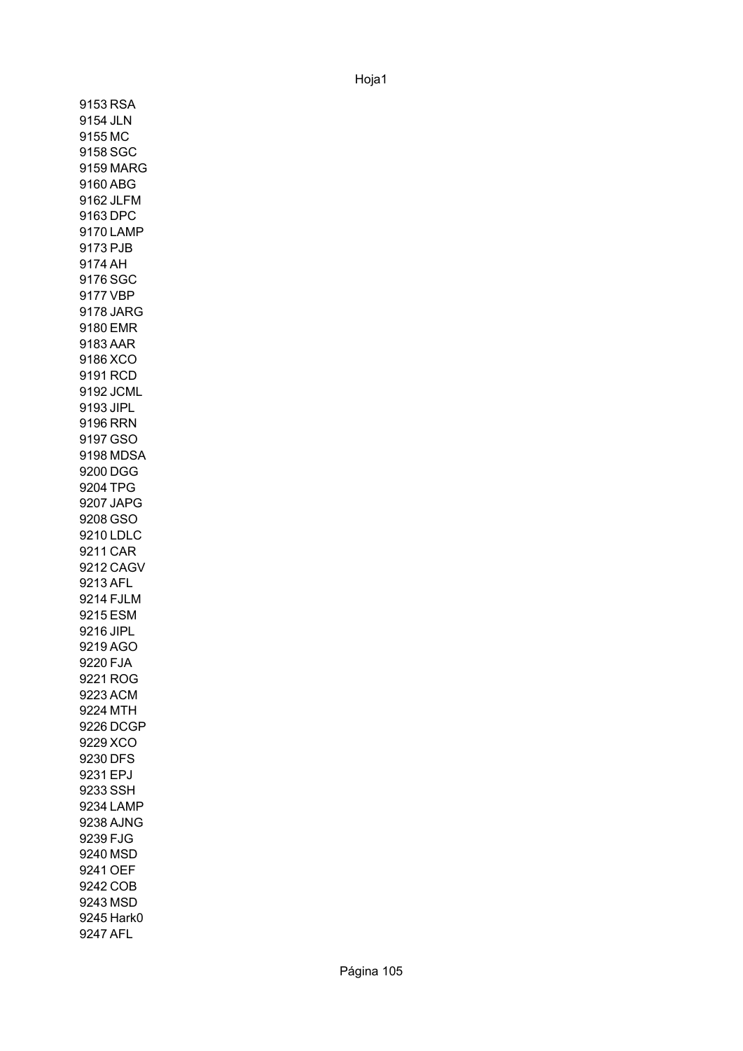9153 RSA
9154 JLN
9155 MC
9158 SGC
9159 MARG
9160 ABG
9162 JLFM
9163 DPC
9170 LAMP
9173 PJB
9174 AH
9176 SGC
9177 VBP
9178 JARG
9180 EMR
9183 AAR
9186 XCO
9191 RCD
9192 JCML
9193 JIPL
9196 RRN
9197 GSO
9198 MDSA
9200 DGG
9204 TPG
9207 JAPG
9208 GSO
9210 LDLC
9211 CAR
9212 CAGV
9213 AFL
9214 FJLM
9215 ESM
9216 JIPL
9219 AGO
9220 FJA
9221 ROG
9223 ACM
9224 MTH
9226 DCGP
9229 XCO
9230 DFS
9231 EPJ
9233 SSH
9234 LAMP
9238 AJNG
9239 FJG
9240 MSD
9241 OEF
9242 COB
9243 MSD
9245 Hark0
9247 AFL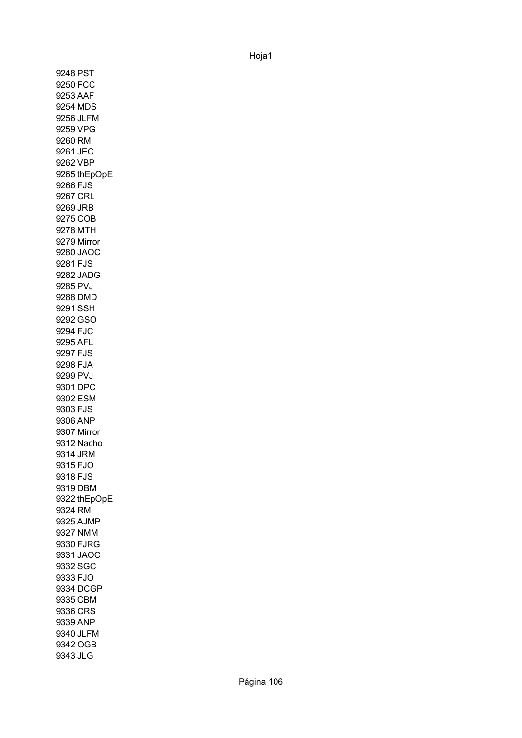9248 PST
9250 FCC
9253 AAF
9254 MDS
9256 JLFM
9259 VPG
9260 RM
9261 JEC
9262 VBP
9265 thEpOpE
9266 FJS
9267 CRL
9269 JRB
9275 COB
9278 MTH
9279 Mirror
9280 JAOC
9281 FJS
9282 JADG
9285 PVJ
9288 DMD
9291 SSH
9292 GSO
9294 FJC
9295 AFL
9297 FJS
9298 FJA
9299 PVJ
9301 DPC
9302 ESM
9303 FJS
9306 ANP
9307 Mirror
9312 Nacho
9314 JRM
9315 FJO
9318 FJS
9319 DBM
9322 thEpOpE
9324 RM
9325 AJMP
9327 NMM
9330 FJRG
9331 JAOC
9332 SGC
9333 FJO
9334 DCGP
9335 CBM
9336 CRS
9339 ANP
9340 JLFM
9342 OGB
9343 JLG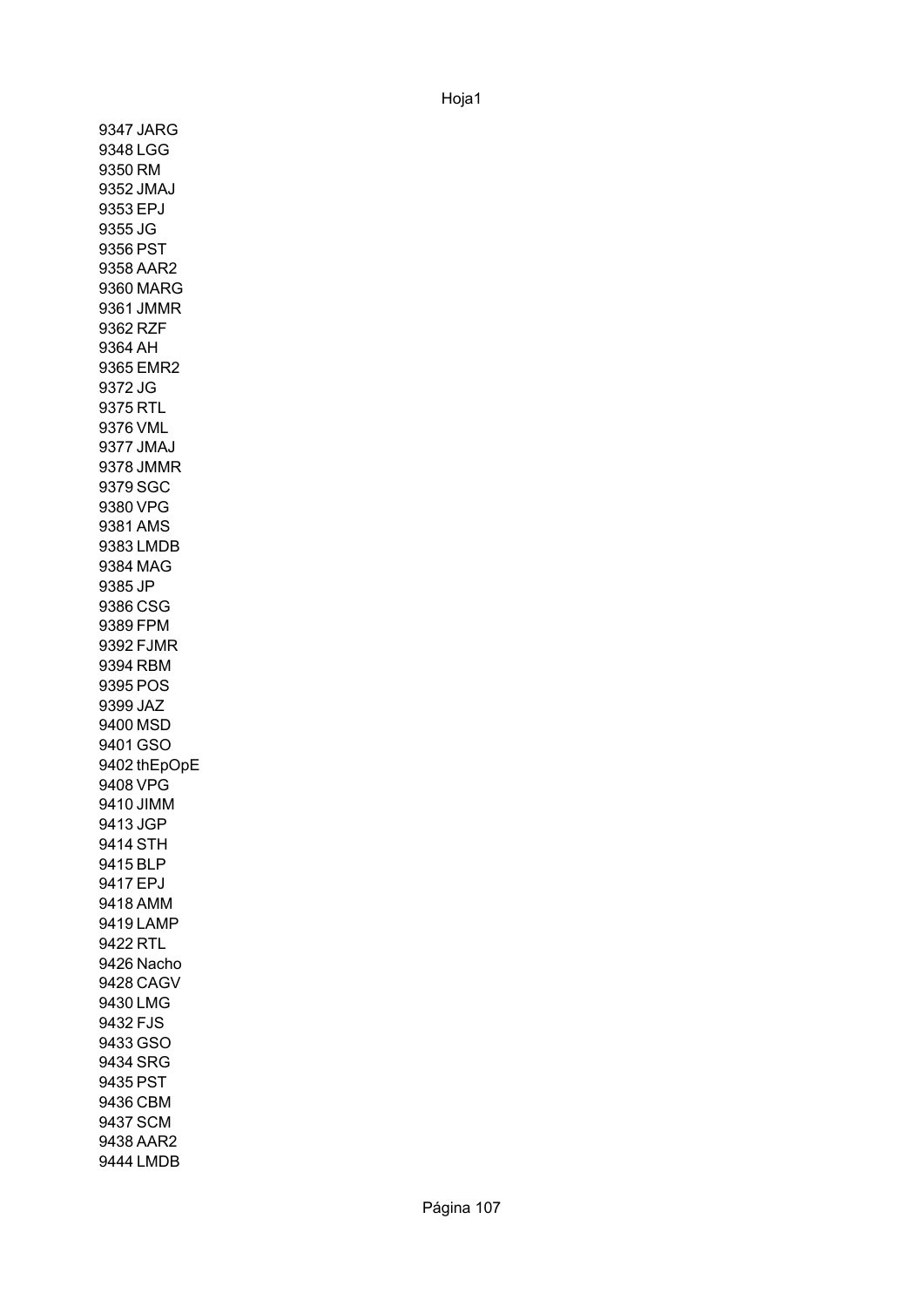9347 JARG
9348 LGG
9350 RM
9352 JMAJ
9353 EPJ
9355 JG
9356 PST
9358 AAR2
9360 MARG
9361 JMMR
9362 RZF
9364 AH
9365 EMR2
9372 JG
9375 RTL
9376 VML
9377 JMAJ
9378 JMMR
9379 SGC
9380 VPG
9381 AMS
9383 LMDB
9384 MAG
9385 JP
9386 CSG
9389 FPM
9392 FJMR
9394 RBM
9395 POS
9399 JAZ
9400 MSD
9401 GSO
9402 thEpOpE
9408 VPG
9410 JIMM
9413 JGP
9414 STH
9415 BLP
9417 EPJ
9418 AMM
9419 LAMP
9422 RTL
9426 Nacho
9428 CAGV
9430 LMG
9432 FJS
9433 GSO
9434 SRG
9435 PST
9436 CBM
9437 SCM
9438 AAR2
9444 LMDB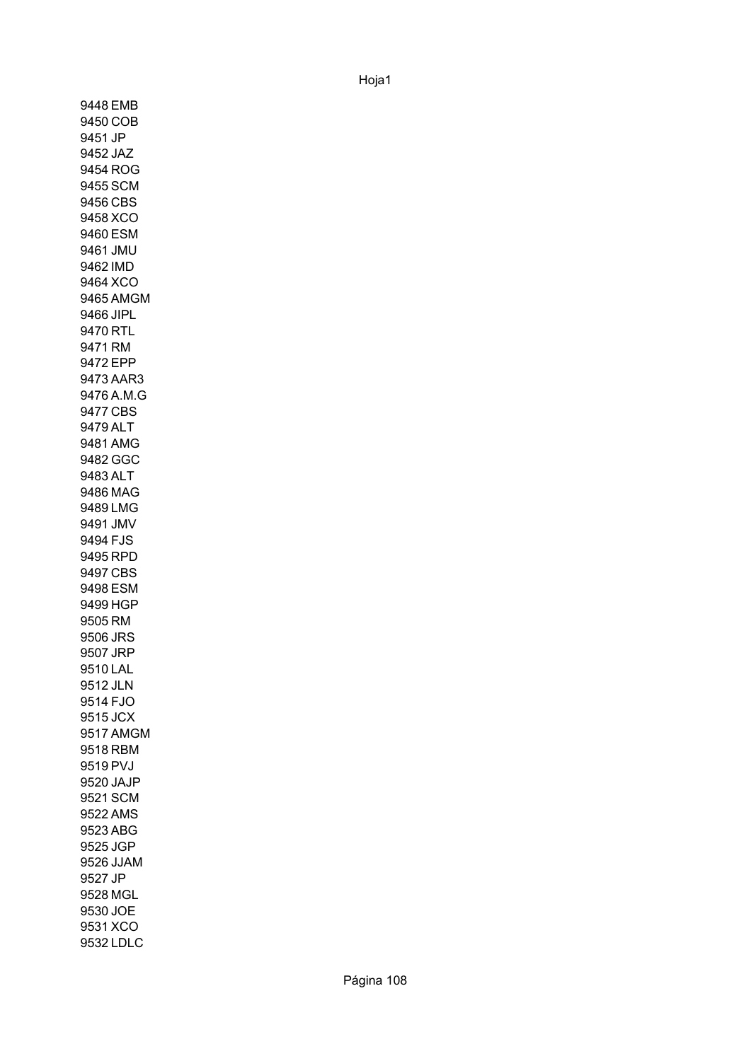9448 EMB
9450 COB
9451 JP
9452 JAZ
9454 ROG
9455 SCM
9456 CBS
9458 XCO
9460 ESM
9461 JMU
9462 IMD
9464 XCO
9465 AMGM
9466 JIPL
9470 RTL
9471 RM
9472 EPP
9473 AAR3
9476 A.M.G
9477 CBS
9479 ALT
9481 AMG
9482 GGC
9483 ALT
9486 MAG
9489 LMG
9491 JMV
9494 FJS
9495 RPD
9497 CBS
9498 ESM
9499 HGP
9505 RM
9506 JRS
9507 JRP
9510 LAL
9512 JLN
9514 FJO
9515 JCX
9517 AMGM
9518 RBM
9519 PVJ
9520 JAJP
9521 SCM
9522 AMS
9523 ABG
9525 JGP
9526 JJAM
9527 JP
9528 MGL
9530 JOE
9531 XCO
9532 LDLC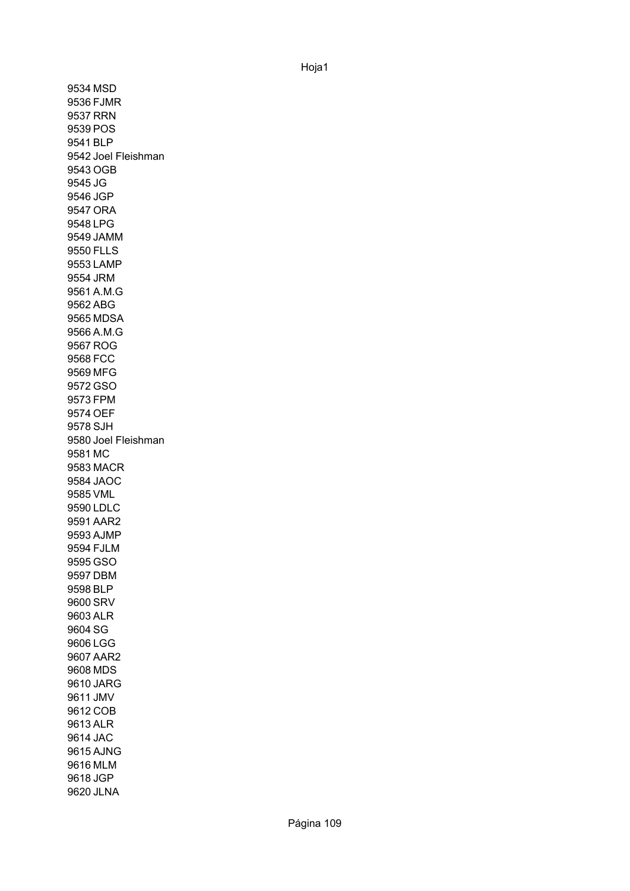9534 MSD
9536 FJMR
9537 RRN
9539 POS
9541 BLP
9542 Joel Fleishman
9543 OGB
9545 JG
9546 JGP
9547 ORA
9548 LPG
9549 JAMM
9550 FLLS
9553 LAMP
9554 JRM
9561 A.M.G
9562 ABG
9565 MDSA
9566 A.M.G
9567 ROG
9568 FCC
9569 MFG
9572 GSO
9573 FPM
9574 OEF
9578 SJH
9580 Joel Fleishman
9581 MC
9583 MACR
9584 JAOC
9585 VML
9590 LDLC
9591 AAR2
9593 AJMP
9594 FJLM
9595 GSO
9597 DBM
9598 BLP
9600 SRV
9603 ALR
9604 SG
9606 LGG
9607 AAR2
9608 MDS
9610 JARG
9611 JMV
9612 COB
9613 ALR
9614 JAC
9615 AJNG
9616 MLM
9618 JGP
9620 JLNA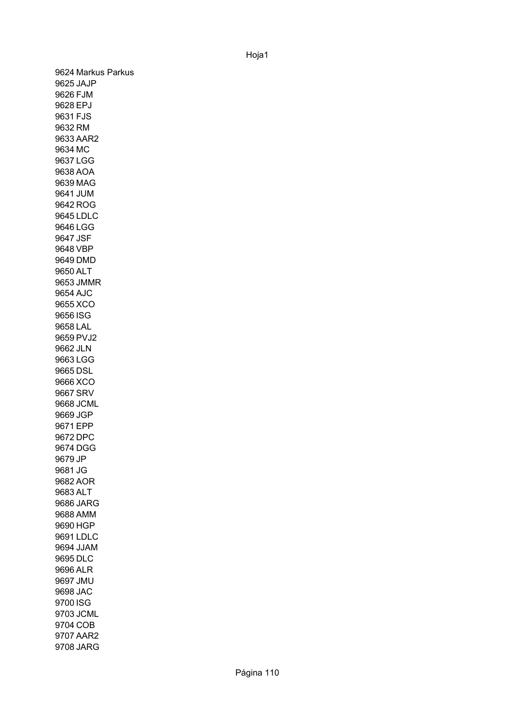9624 Markus Parkus
9625 JAJP
9626 FJM
9628 EPJ
9631 FJS
9632 RM
9633 AAR2
9634 MC
9637 LGG
9638 AOA
9639 MAG
9641 JUM
9642 ROG
9645 LDLC
9646 LGG
9647 JSF
9648 VBP
9649 DMD
9650 ALT
9653 JMMR
9654 AJC
9655 XCO
9656 ISG
9658 LAL
9659 PVJ2
9662 JLN
9663 LGG
9665 DSL
9666 XCO
9667 SRV
9668 JCML
9669 JGP
9671 EPP
9672 DPC
9674 DGG
9679 JP
9681 JG
9682 AOR
9683 ALT
9686 JARG
9688 AMM
9690 HGP
9691 LDLC
9694 JJAM
9695 DLC
9696 ALR
9697 JMU
9698 JAC
9700 ISG
9703 JCML
9704 COB
9707 AAR2
9708 JARG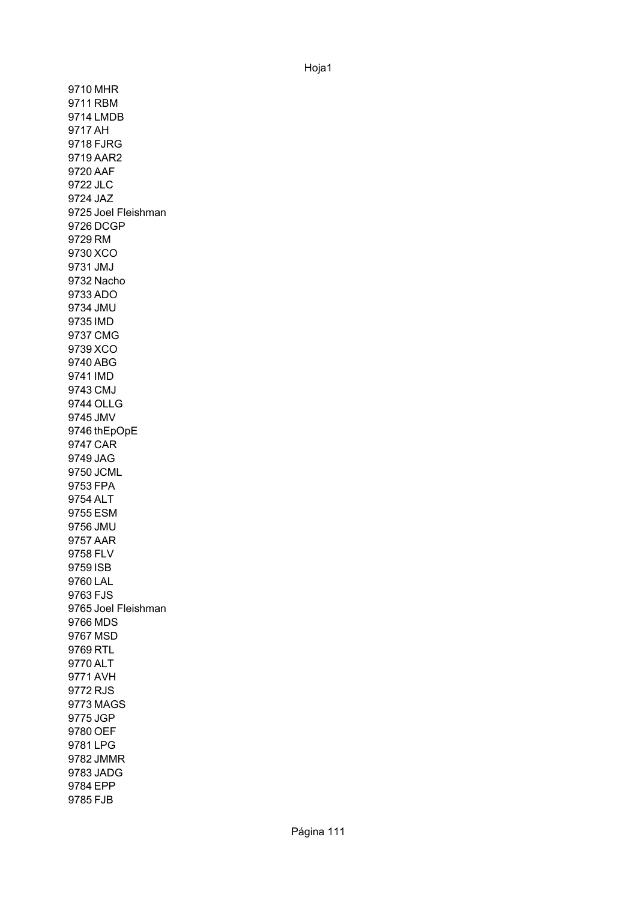9710 MHR
9711 RBM
9714 LMDB
9717 AH
9718 FJRG
9719 AAR2
9720 AAF
9722 JLC
9724 JAZ
9725 Joel Fleishman
9726 DCGP
9729 RM
9730 XCO
9731 JMJ
9732 Nacho
9733 ADO
9734 JMU
9735 IMD
9737 CMG
9739 XCO
9740 ABG
9741 IMD
9743 CMJ
9744 OLLG
9745 JMV
9746 thEpOpE
9747 CAR
9749 JAG
9750 JCML
9753 FPA
9754 ALT
9755 ESM
9756 JMU
9757 AAR
9758 FLV
9759 ISB
9760 LAL
9763 FJS
9765 Joel Fleishman
9766 MDS
9767 MSD
9769 RTL
9770 ALT
9771 AVH
9772 RJS
9773 MAGS
9775 JGP
9780 OEF
9781 LPG
9782 JMMR
9783 JADG
9784 EPP
9785 FJB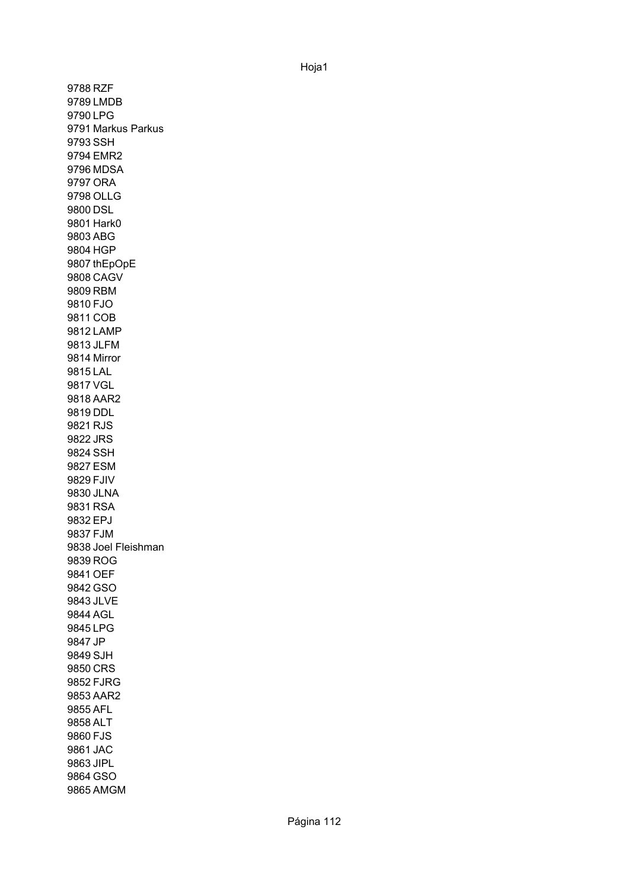9788 RZF
9789 LMDB
9790 LPG
9791 Markus Parkus
9793 SSH
9794 EMR2
9796 MDSA
9797 ORA
9798 OLLG
9800 DSL
9801 Hark0
9803 ABG
9804 HGP
9807 thEpOpE
9808 CAGV
9809 RBM
9810 FJO
9811 COB
9812 LAMP
9813 JLFM
9814 Mirror
9815 LAL
9817 VGL
9818 AAR2
9819 DDL
9821 RJS
9822 JRS
9824 SSH
9827 ESM
9829 FJIV
9830 JLNA
9831 RSA
9832 EPJ
9837 FJM
9838 Joel Fleishman
9839 ROG
9841 OEF
9842 GSO
9843 JLVE
9844 AGL
9845 LPG
9847 JP
9849 SJH
9850 CRS
9852 FJRG
9853 AAR2
9855 AFL
9858 ALT
9860 FJS
9861 JAC
9863 JIPL
9864 GSO
9865 AMGM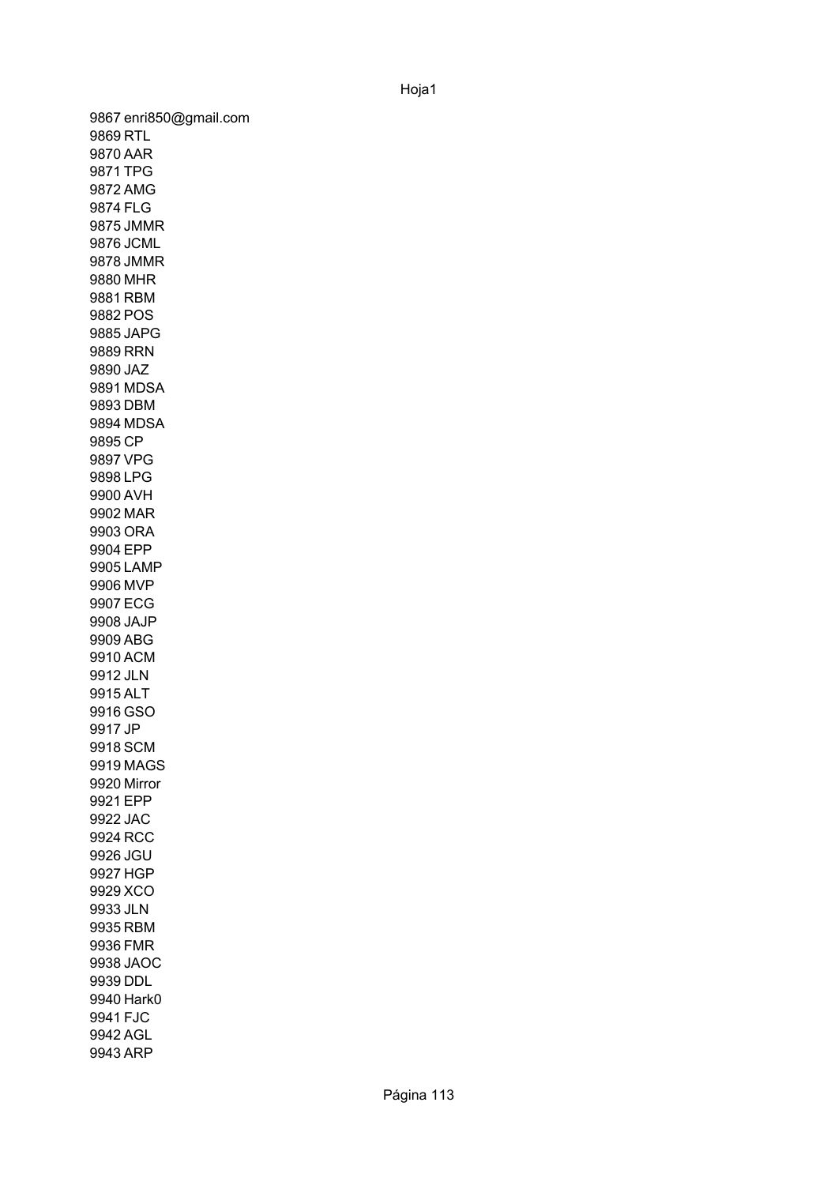9867 enri850@gmail.com
9869 RTL
9870 AAR
9871 TPG
9872 AMG
9874 FLG
9875 JMMR
9876 JCML
9878 JMMR
9880 MHR
9881 RBM
9882 POS
9885 JAPG
9889 RRN
9890 JAZ
9891 MDSA
9893 DBM
9894 MDSA
9895 CP
9897 VPG
9898 LPG
9900 AVH
9902 MAR
9903 ORA
9904 EPP
9905 LAMP
9906 MVP
9907 ECG
9908 JAJP
9909 ABG
9910 ACM
9912 JLN
9915 ALT
9916 GSO
9917 JP
9918 SCM
9919 MAGS
9920 Mirror
9921 EPP
9922 JAC
9924 RCC
9926 JGU
9927 HGP
9929 XCO
9933 JLN
9935 RBM
9936 FMR
9938 JAOC
9939 DDL
9940 Hark0
9941 FJC
9942 AGL
9943 ARP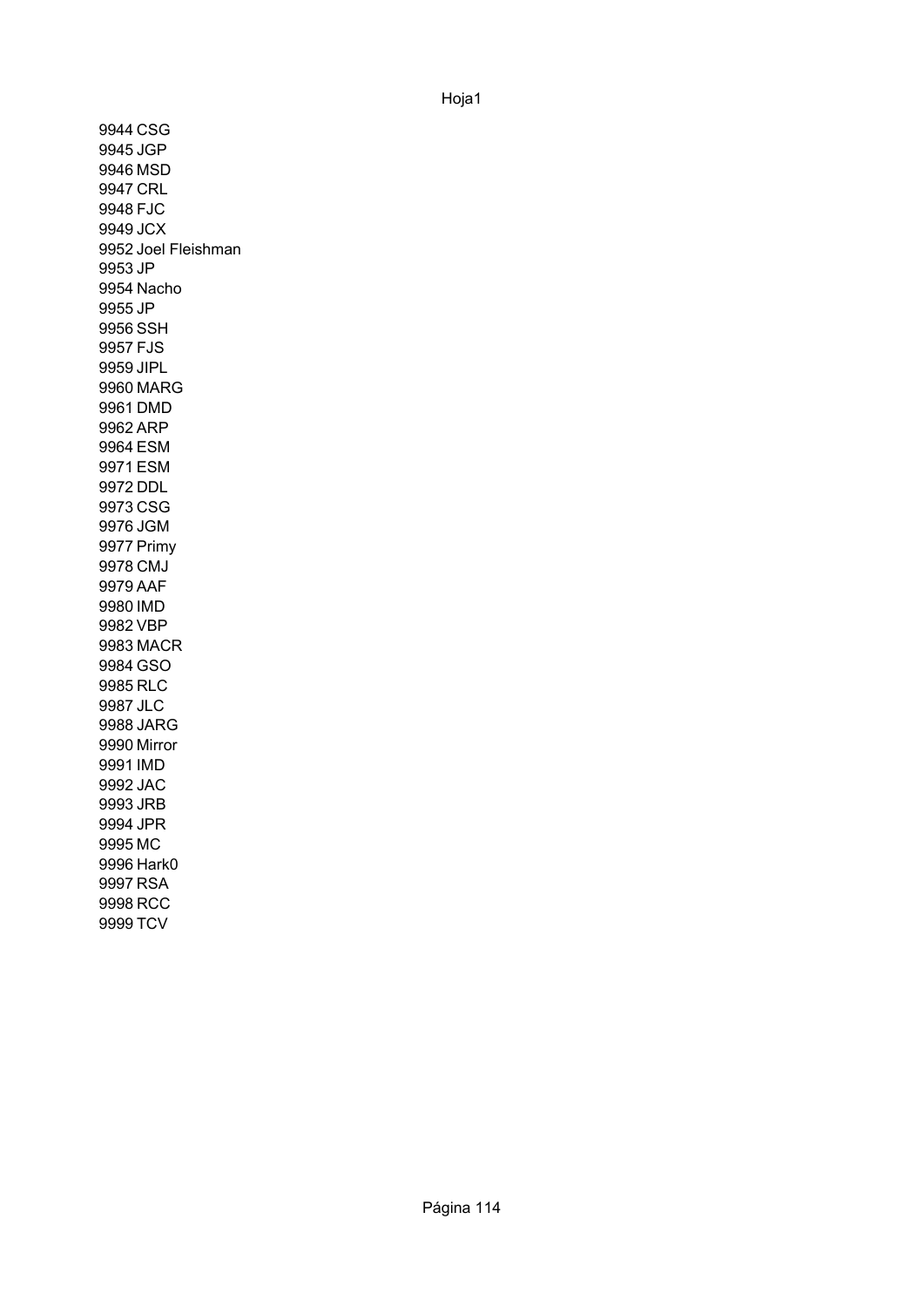9944 CSG
9945 JGP
9946 MSD
9947 CRL
9948 FJC
9949 JCX
9952 Joel Fleishman
9953 JP
9954 Nacho
9955 JP
9956 SSH
9957 FJS
9959 JIPL
9960 MARG
9961 DMD
9962 ARP
9964 ESM
9971 ESM
9972 DDL
9973 CSG
9976 JGM
9977 Primy
9978 CMJ
9979 AAF
9980 IMD
9982 VBP
9983 MACR
9984 GSO
9985 RLC
9987 JLC
9988 JARG
9990 Mirror
9991 IMD
9992 JAC
9993 JRB
9994 JPR
9995 MC
9996 Hark0
9997 RSA
9998 RCC
9999 TCV